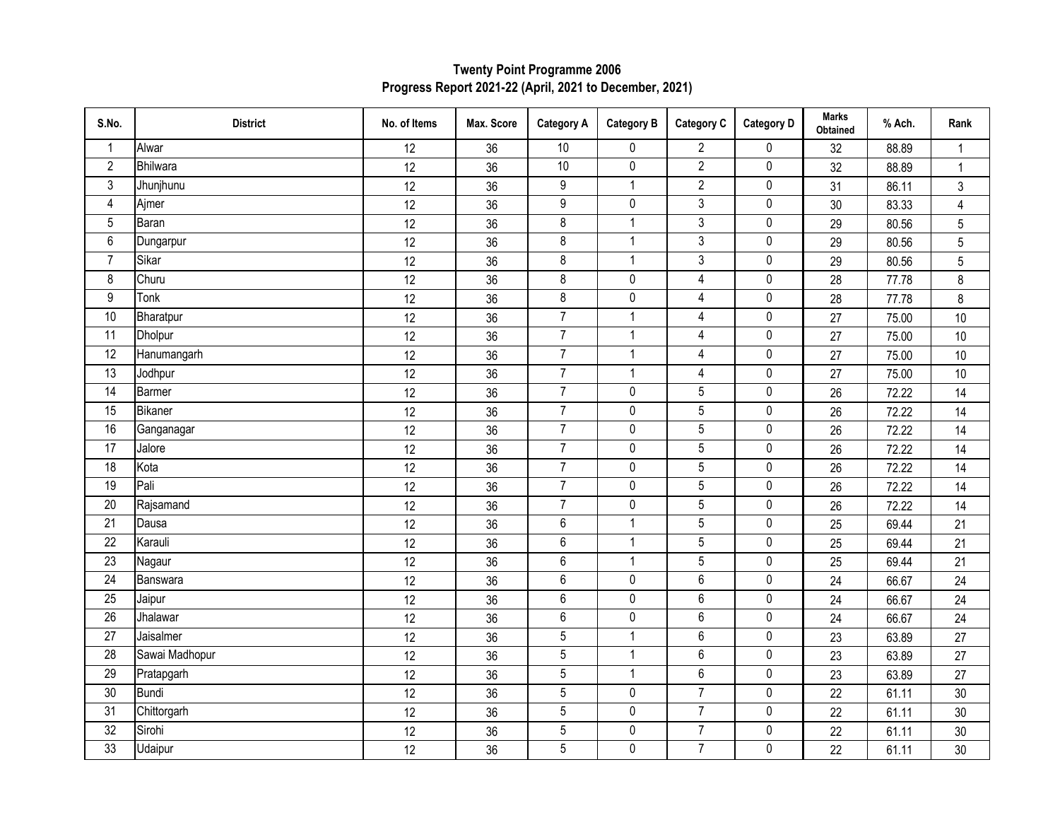## Twenty Point Programme 2006
## Progress Report 2021-22 (April, 2021 to December, 2021)

| S.No. | District | No. of Items | Max. Score | Category A | Category B | Category C | Category D | Marks Obtained | % Ach. | Rank |
|---|---|---|---|---|---|---|---|---|---|---|
| 1 | Alwar | 12 | 36 | 10 | 0 | 2 | 0 | 32 | 88.89 | 1 |
| 2 | Bhilwara | 12 | 36 | 10 | 0 | 2 | 0 | 32 | 88.89 | 1 |
| 3 | Jhunjhunu | 12 | 36 | 9 | 1 | 2 | 0 | 31 | 86.11 | 3 |
| 4 | Ajmer | 12 | 36 | 9 | 0 | 3 | 0 | 30 | 83.33 | 4 |
| 5 | Baran | 12 | 36 | 8 | 1 | 3 | 0 | 29 | 80.56 | 5 |
| 6 | Dungarpur | 12 | 36 | 8 | 1 | 3 | 0 | 29 | 80.56 | 5 |
| 7 | Sikar | 12 | 36 | 8 | 1 | 3 | 0 | 29 | 80.56 | 5 |
| 8 | Churu | 12 | 36 | 8 | 0 | 4 | 0 | 28 | 77.78 | 8 |
| 9 | Tonk | 12 | 36 | 8 | 0 | 4 | 0 | 28 | 77.78 | 8 |
| 10 | Bharatpur | 12 | 36 | 7 | 1 | 4 | 0 | 27 | 75.00 | 10 |
| 11 | Dholpur | 12 | 36 | 7 | 1 | 4 | 0 | 27 | 75.00 | 10 |
| 12 | Hanumangarh | 12 | 36 | 7 | 1 | 4 | 0 | 27 | 75.00 | 10 |
| 13 | Jodhpur | 12 | 36 | 7 | 1 | 4 | 0 | 27 | 75.00 | 10 |
| 14 | Barmer | 12 | 36 | 7 | 0 | 5 | 0 | 26 | 72.22 | 14 |
| 15 | Bikaner | 12 | 36 | 7 | 0 | 5 | 0 | 26 | 72.22 | 14 |
| 16 | Ganganagar | 12 | 36 | 7 | 0 | 5 | 0 | 26 | 72.22 | 14 |
| 17 | Jalore | 12 | 36 | 7 | 0 | 5 | 0 | 26 | 72.22 | 14 |
| 18 | Kota | 12 | 36 | 7 | 0 | 5 | 0 | 26 | 72.22 | 14 |
| 19 | Pali | 12 | 36 | 7 | 0 | 5 | 0 | 26 | 72.22 | 14 |
| 20 | Rajsamand | 12 | 36 | 7 | 0 | 5 | 0 | 26 | 72.22 | 14 |
| 21 | Dausa | 12 | 36 | 6 | 1 | 5 | 0 | 25 | 69.44 | 21 |
| 22 | Karauli | 12 | 36 | 6 | 1 | 5 | 0 | 25 | 69.44 | 21 |
| 23 | Nagaur | 12 | 36 | 6 | 1 | 5 | 0 | 25 | 69.44 | 21 |
| 24 | Banswara | 12 | 36 | 6 | 0 | 6 | 0 | 24 | 66.67 | 24 |
| 25 | Jaipur | 12 | 36 | 6 | 0 | 6 | 0 | 24 | 66.67 | 24 |
| 26 | Jhalawar | 12 | 36 | 6 | 0 | 6 | 0 | 24 | 66.67 | 24 |
| 27 | Jaisalmer | 12 | 36 | 5 | 1 | 6 | 0 | 23 | 63.89 | 27 |
| 28 | Sawai Madhopur | 12 | 36 | 5 | 1 | 6 | 0 | 23 | 63.89 | 27 |
| 29 | Pratapgarh | 12 | 36 | 5 | 1 | 6 | 0 | 23 | 63.89 | 27 |
| 30 | Bundi | 12 | 36 | 5 | 0 | 7 | 0 | 22 | 61.11 | 30 |
| 31 | Chittorgarh | 12 | 36 | 5 | 0 | 7 | 0 | 22 | 61.11 | 30 |
| 32 | Sirohi | 12 | 36 | 5 | 0 | 7 | 0 | 22 | 61.11 | 30 |
| 33 | Udaipur | 12 | 36 | 5 | 0 | 7 | 0 | 22 | 61.11 | 30 |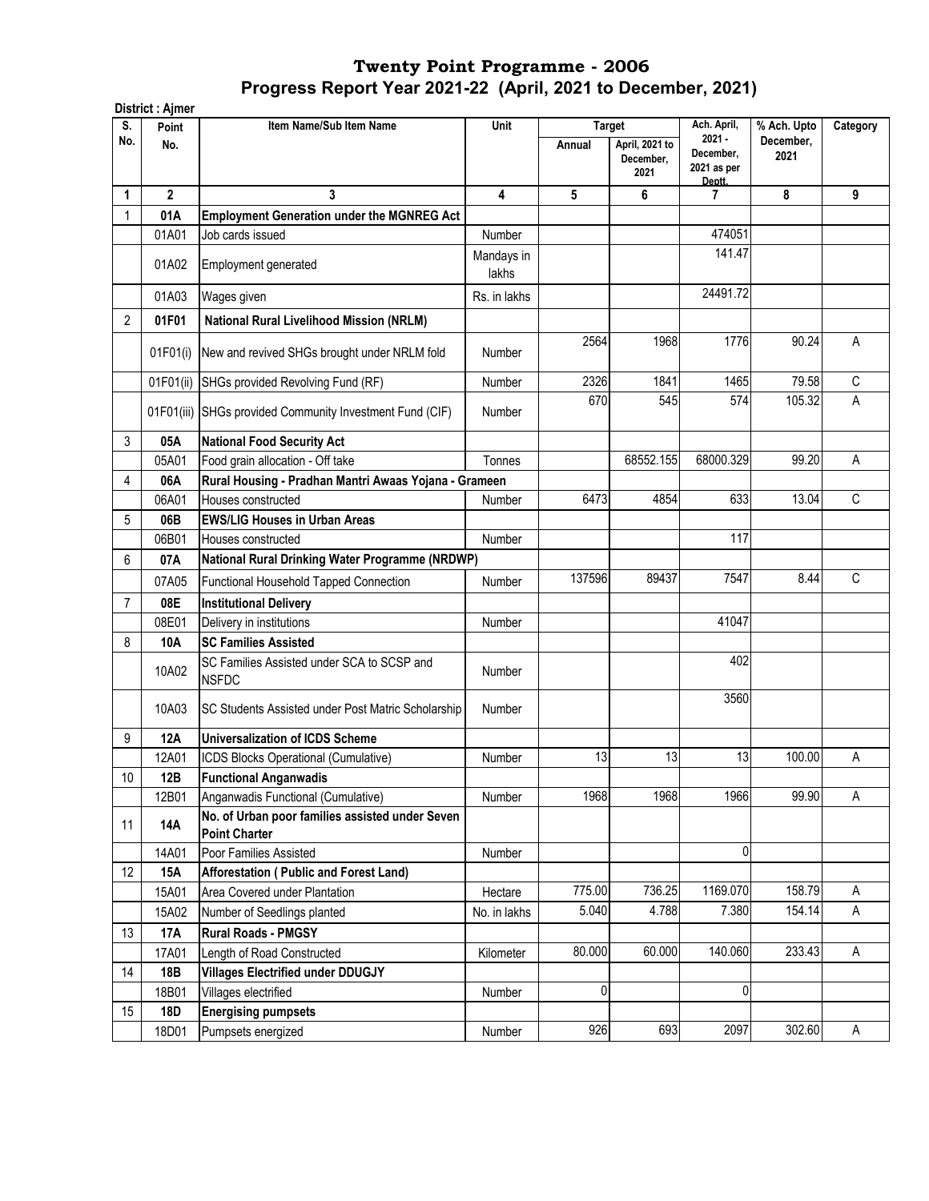# Twenty Point Programme - 2006
## Progress Report Year 2021-22 (April, 2021 to December, 2021)

**District : Ajmer**

| S. No. | Point No. | Item Name/Sub Item Name | Unit | Target | | Ach. April, 2021 - December, 2021 as per Deptt. | % Ach. Upto December, 2021 | Category |
|---|---|---|---|---|---|---|---|---|
| | | | | Annual | April, 2021 to December, 2021 | | | |
| 1 | 2 | 3 | 4 | 5 | 6 | 7 | 8 | 9 |
| 1 | **01A** | **Employment Generation under the MGNREG Act** | | | | | | |
| | 01A01 | Job cards issued | Number | | | 474051 | | |
| | 01A02 | Employment generated | Mandays in lakhs | | | 141.47 | | |
| | 01A03 | Wages given | Rs. in lakhs | | | 24491.72 | | |
| 2 | **01F01** | **National Rural Livelihood Mission (NRLM)** | | | | | | |
| | 01F01(i) | New and revived SHGs brought under NRLM fold | Number | 2564 | 1968 | 1776 | 90.24 | A |
| | 01F01(ii) | SHGs provided Revolving Fund (RF) | Number | 2326 | 1841 | 1465 | 79.58 | C |
| | 01F01(iii) | SHGs provided Community Investment Fund (CIF) | Number | 670 | 545 | 574 | 105.32 | A |
| 3 | **05A** | **National Food Security Act** | | | | | | |
| | 05A01 | Food grain allocation - Off take | Tonnes | | 68552.155 | 68000.329 | 99.20 | A |
| 4 | **06A** | **Rural Housing - Pradhan Mantri Awaas Yojana - Grameen** | | | | | | |
| | 06A01 | Houses constructed | Number | 6473 | 4854 | 633 | 13.04 | C |
| 5 | **06B** | **EWS/LIG Houses in Urban Areas** | | | | | | |
| | 06B01 | Houses constructed | Number | | | 117 | | |
| 6 | **07A** | **National Rural Drinking Water Programme (NRDWP)** | | | | | | |
| | 07A05 | Functional Household Tapped Connection | Number | 137596 | 89437 | 7547 | 8.44 | C |
| 7 | **08E** | **Institutional Delivery** | | | | | | |
| | 08E01 | Delivery in institutions | Number | | | 41047 | | |
| 8 | **10A** | **SC Families Assisted** | | | | | | |
| | 10A02 | SC Families Assisted under SCA to SCSP and NSFDC | Number | | | 402 | | |
| | 10A03 | SC Students Assisted under Post Matric Scholarship | Number | | | 3560 | | |
| 9 | **12A** | **Universalization of ICDS Scheme** | | | | | | |
| | 12A01 | ICDS Blocks Operational (Cumulative) | Number | 13 | 13 | 13 | 100.00 | A |
| 10 | **12B** | **Functional Anganwadis** | | | | | | |
| | 12B01 | Anganwadis Functional (Cumulative) | Number | 1968 | 1968 | 1966 | 99.90 | A |
| 11 | **14A** | **No. of Urban poor families assisted under Seven Point Charter** | | | | | | |
| | 14A01 | Poor Families Assisted | Number | | | 0 | | |
| 12 | **15A** | **Afforestation ( Public and Forest Land)** | | | | | | |
| | 15A01 | Area Covered under Plantation | Hectare | 775.00 | 736.25 | 1169.070 | 158.79 | A |
| | 15A02 | Number of Seedlings planted | No. in lakhs | 5.040 | 4.788 | 7.380 | 154.14 | A |
| 13 | **17A** | **Rural Roads - PMGSY** | | | | | | |
| | 17A01 | Length of Road Constructed | Kilometer | 80.000 | 60.000 | 140.060 | 233.43 | A |
| 14 | **18B** | **Villages Electrified under DDUGJY** | | | | | | |
| | 18B01 | Villages electrified | Number | 0 | | 0 | | |
| 15 | **18D** | **Energising pumpsets** | | | | | | |
| | 18D01 | Pumpsets energized | Number | 926 | 693 | 2097 | 302.60 | A |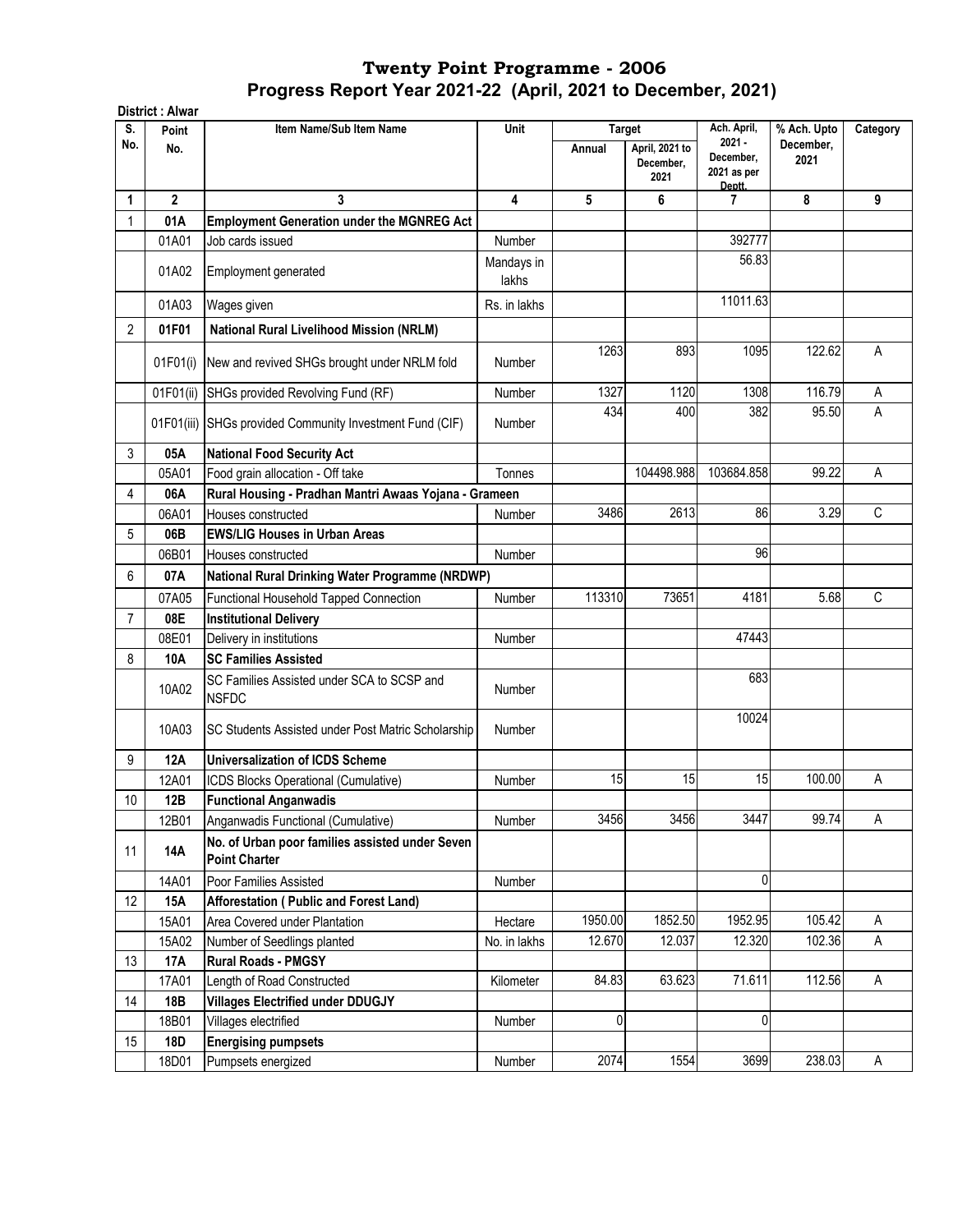# Twenty Point Programme - 2006

## Progress Report Year 2021-22 (April, 2021 to December, 2021)

**District : Alwar**

| S. No. | Point No. | Item Name/Sub Item Name | Unit | Target | | Ach. April, 2021 - December, 2021 as per Deptt. | % Ach. Upto December, 2021 | Category |
|---|---|---|---|---|---|---|---|---|
| | | | | Annual | April, 2021 to December, 2021 | | | |
| 1 | 2 | 3 | 4 | 5 | 6 | 7 | 8 | 9 |
| 1 | **01A** | **Employment Generation under the MGNREG Act** | | | | | | |
| | 01A01 | Job cards issued | Number | | | 392777 | | |
| | 01A02 | Employment generated | Mandays in lakhs | | | 56.83 | | |
| | 01A03 | Wages given | Rs. in lakhs | | | 11011.63 | | |
| 2 | **01F01** | **National Rural Livelihood Mission (NRLM)** | | | | | | |
| | 01F01(i) | New and revived SHGs brought under NRLM fold | Number | 1263 | 893 | 1095 | 122.62 | A |
| | 01F01(ii) | SHGs provided Revolving Fund (RF) | Number | 1327 | 1120 | 1308 | 116.79 | A |
| | 01F01(iii) | SHGs provided Community Investment Fund (CIF) | Number | 434 | 400 | 382 | 95.50 | A |
| 3 | **05A** | **National Food Security Act** | | | | | | |
| | 05A01 | Food grain allocation - Off take | Tonnes | | 104498.988 | 103684.858 | 99.22 | A |
| 4 | **06A** | **Rural Housing - Pradhan Mantri Awaas Yojana - Grameen** | | | | | | |
| | 06A01 | Houses constructed | Number | 3486 | 2613 | 86 | 3.29 | C |
| 5 | **06B** | **EWS/LIG Houses in Urban Areas** | | | | | | |
| | 06B01 | Houses constructed | Number | | | 96 | | |
| 6 | **07A** | **National Rural Drinking Water Programme (NRDWP)** | | | | | | |
| | 07A05 | Functional Household Tapped Connection | Number | 113310 | 73651 | 4181 | 5.68 | C |
| 7 | **08E** | **Institutional Delivery** | | | | | | |
| | 08E01 | Delivery in institutions | Number | | | 47443 | | |
| 8 | **10A** | **SC Families Assisted** | | | | | | |
| | 10A02 | SC Families Assisted under SCA to SCSP and NSFDC | Number | | | 683 | | |
| | 10A03 | SC Students Assisted under Post Matric Scholarship | Number | | | 10024 | | |
| 9 | **12A** | **Universalization of ICDS Scheme** | | | | | | |
| | 12A01 | ICDS Blocks Operational (Cumulative) | Number | 15 | 15 | 15 | 100.00 | A |
| 10 | **12B** | **Functional Anganwadis** | | | | | | |
| | 12B01 | Anganwadis Functional (Cumulative) | Number | 3456 | 3456 | 3447 | 99.74 | A |
| 11 | **14A** | **No. of Urban poor families assisted under Seven Point Charter** | | | | | | |
| | 14A01 | Poor Families Assisted | Number | | | 0 | | |
| 12 | **15A** | **Afforestation ( Public and Forest Land)** | | | | | | |
| | 15A01 | Area Covered under Plantation | Hectare | 1950.00 | 1852.50 | 1952.95 | 105.42 | A |
| | 15A02 | Number of Seedlings planted | No. in lakhs | 12.670 | 12.037 | 12.320 | 102.36 | A |
| 13 | **17A** | **Rural Roads - PMGSY** | | | | | | |
| | 17A01 | Length of Road Constructed | Kilometer | 84.83 | 63.623 | 71.611 | 112.56 | A |
| 14 | **18B** | **Villages Electrified under DDUGJY** | | | | | | |
| | 18B01 | Villages electrified | Number | 0 | | 0 | | |
| 15 | **18D** | **Energising pumpsets** | | | | | | |
| | 18D01 | Pumpsets energized | Number | 2074 | 1554 | 3699 | 238.03 | A |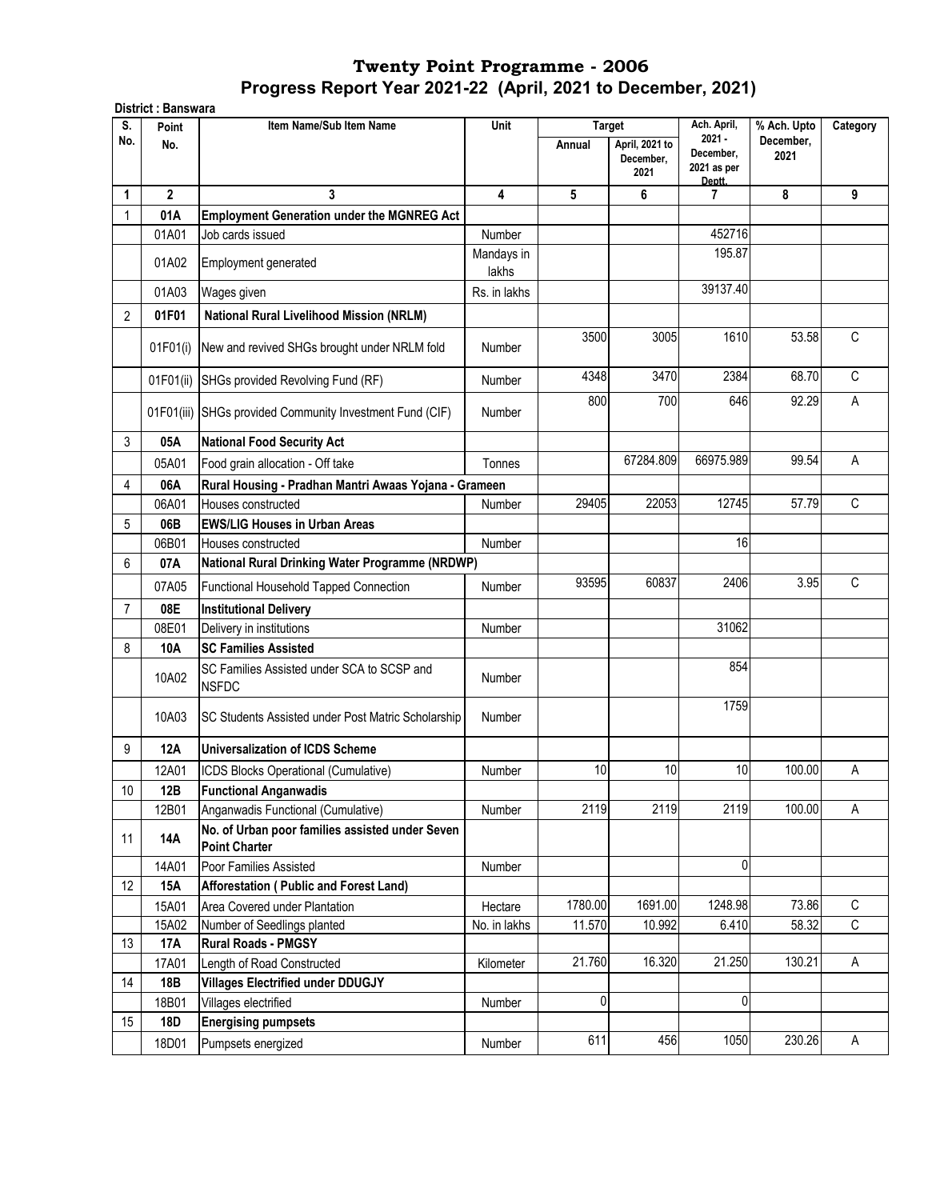# Twenty Point Programme - 2006

## Progress Report Year 2021-22 (April, 2021 to December, 2021)

**District : Banswara**

| S. No. | Point No. | Item Name/Sub Item Name | Unit | Target | | Ach. April, 2021 - December, 2021 as per Deptt. | % Ach. Upto December, 2021 | Category |
|---|---|---|---|---|---|---|---|---|
| | | | | Annual | April, 2021 to December, 2021 | | | |
| 1 | 2 | 3 | 4 | 5 | 6 | 7 | 8 | 9 |
| 1 | **01A** | **Employment Generation under the MGNREG Act** | | | | | | |
| | 01A01 | Job cards issued | Number | | | 452716 | | |
| | 01A02 | Employment generated | Mandays in lakhs | | | 195.87 | | |
| | 01A03 | Wages given | Rs. in lakhs | | | 39137.40 | | |
| 2 | **01F01** | **National Rural Livelihood Mission (NRLM)** | | | | | | |
| | 01F01(i) | New and revived SHGs brought under NRLM fold | Number | 3500 | 3005 | 1610 | 53.58 | C |
| | 01F01(ii) | SHGs provided Revolving Fund (RF) | Number | 4348 | 3470 | 2384 | 68.70 | C |
| | 01F01(iii) | SHGs provided Community Investment Fund (CIF) | Number | 800 | 700 | 646 | 92.29 | A |
| 3 | **05A** | **National Food Security Act** | | | | | | |
| | 05A01 | Food grain allocation - Off take | Tonnes | | 67284.809 | 66975.989 | 99.54 | A |
| 4 | **06A** | **Rural Housing - Pradhan Mantri Awaas Yojana - Grameen** | | | | | | |
| | 06A01 | Houses constructed | Number | 29405 | 22053 | 12745 | 57.79 | C |
| 5 | **06B** | **EWS/LIG Houses in Urban Areas** | | | | | | |
| | 06B01 | Houses constructed | Number | | | 16 | | |
| 6 | **07A** | **National Rural Drinking Water Programme (NRDWP)** | | | | | | |
| | 07A05 | Functional Household Tapped Connection | Number | 93595 | 60837 | 2406 | 3.95 | C |
| 7 | **08E** | **Institutional Delivery** | | | | | | |
| | 08E01 | Delivery in institutions | Number | | | 31062 | | |
| 8 | **10A** | **SC Families Assisted** | | | | | | |
| | 10A02 | SC Families Assisted under SCA to SCSP and NSFDC | Number | | | 854 | | |
| | 10A03 | SC Students Assisted under Post Matric Scholarship | Number | | | 1759 | | |
| 9 | **12A** | **Universalization of ICDS Scheme** | | | | | | |
| | 12A01 | ICDS Blocks Operational (Cumulative) | Number | 10 | 10 | 10 | 100.00 | A |
| 10 | **12B** | **Functional Anganwadis** | | | | | | |
| | 12B01 | Anganwadis Functional (Cumulative) | Number | 2119 | 2119 | 2119 | 100.00 | A |
| 11 | **14A** | **No. of Urban poor families assisted under Seven Point Charter** | | | | | | |
| | 14A01 | Poor Families Assisted | Number | | | 0 | | |
| 12 | **15A** | **Afforestation ( Public and Forest Land)** | | | | | | |
| | 15A01 | Area Covered under Plantation | Hectare | 1780.00 | 1691.00 | 1248.98 | 73.86 | C |
| | 15A02 | Number of Seedlings planted | No. in lakhs | 11.570 | 10.992 | 6.410 | 58.32 | C |
| 13 | **17A** | **Rural Roads - PMGSY** | | | | | | |
| | 17A01 | Length of Road Constructed | Kilometer | 21.760 | 16.320 | 21.250 | 130.21 | A |
| 14 | **18B** | **Villages Electrified under DDUGJY** | | | | | | |
| | 18B01 | Villages electrified | Number | 0 | | 0 | | |
| 15 | **18D** | **Energising pumpsets** | | | | | | |
| | 18D01 | Pumpsets energized | Number | 611 | 456 | 1050 | 230.26 | A |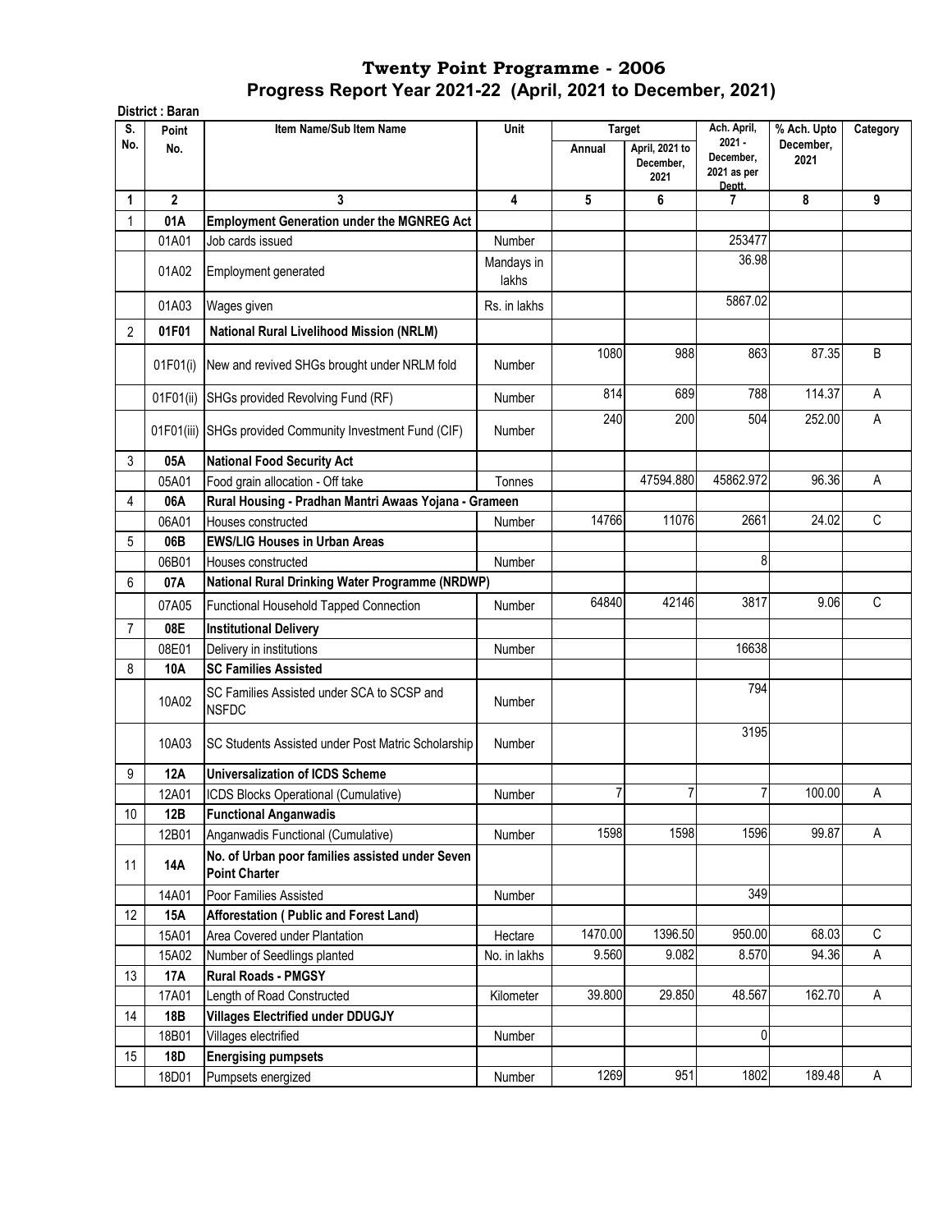# Twenty Point Programme - 2006

## Progress Report Year 2021-22 (April, 2021 to December, 2021)

**District : Baran**

| S. No. | Point No. | Item Name/Sub Item Name | Unit | Target | | Ach. April, 2021 - December, 2021 as per Deptt. | % Ach. Upto December, 2021 | Category |
|---|---|---|---|---|---|---|---|---|
| | | | | Annual | April, 2021 to December, 2021 | | | |
| 1 | 2 | 3 | 4 | 5 | 6 | 7 | 8 | 9 |
| 1 | **01A** | **Employment Generation under the MGNREG Act** | | | | | | |
| | 01A01 | Job cards issued | Number | | | 253477 | | |
| | 01A02 | Employment generated | Mandays in lakhs | | | 36.98 | | |
| | 01A03 | Wages given | Rs. in lakhs | | | 5867.02 | | |
| 2 | **01F01** | **National Rural Livelihood Mission (NRLM)** | | | | | | |
| | 01F01(i) | New and revived SHGs brought under NRLM fold | Number | 1080 | 988 | 863 | 87.35 | B |
| | 01F01(ii) | SHGs provided Revolving Fund (RF) | Number | 814 | 689 | 788 | 114.37 | A |
| | 01F01(iii) | SHGs provided Community Investment Fund (CIF) | Number | 240 | 200 | 504 | 252.00 | A |
| 3 | **05A** | **National Food Security Act** | | | | | | |
| | 05A01 | Food grain allocation - Off take | Tonnes | | 47594.880 | 45862.972 | 96.36 | A |
| 4 | **06A** | **Rural Housing - Pradhan Mantri Awaas Yojana - Grameen** | | | | | | |
| | 06A01 | Houses constructed | Number | 14766 | 11076 | 2661 | 24.02 | C |
| 5 | **06B** | **EWS/LIG Houses in Urban Areas** | | | | | | |
| | 06B01 | Houses constructed | Number | | | 8 | | |
| 6 | **07A** | **National Rural Drinking Water Programme (NRDWP)** | | | | | | |
| | 07A05 | Functional Household Tapped Connection | Number | 64840 | 42146 | 3817 | 9.06 | C |
| 7 | **08E** | **Institutional Delivery** | | | | | | |
| | 08E01 | Delivery in institutions | Number | | | 16638 | | |
| 8 | **10A** | **SC Families Assisted** | | | | | | |
| | 10A02 | SC Families Assisted under SCA to SCSP and NSFDC | Number | | | 794 | | |
| | 10A03 | SC Students Assisted under Post Matric Scholarship | Number | | | 3195 | | |
| 9 | **12A** | **Universalization of ICDS Scheme** | | | | | | |
| | 12A01 | ICDS Blocks Operational (Cumulative) | Number | 7 | 7 | 7 | 100.00 | A |
| 10 | **12B** | **Functional Anganwadis** | | | | | | |
| | 12B01 | Anganwadis Functional (Cumulative) | Number | 1598 | 1598 | 1596 | 99.87 | A |
| 11 | **14A** | **No. of Urban poor families assisted under Seven Point Charter** | | | | | | |
| | 14A01 | Poor Families Assisted | Number | | | 349 | | |
| 12 | **15A** | **Afforestation ( Public and Forest Land)** | | | | | | |
| | 15A01 | Area Covered under Plantation | Hectare | 1470.00 | 1396.50 | 950.00 | 68.03 | C |
| | 15A02 | Number of Seedlings planted | No. in lakhs | 9.560 | 9.082 | 8.570 | 94.36 | A |
| 13 | **17A** | **Rural Roads - PMGSY** | | | | | | |
| | 17A01 | Length of Road Constructed | Kilometer | 39.800 | 29.850 | 48.567 | 162.70 | A |
| 14 | **18B** | **Villages Electrified under DDUGJY** | | | | | | |
| | 18B01 | Villages electrified | Number | | | 0 | | |
| 15 | **18D** | **Energising pumpsets** | | | | | | |
| | 18D01 | Pumpsets energized | Number | 1269 | 951 | 1802 | 189.48 | A |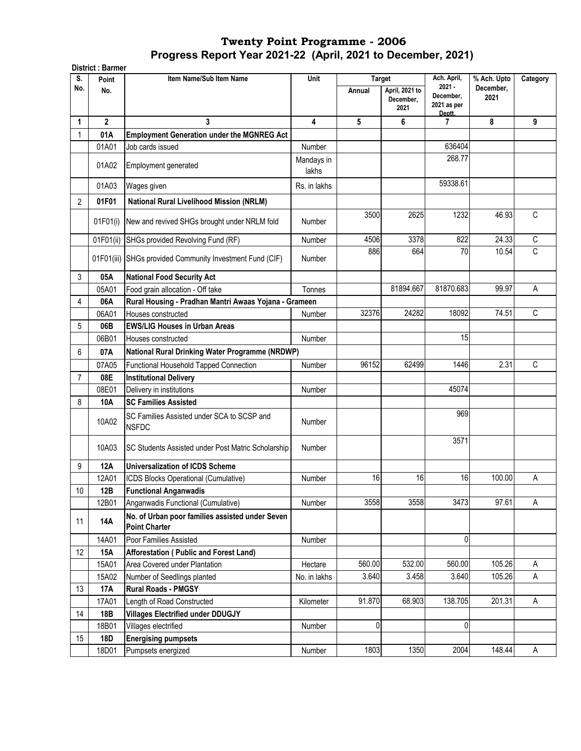# Twenty Point Programme - 2006

## Progress Report Year 2021-22 (April, 2021 to December, 2021)

**District : Barmer**

| S. No. | Point No. | Item Name/Sub Item Name | Unit | Target | | Ach. April, 2021 - December, 2021 as per Deptt. | % Ach. Upto December, 2021 | Category |
|---|---|---|---|---|---|---|---|---|
| | | | | Annual | April, 2021 to December, 2021 | | | |
| 1 | 2 | 3 | 4 | 5 | 6 | 7 | 8 | 9 |
| 1 | **01A** | **Employment Generation under the MGNREG Act** | | | | | | |
| | 01A01 | Job cards issued | Number | | | 636404 | | |
| | 01A02 | Employment generated | Mandays in lakhs | | | 268.77 | | |
| | 01A03 | Wages given | Rs. in lakhs | | | 59338.61 | | |
| 2 | **01F01** | **National Rural Livelihood Mission (NRLM)** | | | | | | |
| | 01F01(i) | New and revived SHGs brought under NRLM fold | Number | 3500 | 2625 | 1232 | 46.93 | C |
| | 01F01(ii) | SHGs provided Revolving Fund (RF) | Number | 4506 | 3378 | 822 | 24.33 | C |
| | 01F01(iii) | SHGs provided Community Investment Fund (CIF) | Number | 886 | 664 | 70 | 10.54 | C |
| 3 | **05A** | **National Food Security Act** | | | | | | |
| | 05A01 | Food grain allocation - Off take | Tonnes | | 81894.667 | 81870.683 | 99.97 | A |
| 4 | **06A** | **Rural Housing - Pradhan Mantri Awaas Yojana - Grameen** | | | | | | |
| | 06A01 | Houses constructed | Number | 32376 | 24282 | 18092 | 74.51 | C |
| 5 | **06B** | **EWS/LIG Houses in Urban Areas** | | | | | | |
| | 06B01 | Houses constructed | Number | | | 15 | | |
| 6 | **07A** | **National Rural Drinking Water Programme (NRDWP)** | | | | | | |
| | 07A05 | Functional Household Tapped Connection | Number | 96152 | 62499 | 1446 | 2.31 | C |
| 7 | **08E** | **Institutional Delivery** | | | | | | |
| | 08E01 | Delivery in institutions | Number | | | 45074 | | |
| 8 | **10A** | **SC Families Assisted** | | | | | | |
| | 10A02 | SC Families Assisted under SCA to SCSP and NSFDC | Number | | | 969 | | |
| | 10A03 | SC Students Assisted under Post Matric Scholarship | Number | | | 3571 | | |
| 9 | **12A** | **Universalization of ICDS Scheme** | | | | | | |
| | 12A01 | ICDS Blocks Operational (Cumulative) | Number | 16 | 16 | 16 | 100.00 | A |
| 10 | **12B** | **Functional Anganwadis** | | | | | | |
| | 12B01 | Anganwadis Functional (Cumulative) | Number | 3558 | 3558 | 3473 | 97.61 | A |
| 11 | **14A** | **No. of Urban poor families assisted under Seven Point Charter** | | | | | | |
| | 14A01 | Poor Families Assisted | Number | | | 0 | | |
| 12 | **15A** | **Afforestation ( Public and Forest Land)** | | | | | | |
| | 15A01 | Area Covered under Plantation | Hectare | 560.00 | 532.00 | 560.00 | 105.26 | A |
| | 15A02 | Number of Seedlings planted | No. in lakhs | 3.640 | 3.458 | 3.640 | 105.26 | A |
| 13 | **17A** | **Rural Roads - PMGSY** | | | | | | |
| | 17A01 | Length of Road Constructed | Kilometer | 91.870 | 68.903 | 138.705 | 201.31 | A |
| 14 | **18B** | **Villages Electrified under DDUGJY** | | | | | | |
| | 18B01 | Villages electrified | Number | 0 | | 0 | | |
| 15 | **18D** | **Energising pumpsets** | | | | | | |
| | 18D01 | Pumpsets energized | Number | 1803 | 1350 | 2004 | 148.44 | A |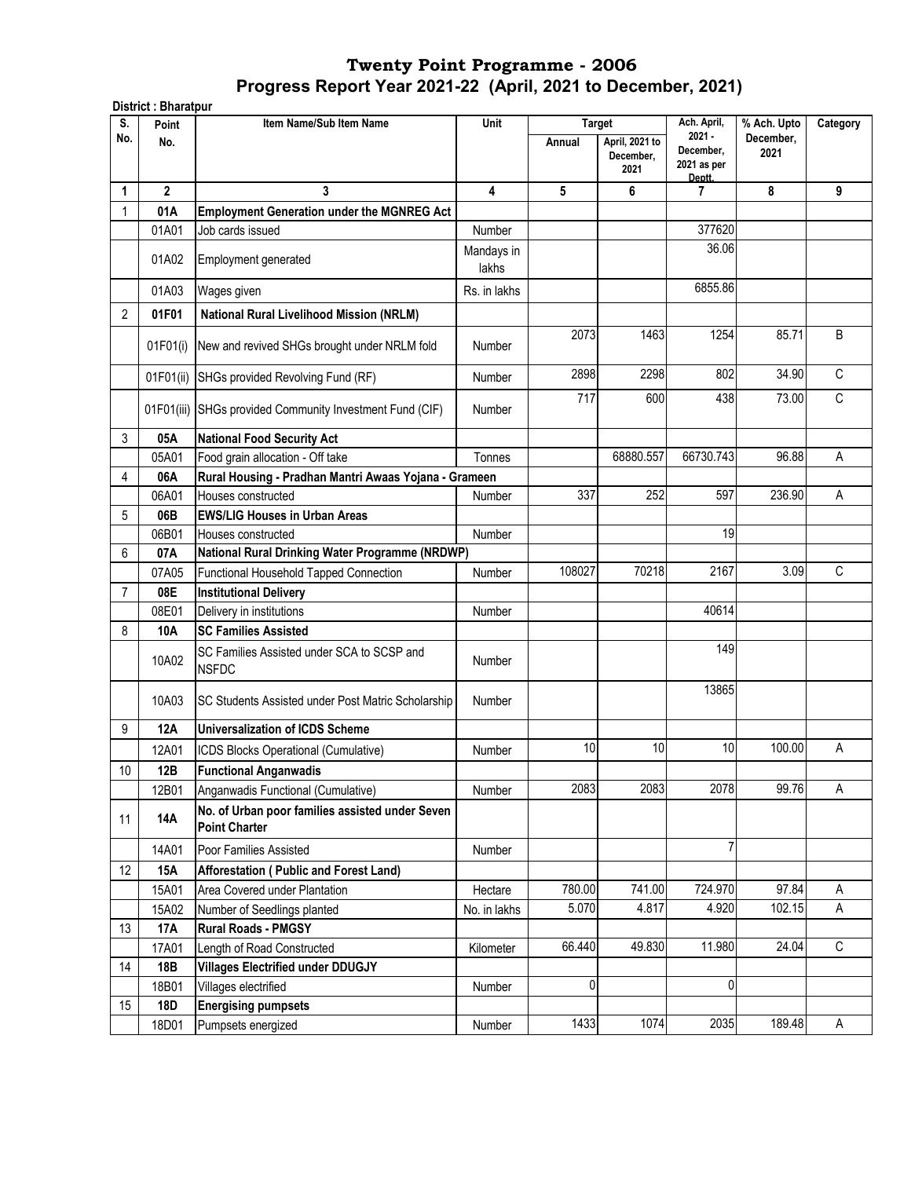# Twenty Point Programme - 2006
## Progress Report Year 2021-22 (April, 2021 to December, 2021)

**District : Bharatpur**

| S. No. | Point No. | Item Name/Sub Item Name | Unit | Target | | Ach. April, 2021 - December, 2021 as per Deptt. | % Ach. Upto December, 2021 | Category |
|---|---|---|---|---|---|---|---|---|
| | | | | Annual | April, 2021 to December, 2021 | | | |
| 1 | 2 | 3 | 4 | 5 | 6 | 7 | 8 | 9 |
| 1 | **01A** | **Employment Generation under the MGNREG Act** | | | | | | |
| | 01A01 | Job cards issued | Number | | | 377620 | | |
| | 01A02 | Employment generated | Mandays in lakhs | | | 36.06 | | |
| | 01A03 | Wages given | Rs. in lakhs | | | 6855.86 | | |
| 2 | **01F01** | **National Rural Livelihood Mission (NRLM)** | | | | | | |
| | 01F01(i) | New and revived SHGs brought under NRLM fold | Number | 2073 | 1463 | 1254 | 85.71 | B |
| | 01F01(ii) | SHGs provided Revolving Fund (RF) | Number | 2898 | 2298 | 802 | 34.90 | C |
| | 01F01(iii) | SHGs provided Community Investment Fund (CIF) | Number | 717 | 600 | 438 | 73.00 | C |
| 3 | **05A** | **National Food Security Act** | | | | | | |
| | 05A01 | Food grain allocation - Off take | Tonnes | | 68880.557 | 66730.743 | 96.88 | A |
| 4 | **06A** | **Rural Housing - Pradhan Mantri Awaas Yojana - Grameen** | | | | | | |
| | 06A01 | Houses constructed | Number | 337 | 252 | 597 | 236.90 | A |
| 5 | **06B** | **EWS/LIG Houses in Urban Areas** | | | | | | |
| | 06B01 | Houses constructed | Number | | | 19 | | |
| 6 | **07A** | **National Rural Drinking Water Programme (NRDWP)** | | | | | | |
| | 07A05 | Functional Household Tapped Connection | Number | 108027 | 70218 | 2167 | 3.09 | C |
| 7 | **08E** | **Institutional Delivery** | | | | | | |
| | 08E01 | Delivery in institutions | Number | | | 40614 | | |
| 8 | **10A** | **SC Families Assisted** | | | | | | |
| | 10A02 | SC Families Assisted under SCA to SCSP and NSFDC | Number | | | 149 | | |
| | 10A03 | SC Students Assisted under Post Matric Scholarship | Number | | | 13865 | | |
| 9 | **12A** | **Universalization of ICDS Scheme** | | | | | | |
| | 12A01 | ICDS Blocks Operational (Cumulative) | Number | 10 | 10 | 10 | 100.00 | A |
| 10 | **12B** | **Functional Anganwadis** | | | | | | |
| | 12B01 | Anganwadis Functional (Cumulative) | Number | 2083 | 2083 | 2078 | 99.76 | A |
| 11 | **14A** | **No. of Urban poor families assisted under Seven Point Charter** | | | | | | |
| | 14A01 | Poor Families Assisted | Number | | | 7 | | |
| 12 | **15A** | **Afforestation ( Public and Forest Land)** | | | | | | |
| | 15A01 | Area Covered under Plantation | Hectare | 780.00 | 741.00 | 724.970 | 97.84 | A |
| | 15A02 | Number of Seedlings planted | No. in lakhs | 5.070 | 4.817 | 4.920 | 102.15 | A |
| 13 | **17A** | **Rural Roads - PMGSY** | | | | | | |
| | 17A01 | Length of Road Constructed | Kilometer | 66.440 | 49.830 | 11.980 | 24.04 | C |
| 14 | **18B** | **Villages Electrified under DDUGJY** | | | | | | |
| | 18B01 | Villages electrified | Number | 0 | | 0 | | |
| 15 | **18D** | **Energising pumpsets** | | | | | | |
| | 18D01 | Pumpsets energized | Number | 1433 | 1074 | 2035 | 189.48 | A |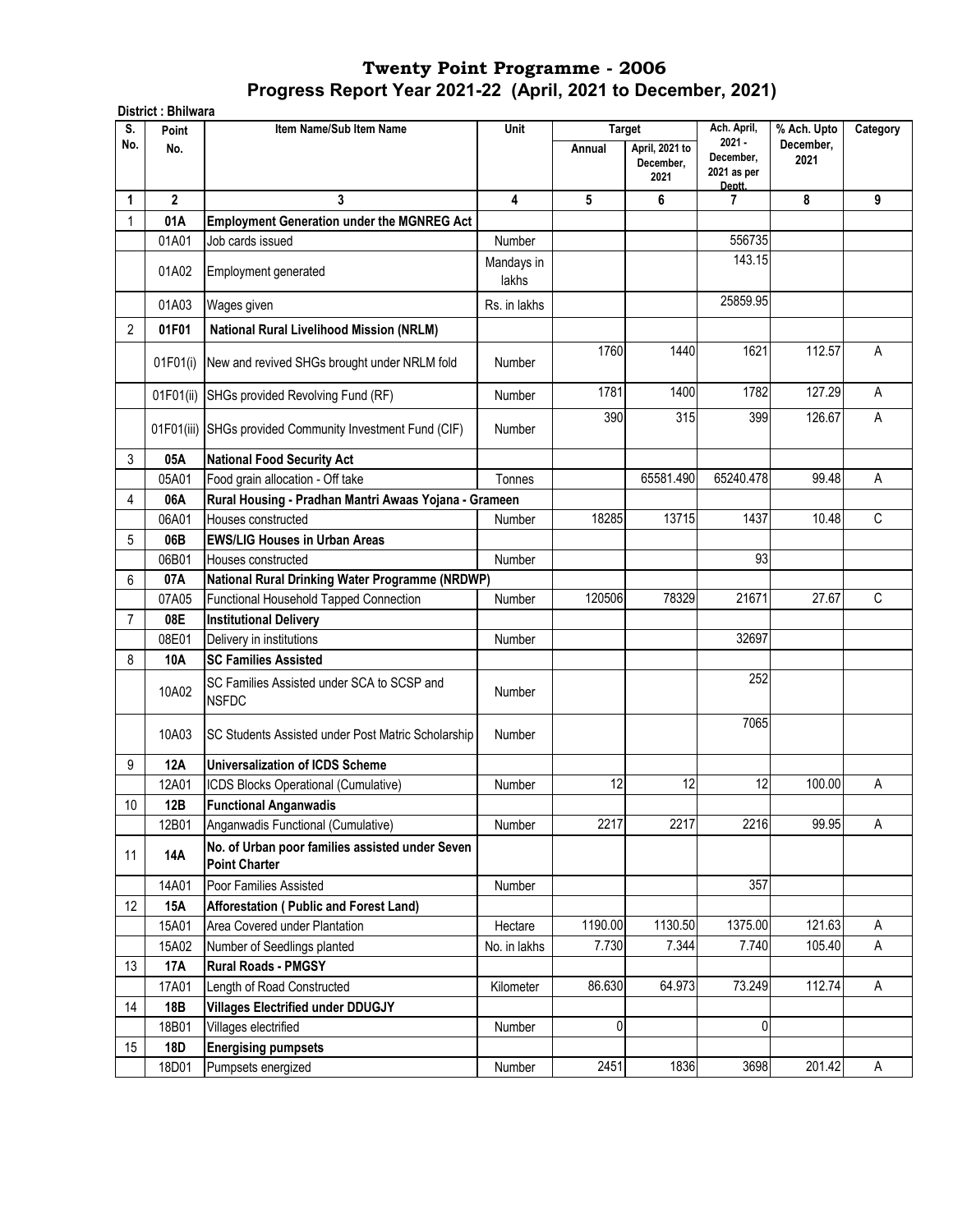# Twenty Point Programme - 2006

## Progress Report Year 2021-22 (April, 2021 to December, 2021)

**District : Bhilwara**

| S. No. | Point No. | Item Name/Sub Item Name | Unit | Target | | Ach. April, 2021 - December, 2021 as per Deptt. | % Ach. Upto December, 2021 | Category |
|---|---|---|---|---|---|---|---|---|
| | | | | Annual | April, 2021 to December, 2021 | | | |
| 1 | 2 | 3 | 4 | 5 | 6 | 7 | 8 | 9 |
| 1 | **01A** | **Employment Generation under the MGNREG Act** | | | | | | |
| | 01A01 | Job cards issued | Number | | | 556735 | | |
| | 01A02 | Employment generated | Mandays in lakhs | | | 143.15 | | |
| | 01A03 | Wages given | Rs. in lakhs | | | 25859.95 | | |
| 2 | **01F01** | **National Rural Livelihood Mission (NRLM)** | | | | | | |
| | 01F01(i) | New and revived SHGs brought under NRLM fold | Number | 1760 | 1440 | 1621 | 112.57 | A |
| | 01F01(ii) | SHGs provided Revolving Fund (RF) | Number | 1781 | 1400 | 1782 | 127.29 | A |
| | 01F01(iii) | SHGs provided Community Investment Fund (CIF) | Number | 390 | 315 | 399 | 126.67 | A |
| 3 | **05A** | **National Food Security Act** | | | | | | |
| | 05A01 | Food grain allocation - Off take | Tonnes | | 65581.490 | 65240.478 | 99.48 | A |
| 4 | **06A** | **Rural Housing - Pradhan Mantri Awaas Yojana - Grameen** | | | | | | |
| | 06A01 | Houses constructed | Number | 18285 | 13715 | 1437 | 10.48 | C |
| 5 | **06B** | **EWS/LIG Houses in Urban Areas** | | | | | | |
| | 06B01 | Houses constructed | Number | | | 93 | | |
| 6 | **07A** | **National Rural Drinking Water Programme (NRDWP)** | | | | | | |
| | 07A05 | Functional Household Tapped Connection | Number | 120506 | 78329 | 21671 | 27.67 | C |
| 7 | **08E** | **Institutional Delivery** | | | | | | |
| | 08E01 | Delivery in institutions | Number | | | 32697 | | |
| 8 | **10A** | **SC Families Assisted** | | | | | | |
| | 10A02 | SC Families Assisted under SCA to SCSP and NSFDC | Number | | | 252 | | |
| | 10A03 | SC Students Assisted under Post Matric Scholarship | Number | | | 7065 | | |
| 9 | **12A** | **Universalization of ICDS Scheme** | | | | | | |
| | 12A01 | ICDS Blocks Operational (Cumulative) | Number | 12 | 12 | 12 | 100.00 | A |
| 10 | **12B** | **Functional Anganwadis** | | | | | | |
| | 12B01 | Anganwadis Functional (Cumulative) | Number | 2217 | 2217 | 2216 | 99.95 | A |
| 11 | **14A** | **No. of Urban poor families assisted under Seven Point Charter** | | | | | | |
| | 14A01 | Poor Families Assisted | Number | | | 357 | | |
| 12 | **15A** | **Afforestation ( Public and Forest Land)** | | | | | | |
| | 15A01 | Area Covered under Plantation | Hectare | 1190.00 | 1130.50 | 1375.00 | 121.63 | A |
| | 15A02 | Number of Seedlings planted | No. in lakhs | 7.730 | 7.344 | 7.740 | 105.40 | A |
| 13 | **17A** | **Rural Roads - PMGSY** | | | | | | |
| | 17A01 | Length of Road Constructed | Kilometer | 86.630 | 64.973 | 73.249 | 112.74 | A |
| 14 | **18B** | **Villages Electrified under DDUGJY** | | | | | | |
| | 18B01 | Villages electrified | Number | 0 | | 0 | | |
| 15 | **18D** | **Energising pumpsets** | | | | | | |
| | 18D01 | Pumpsets energized | Number | 2451 | 1836 | 3698 | 201.42 | A |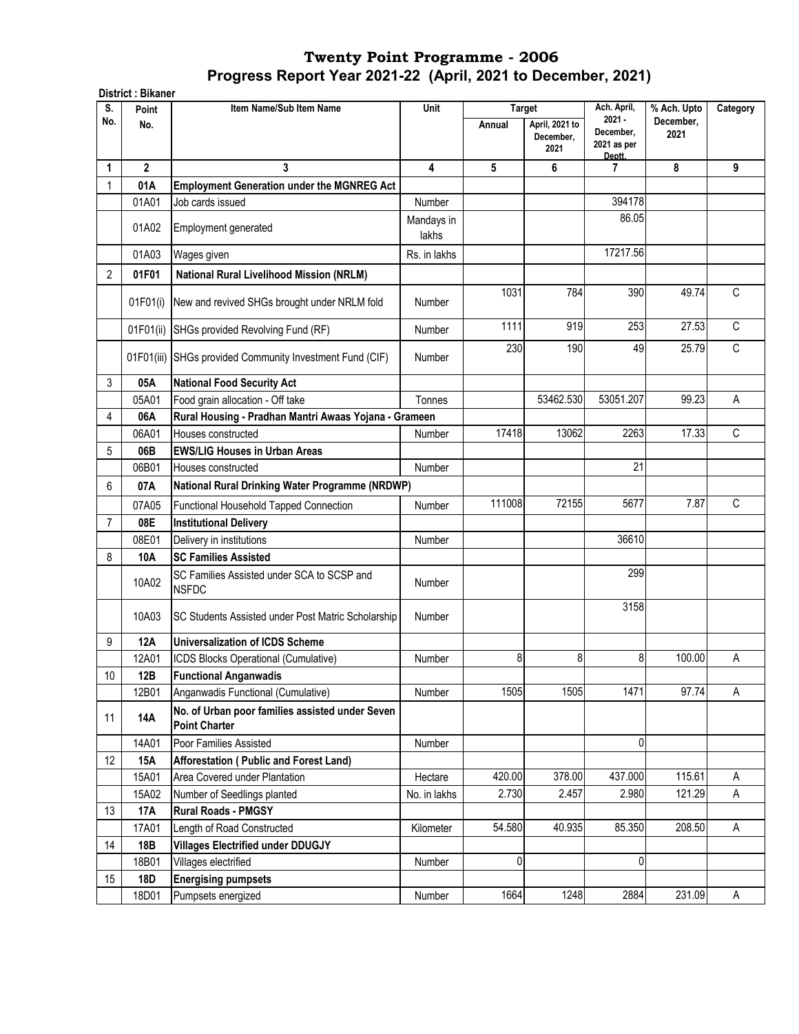# Twenty Point Programme - 2006

## Progress Report Year 2021-22 (April, 2021 to December, 2021)

**District : Bikaner**

| S. No. | Point No. | Item Name/Sub Item Name | Unit | Target | | Ach. April, 2021 - December, 2021 as per Deptt. | % Ach. Upto December, 2021 | Category |
|---|---|---|---|---|---|---|---|---|
| | | | | Annual | April, 2021 to December, 2021 | | | |
| 1 | 2 | 3 | 4 | 5 | 6 | 7 | 8 | 9 |
| 1 | **01A** | **Employment Generation under the MGNREG Act** | | | | | | |
| | 01A01 | Job cards issued | Number | | | 394178 | | |
| | 01A02 | Employment generated | Mandays in lakhs | | | 86.05 | | |
| | 01A03 | Wages given | Rs. in lakhs | | | 17217.56 | | |
| 2 | **01F01** | **National Rural Livelihood Mission (NRLM)** | | | | | | |
| | 01F01(i) | New and revived SHGs brought under NRLM fold | Number | 1031 | 784 | 390 | 49.74 | C |
| | 01F01(ii) | SHGs provided Revolving Fund (RF) | Number | 1111 | 919 | 253 | 27.53 | C |
| | 01F01(iii) | SHGs provided Community Investment Fund (CIF) | Number | 230 | 190 | 49 | 25.79 | C |
| 3 | **05A** | **National Food Security Act** | | | | | | |
| | 05A01 | Food grain allocation - Off take | Tonnes | | 53462.530 | 53051.207 | 99.23 | A |
| 4 | **06A** | **Rural Housing - Pradhan Mantri Awaas Yojana - Grameen** | | | | | | |
| | 06A01 | Houses constructed | Number | 17418 | 13062 | 2263 | 17.33 | C |
| 5 | **06B** | **EWS/LIG Houses in Urban Areas** | | | | | | |
| | 06B01 | Houses constructed | Number | | | 21 | | |
| 6 | **07A** | **National Rural Drinking Water Programme (NRDWP)** | | | | | | |
| | 07A05 | Functional Household Tapped Connection | Number | 111008 | 72155 | 5677 | 7.87 | C |
| 7 | **08E** | **Institutional Delivery** | | | | | | |
| | 08E01 | Delivery in institutions | Number | | | 36610 | | |
| 8 | **10A** | **SC Families Assisted** | | | | | | |
| | 10A02 | SC Families Assisted under SCA to SCSP and NSFDC | Number | | | 299 | | |
| | 10A03 | SC Students Assisted under Post Matric Scholarship | Number | | | 3158 | | |
| 9 | **12A** | **Universalization of ICDS Scheme** | | | | | | |
| | 12A01 | ICDS Blocks Operational (Cumulative) | Number | 8 | 8 | 8 | 100.00 | A |
| 10 | **12B** | **Functional Anganwadis** | | | | | | |
| | 12B01 | Anganwadis Functional (Cumulative) | Number | 1505 | 1505 | 1471 | 97.74 | A |
| 11 | **14A** | **No. of Urban poor families assisted under Seven Point Charter** | | | | | | |
| | 14A01 | Poor Families Assisted | Number | | | 0 | | |
| 12 | **15A** | **Afforestation ( Public and Forest Land)** | | | | | | |
| | 15A01 | Area Covered under Plantation | Hectare | 420.00 | 378.00 | 437.000 | 115.61 | A |
| | 15A02 | Number of Seedlings planted | No. in lakhs | 2.730 | 2.457 | 2.980 | 121.29 | A |
| 13 | **17A** | **Rural Roads - PMGSY** | | | | | | |
| | 17A01 | Length of Road Constructed | Kilometer | 54.580 | 40.935 | 85.350 | 208.50 | A |
| 14 | **18B** | **Villages Electrified under DDUGJY** | | | | | | |
| | 18B01 | Villages electrified | Number | 0 | | 0 | | |
| 15 | **18D** | **Energising pumpsets** | | | | | | |
| | 18D01 | Pumpsets energized | Number | 1664 | 1248 | 2884 | 231.09 | A |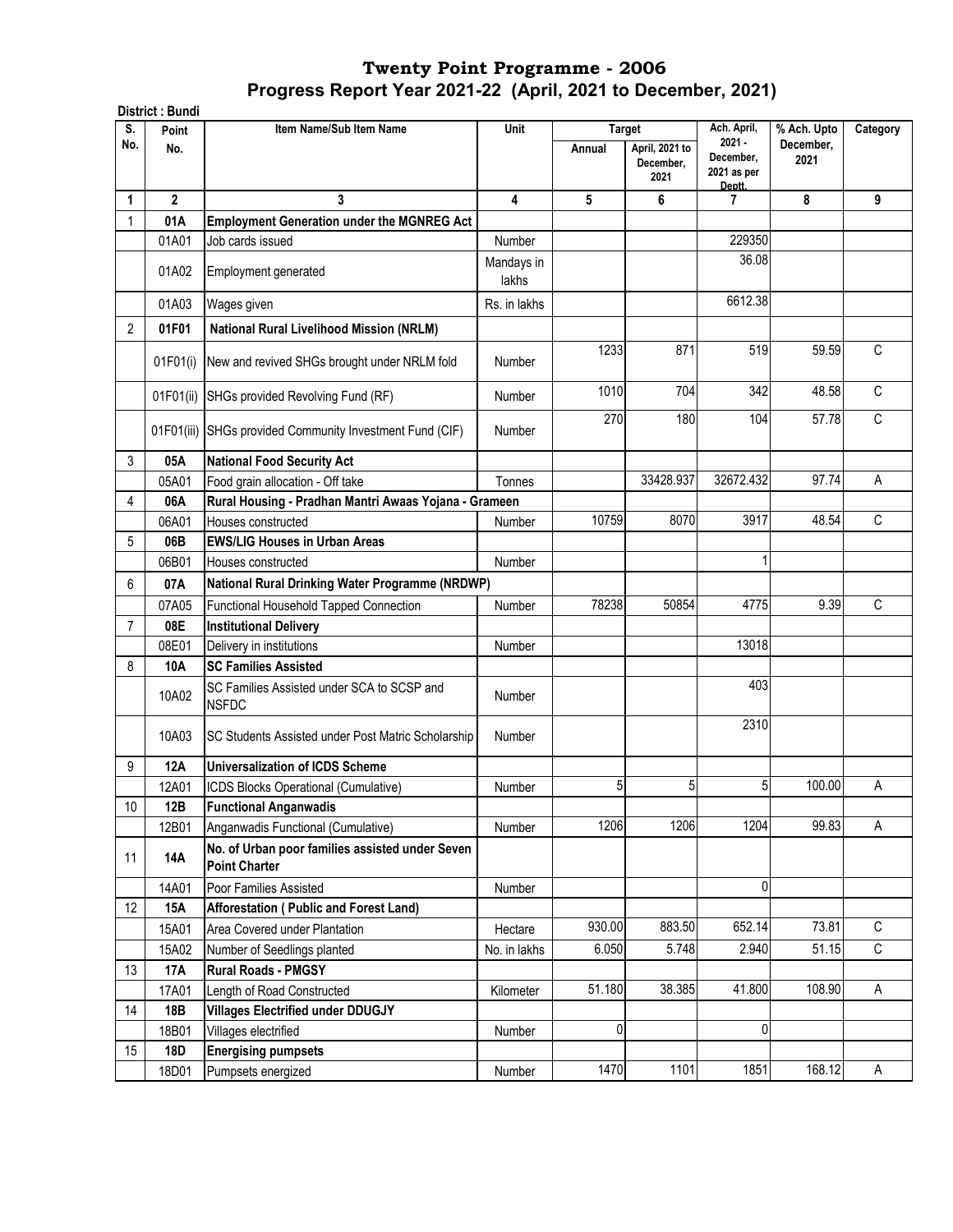# Twenty Point Programme - 2006

## Progress Report Year 2021-22 (April, 2021 to December, 2021)

**District : Bundi**

| S. No. | Point No. | Item Name/Sub Item Name | Unit | Target | | Ach. April, 2021 - December, 2021 as per Deptt. | % Ach. Upto December, 2021 | Category |
|---|---|---|---|---|---|---|---|---|
| | | | | Annual | April, 2021 to December, 2021 | | | |
| 1 | 2 | 3 | 4 | 5 | 6 | 7 | 8 | 9 |
| 1 | **01A** | **Employment Generation under the MGNREG Act** | | | | | | |
| | 01A01 | Job cards issued | Number | | | 229350 | | |
| | 01A02 | Employment generated | Mandays in lakhs | | | 36.08 | | |
| | 01A03 | Wages given | Rs. in lakhs | | | 6612.38 | | |
| 2 | **01F01** | **National Rural Livelihood Mission (NRLM)** | | | | | | |
| | 01F01(i) | New and revived SHGs brought under NRLM fold | Number | 1233 | 871 | 519 | 59.59 | C |
| | 01F01(ii) | SHGs provided Revolving Fund (RF) | Number | 1010 | 704 | 342 | 48.58 | C |
| | 01F01(iii) | SHGs provided Community Investment Fund (CIF) | Number | 270 | 180 | 104 | 57.78 | C |
| 3 | **05A** | **National Food Security Act** | | | | | | |
| | 05A01 | Food grain allocation - Off take | Tonnes | | 33428.937 | 32672.432 | 97.74 | A |
| 4 | **06A** | **Rural Housing - Pradhan Mantri Awaas Yojana - Grameen** | | | | | | |
| | 06A01 | Houses constructed | Number | 10759 | 8070 | 3917 | 48.54 | C |
| 5 | **06B** | **EWS/LIG Houses in Urban Areas** | | | | | | |
| | 06B01 | Houses constructed | Number | | | 1 | | |
| 6 | **07A** | **National Rural Drinking Water Programme (NRDWP)** | | | | | | |
| | 07A05 | Functional Household Tapped Connection | Number | 78238 | 50854 | 4775 | 9.39 | C |
| 7 | **08E** | **Institutional Delivery** | | | | | | |
| | 08E01 | Delivery in institutions | Number | | | 13018 | | |
| 8 | **10A** | **SC Families Assisted** | | | | | | |
| | 10A02 | SC Families Assisted under SCA to SCSP and NSFDC | Number | | | 403 | | |
| | 10A03 | SC Students Assisted under Post Matric Scholarship | Number | | | 2310 | | |
| 9 | **12A** | **Universalization of ICDS Scheme** | | | | | | |
| | 12A01 | ICDS Blocks Operational (Cumulative) | Number | 5 | 5 | 5 | 100.00 | A |
| 10 | **12B** | **Functional Anganwadis** | | | | | | |
| | 12B01 | Anganwadis Functional (Cumulative) | Number | 1206 | 1206 | 1204 | 99.83 | A |
| 11 | **14A** | **No. of Urban poor families assisted under Seven Point Charter** | | | | | | |
| | 14A01 | Poor Families Assisted | Number | | | 0 | | |
| 12 | **15A** | **Afforestation ( Public and Forest Land)** | | | | | | |
| | 15A01 | Area Covered under Plantation | Hectare | 930.00 | 883.50 | 652.14 | 73.81 | C |
| | 15A02 | Number of Seedlings planted | No. in lakhs | 6.050 | 5.748 | 2.940 | 51.15 | C |
| 13 | **17A** | **Rural Roads - PMGSY** | | | | | | |
| | 17A01 | Length of Road Constructed | Kilometer | 51.180 | 38.385 | 41.800 | 108.90 | A |
| 14 | **18B** | **Villages Electrified under DDUGJY** | | | | | | |
| | 18B01 | Villages electrified | Number | 0 | | 0 | | |
| 15 | **18D** | **Energising pumpsets** | | | | | | |
| | 18D01 | Pumpsets energized | Number | 1470 | 1101 | 1851 | 168.12 | A |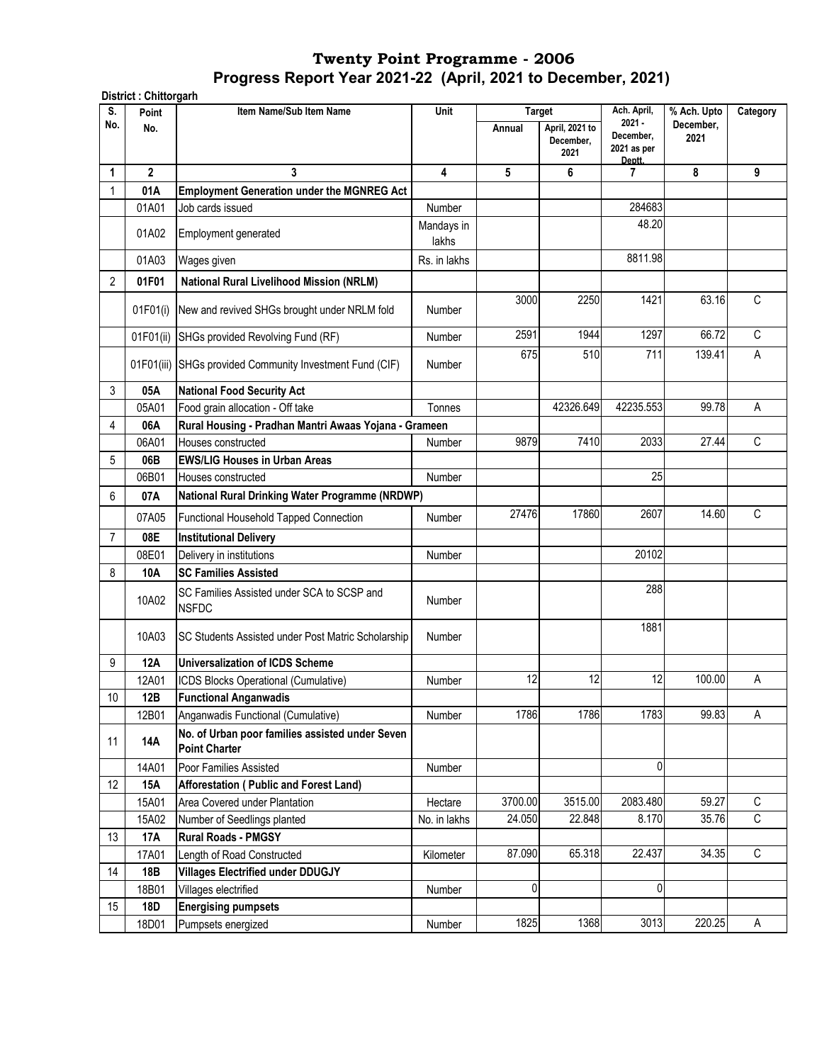# Twenty Point Programme - 2006

## Progress Report Year 2021-22 (April, 2021 to December, 2021)

**District : Chittorgarh**

| S. No. | Point No. | Item Name/Sub Item Name | Unit | Target | | Ach. April, 2021 - December, 2021 as per Deptt. | % Ach. Upto December, 2021 | Category |
|---|---|---|---|---|---|---|---|---|
| | | | | Annual | April, 2021 to December, 2021 | | | |
| 1 | 2 | 3 | 4 | 5 | 6 | 7 | 8 | 9 |
| 1 | **01A** | **Employment Generation under the MGNREG Act** | | | | | | |
| | 01A01 | Job cards issued | Number | | | 284683 | | |
| | 01A02 | Employment generated | Mandays in lakhs | | | 48.20 | | |
| | 01A03 | Wages given | Rs. in lakhs | | | 8811.98 | | |
| 2 | **01F01** | **National Rural Livelihood Mission (NRLM)** | | | | | | |
| | 01F01(i) | New and revived SHGs brought under NRLM fold | Number | 3000 | 2250 | 1421 | 63.16 | C |
| | 01F01(ii) | SHGs provided Revolving Fund (RF) | Number | 2591 | 1944 | 1297 | 66.72 | C |
| | 01F01(iii) | SHGs provided Community Investment Fund (CIF) | Number | 675 | 510 | 711 | 139.41 | A |
| 3 | **05A** | **National Food Security Act** | | | | | | |
| | 05A01 | Food grain allocation - Off take | Tonnes | | 42326.649 | 42235.553 | 99.78 | A |
| 4 | **06A** | **Rural Housing - Pradhan Mantri Awaas Yojana - Grameen** | | | | | | |
| | 06A01 | Houses constructed | Number | 9879 | 7410 | 2033 | 27.44 | C |
| 5 | **06B** | **EWS/LIG Houses in Urban Areas** | | | | | | |
| | 06B01 | Houses constructed | Number | | | 25 | | |
| 6 | **07A** | **National Rural Drinking Water Programme (NRDWP)** | | | | | | |
| | 07A05 | Functional Household Tapped Connection | Number | 27476 | 17860 | 2607 | 14.60 | C |
| 7 | **08E** | **Institutional Delivery** | | | | | | |
| | 08E01 | Delivery in institutions | Number | | | 20102 | | |
| 8 | **10A** | **SC Families Assisted** | | | | | | |
| | 10A02 | SC Families Assisted under SCA to SCSP and NSFDC | Number | | | 288 | | |
| | 10A03 | SC Students Assisted under Post Matric Scholarship | Number | | | 1881 | | |
| 9 | **12A** | **Universalization of ICDS Scheme** | | | | | | |
| | 12A01 | ICDS Blocks Operational (Cumulative) | Number | 12 | 12 | 12 | 100.00 | A |
| 10 | **12B** | **Functional Anganwadis** | | | | | | |
| | 12B01 | Anganwadis Functional (Cumulative) | Number | 1786 | 1786 | 1783 | 99.83 | A |
| 11 | **14A** | **No. of Urban poor families assisted under Seven Point Charter** | | | | | | |
| | 14A01 | Poor Families Assisted | Number | | | 0 | | |
| 12 | **15A** | **Afforestation ( Public and Forest Land)** | | | | | | |
| | 15A01 | Area Covered under Plantation | Hectare | 3700.00 | 3515.00 | 2083.480 | 59.27 | C |
| | 15A02 | Number of Seedlings planted | No. in lakhs | 24.050 | 22.848 | 8.170 | 35.76 | C |
| 13 | **17A** | **Rural Roads - PMGSY** | | | | | | |
| | 17A01 | Length of Road Constructed | Kilometer | 87.090 | 65.318 | 22.437 | 34.35 | C |
| 14 | **18B** | **Villages Electrified under DDUGJY** | | | | | | |
| | 18B01 | Villages electrified | Number | 0 | | 0 | | |
| 15 | **18D** | **Energising pumpsets** | | | | | | |
| | 18D01 | Pumpsets energized | Number | 1825 | 1368 | 3013 | 220.25 | A |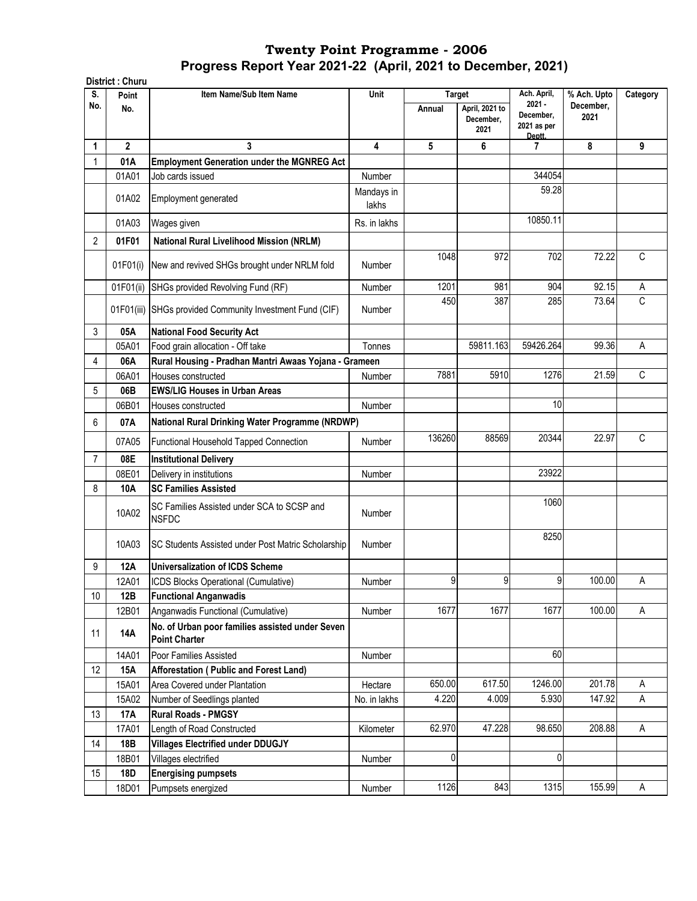# Twenty Point Programme - 2006

## Progress Report Year 2021-22 (April, 2021 to December, 2021)

**District : Churu**

| S. No. | Point No. | Item Name/Sub Item Name | Unit | Target | | Ach. April, 2021 - December, 2021 as per Deptt. | % Ach. Upto December, 2021 | Category |
|---|---|---|---|---|---|---|---|---|
| | | | | Annual | April, 2021 to December, 2021 | | | |
| 1 | 2 | 3 | 4 | 5 | 6 | 7 | 8 | 9 |
| 1 | **01A** | **Employment Generation under the MGNREG Act** | | | | | | |
| | 01A01 | Job cards issued | Number | | | 344054 | | |
| | 01A02 | Employment generated | Mandays in lakhs | | | 59.28 | | |
| | 01A03 | Wages given | Rs. in lakhs | | | 10850.11 | | |
| 2 | **01F01** | **National Rural Livelihood Mission (NRLM)** | | | | | | |
| | 01F01(i) | New and revived SHGs brought under NRLM fold | Number | 1048 | 972 | 702 | 72.22 | C |
| | 01F01(ii) | SHGs provided Revolving Fund (RF) | Number | 1201 | 981 | 904 | 92.15 | A |
| | 01F01(iii) | SHGs provided Community Investment Fund (CIF) | Number | 450 | 387 | 285 | 73.64 | C |
| 3 | **05A** | **National Food Security Act** | | | | | | |
| | 05A01 | Food grain allocation - Off take | Tonnes | | 59811.163 | 59426.264 | 99.36 | A |
| 4 | **06A** | **Rural Housing - Pradhan Mantri Awaas Yojana - Grameen** | | | | | | |
| | 06A01 | Houses constructed | Number | 7881 | 5910 | 1276 | 21.59 | C |
| 5 | **06B** | **EWS/LIG Houses in Urban Areas** | | | | | | |
| | 06B01 | Houses constructed | Number | | | 10 | | |
| 6 | **07A** | **National Rural Drinking Water Programme (NRDWP)** | | | | | | |
| | 07A05 | Functional Household Tapped Connection | Number | 136260 | 88569 | 20344 | 22.97 | C |
| 7 | **08E** | **Institutional Delivery** | | | | | | |
| | 08E01 | Delivery in institutions | Number | | | 23922 | | |
| 8 | **10A** | **SC Families Assisted** | | | | | | |
| | 10A02 | SC Families Assisted under SCA to SCSP and NSFDC | Number | | | 1060 | | |
| | 10A03 | SC Students Assisted under Post Matric Scholarship | Number | | | 8250 | | |
| 9 | **12A** | **Universalization of ICDS Scheme** | | | | | | |
| | 12A01 | ICDS Blocks Operational (Cumulative) | Number | 9 | 9 | 9 | 100.00 | A |
| 10 | **12B** | **Functional Anganwadis** | | | | | | |
| | 12B01 | Anganwadis Functional (Cumulative) | Number | 1677 | 1677 | 1677 | 100.00 | A |
| 11 | **14A** | **No. of Urban poor families assisted under Seven Point Charter** | | | | | | |
| | 14A01 | Poor Families Assisted | Number | | | 60 | | |
| 12 | **15A** | **Afforestation ( Public and Forest Land)** | | | | | | |
| | 15A01 | Area Covered under Plantation | Hectare | 650.00 | 617.50 | 1246.00 | 201.78 | A |
| | 15A02 | Number of Seedlings planted | No. in lakhs | 4.220 | 4.009 | 5.930 | 147.92 | A |
| 13 | **17A** | **Rural Roads - PMGSY** | | | | | | |
| | 17A01 | Length of Road Constructed | Kilometer | 62.970 | 47.228 | 98.650 | 208.88 | A |
| 14 | **18B** | **Villages Electrified under DDUGJY** | | | | | | |
| | 18B01 | Villages electrified | Number | 0 | | 0 | | |
| 15 | **18D** | **Energising pumpsets** | | | | | | |
| | 18D01 | Pumpsets energized | Number | 1126 | 843 | 1315 | 155.99 | A |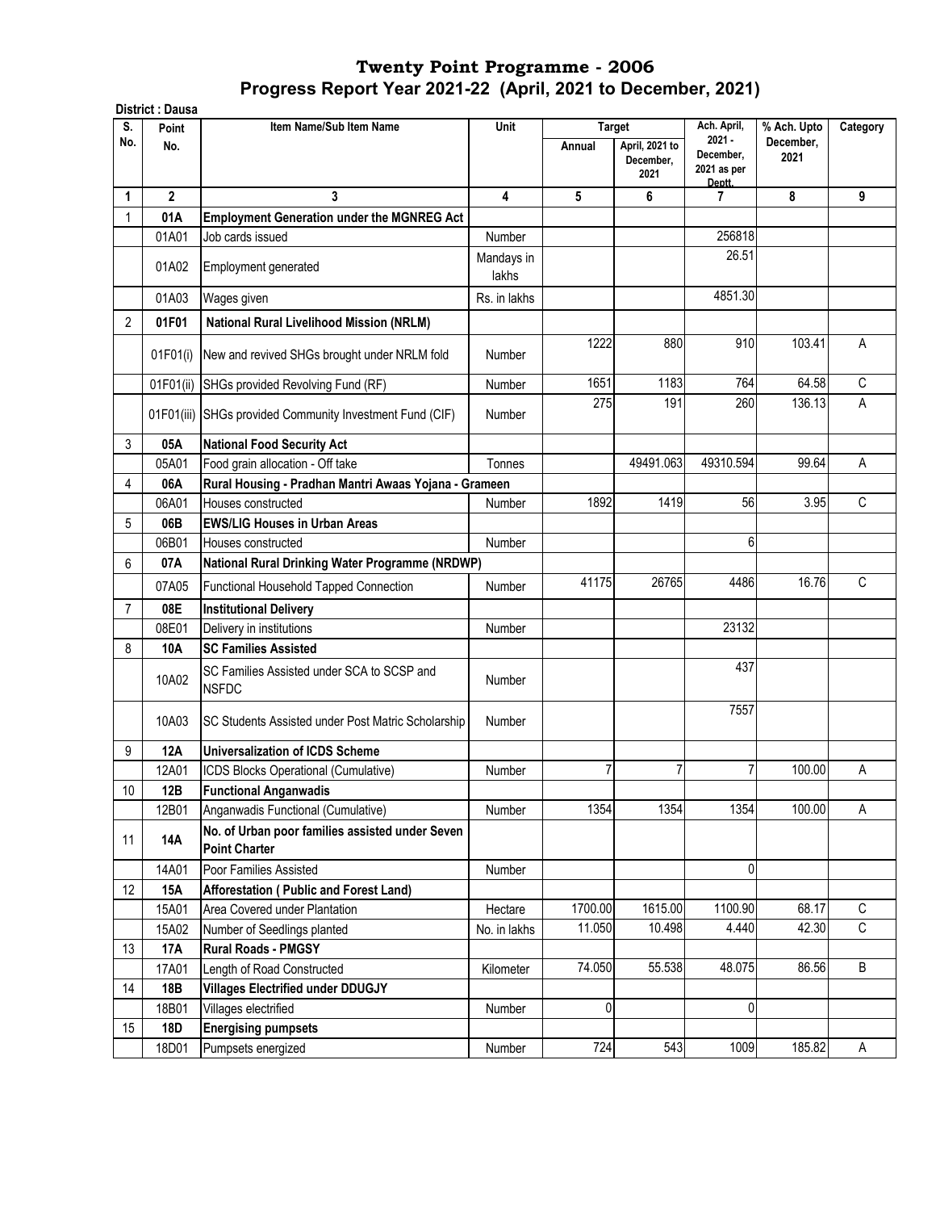# Twenty Point Programme - 2006

## Progress Report Year 2021-22 (April, 2021 to December, 2021)

**District : Dausa**

| S. No. | Point No. | Item Name/Sub Item Name | Unit | Target | | Ach. April, 2021 - December, 2021 as per Deptt. | % Ach. Upto December, 2021 | Category |
|---|---|---|---|---|---|---|---|---|
| | | | | Annual | April, 2021 to December, 2021 | | | |
| 1 | 2 | 3 | 4 | 5 | 6 | 7 | 8 | 9 |
| 1 | **01A** | **Employment Generation under the MGNREG Act** | | | | | | |
| | 01A01 | Job cards issued | Number | | | 256818 | | |
| | 01A02 | Employment generated | Mandays in lakhs | | | 26.51 | | |
| | 01A03 | Wages given | Rs. in lakhs | | | 4851.30 | | |
| 2 | **01F01** | **National Rural Livelihood Mission (NRLM)** | | | | | | |
| | 01F01(i) | New and revived SHGs brought under NRLM fold | Number | 1222 | 880 | 910 | 103.41 | A |
| | 01F01(ii) | SHGs provided Revolving Fund (RF) | Number | 1651 | 1183 | 764 | 64.58 | C |
| | 01F01(iii) | SHGs provided Community Investment Fund (CIF) | Number | 275 | 191 | 260 | 136.13 | A |
| 3 | **05A** | **National Food Security Act** | | | | | | |
| | 05A01 | Food grain allocation - Off take | Tonnes | | 49491.063 | 49310.594 | 99.64 | A |
| 4 | **06A** | **Rural Housing - Pradhan Mantri Awaas Yojana - Grameen** | | | | | | |
| | 06A01 | Houses constructed | Number | 1892 | 1419 | 56 | 3.95 | C |
| 5 | **06B** | **EWS/LIG Houses in Urban Areas** | | | | | | |
| | 06B01 | Houses constructed | Number | | | 6 | | |
| 6 | **07A** | **National Rural Drinking Water Programme (NRDWP)** | | | | | | |
| | 07A05 | Functional Household Tapped Connection | Number | 41175 | 26765 | 4486 | 16.76 | C |
| 7 | **08E** | **Institutional Delivery** | | | | | | |
| | 08E01 | Delivery in institutions | Number | | | 23132 | | |
| 8 | **10A** | **SC Families Assisted** | | | | | | |
| | 10A02 | SC Families Assisted under SCA to SCSP and NSFDC | Number | | | 437 | | |
| | 10A03 | SC Students Assisted under Post Matric Scholarship | Number | | | 7557 | | |
| 9 | **12A** | **Universalization of ICDS Scheme** | | | | | | |
| | 12A01 | ICDS Blocks Operational (Cumulative) | Number | 7 | 7 | 7 | 100.00 | A |
| 10 | **12B** | **Functional Anganwadis** | | | | | | |
| | 12B01 | Anganwadis Functional (Cumulative) | Number | 1354 | 1354 | 1354 | 100.00 | A |
| 11 | **14A** | **No. of Urban poor families assisted under Seven Point Charter** | | | | | | |
| | 14A01 | Poor Families Assisted | Number | | | 0 | | |
| 12 | **15A** | **Afforestation ( Public and Forest Land)** | | | | | | |
| | 15A01 | Area Covered under Plantation | Hectare | 1700.00 | 1615.00 | 1100.90 | 68.17 | C |
| | 15A02 | Number of Seedlings planted | No. in lakhs | 11.050 | 10.498 | 4.440 | 42.30 | C |
| 13 | **17A** | **Rural Roads - PMGSY** | | | | | | |
| | 17A01 | Length of Road Constructed | Kilometer | 74.050 | 55.538 | 48.075 | 86.56 | B |
| 14 | **18B** | **Villages Electrified under DDUGJY** | | | | | | |
| | 18B01 | Villages electrified | Number | 0 | | 0 | | |
| 15 | **18D** | **Energising pumpsets** | | | | | | |
| | 18D01 | Pumpsets energized | Number | 724 | 543 | 1009 | 185.82 | A |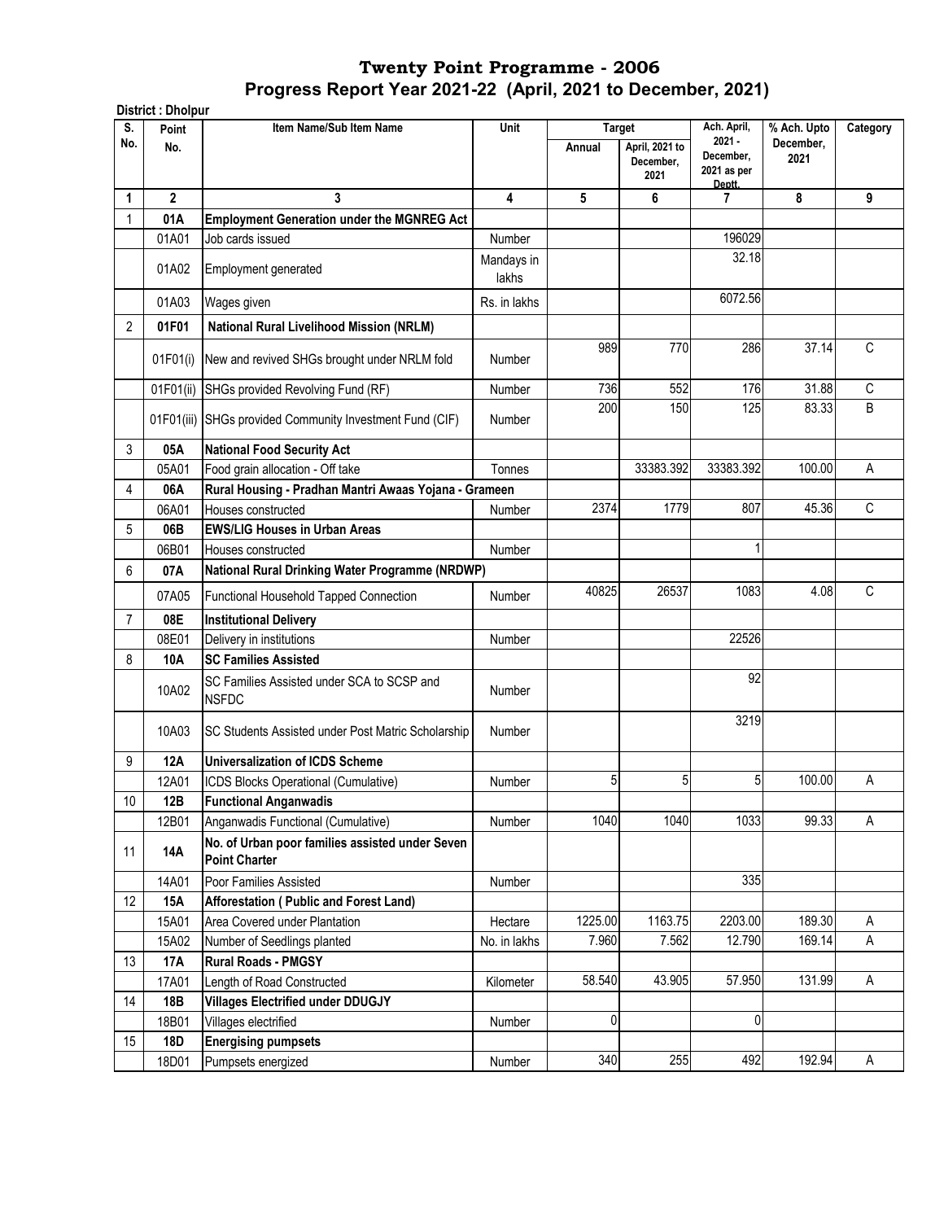# Twenty Point Programme - 2006

## Progress Report Year 2021-22 (April, 2021 to December, 2021)

**District : Dholpur**

| S. No. | Point No. | Item Name/Sub Item Name | Unit | Target | | Ach. April, 2021 - December, 2021 as per Deptt. | % Ach. Upto December, 2021 | Category |
|---|---|---|---|---|---|---|---|---|
| | | | | Annual | April, 2021 to December, 2021 | | | |
| 1 | 2 | 3 | 4 | 5 | 6 | 7 | 8 | 9 |
| 1 | **01A** | **Employment Generation under the MGNREG Act** | | | | | | |
| | 01A01 | Job cards issued | Number | | | 196029 | | |
| | 01A02 | Employment generated | Mandays in lakhs | | | 32.18 | | |
| | 01A03 | Wages given | Rs. in lakhs | | | 6072.56 | | |
| 2 | **01F01** | **National Rural Livelihood Mission (NRLM)** | | | | | | |
| | 01F01(i) | New and revived SHGs brought under NRLM fold | Number | 989 | 770 | 286 | 37.14 | C |
| | 01F01(ii) | SHGs provided Revolving Fund (RF) | Number | 736 | 552 | 176 | 31.88 | C |
| | 01F01(iii) | SHGs provided Community Investment Fund (CIF) | Number | 200 | 150 | 125 | 83.33 | B |
| 3 | **05A** | **National Food Security Act** | | | | | | |
| | 05A01 | Food grain allocation - Off take | Tonnes | | 33383.392 | 33383.392 | 100.00 | A |
| 4 | **06A** | **Rural Housing - Pradhan Mantri Awaas Yojana - Grameen** | | | | | | |
| | 06A01 | Houses constructed | Number | 2374 | 1779 | 807 | 45.36 | C |
| 5 | **06B** | **EWS/LIG Houses in Urban Areas** | | | | | | |
| | 06B01 | Houses constructed | Number | | | 1 | | |
| 6 | **07A** | **National Rural Drinking Water Programme (NRDWP)** | | | | | | |
| | 07A05 | Functional Household Tapped Connection | Number | 40825 | 26537 | 1083 | 4.08 | C |
| 7 | **08E** | **Institutional Delivery** | | | | | | |
| | 08E01 | Delivery in institutions | Number | | | 22526 | | |
| 8 | **10A** | **SC Families Assisted** | | | | | | |
| | 10A02 | SC Families Assisted under SCA to SCSP and NSFDC | Number | | | 92 | | |
| | 10A03 | SC Students Assisted under Post Matric Scholarship | Number | | | 3219 | | |
| 9 | **12A** | **Universalization of ICDS Scheme** | | | | | | |
| | 12A01 | ICDS Blocks Operational (Cumulative) | Number | 5 | 5 | 5 | 100.00 | A |
| 10 | **12B** | **Functional Anganwadis** | | | | | | |
| | 12B01 | Anganwadis Functional (Cumulative) | Number | 1040 | 1040 | 1033 | 99.33 | A |
| 11 | **14A** | **No. of Urban poor families assisted under Seven Point Charter** | | | | | | |
| | 14A01 | Poor Families Assisted | Number | | | 335 | | |
| 12 | **15A** | **Afforestation ( Public and Forest Land)** | | | | | | |
| | 15A01 | Area Covered under Plantation | Hectare | 1225.00 | 1163.75 | 2203.00 | 189.30 | A |
| | 15A02 | Number of Seedlings planted | No. in lakhs | 7.960 | 7.562 | 12.790 | 169.14 | A |
| 13 | **17A** | **Rural Roads - PMGSY** | | | | | | |
| | 17A01 | Length of Road Constructed | Kilometer | 58.540 | 43.905 | 57.950 | 131.99 | A |
| 14 | **18B** | **Villages Electrified under DDUGJY** | | | | | | |
| | 18B01 | Villages electrified | Number | 0 | | 0 | | |
| 15 | **18D** | **Energising pumpsets** | | | | | | |
| | 18D01 | Pumpsets energized | Number | 340 | 255 | 492 | 192.94 | A |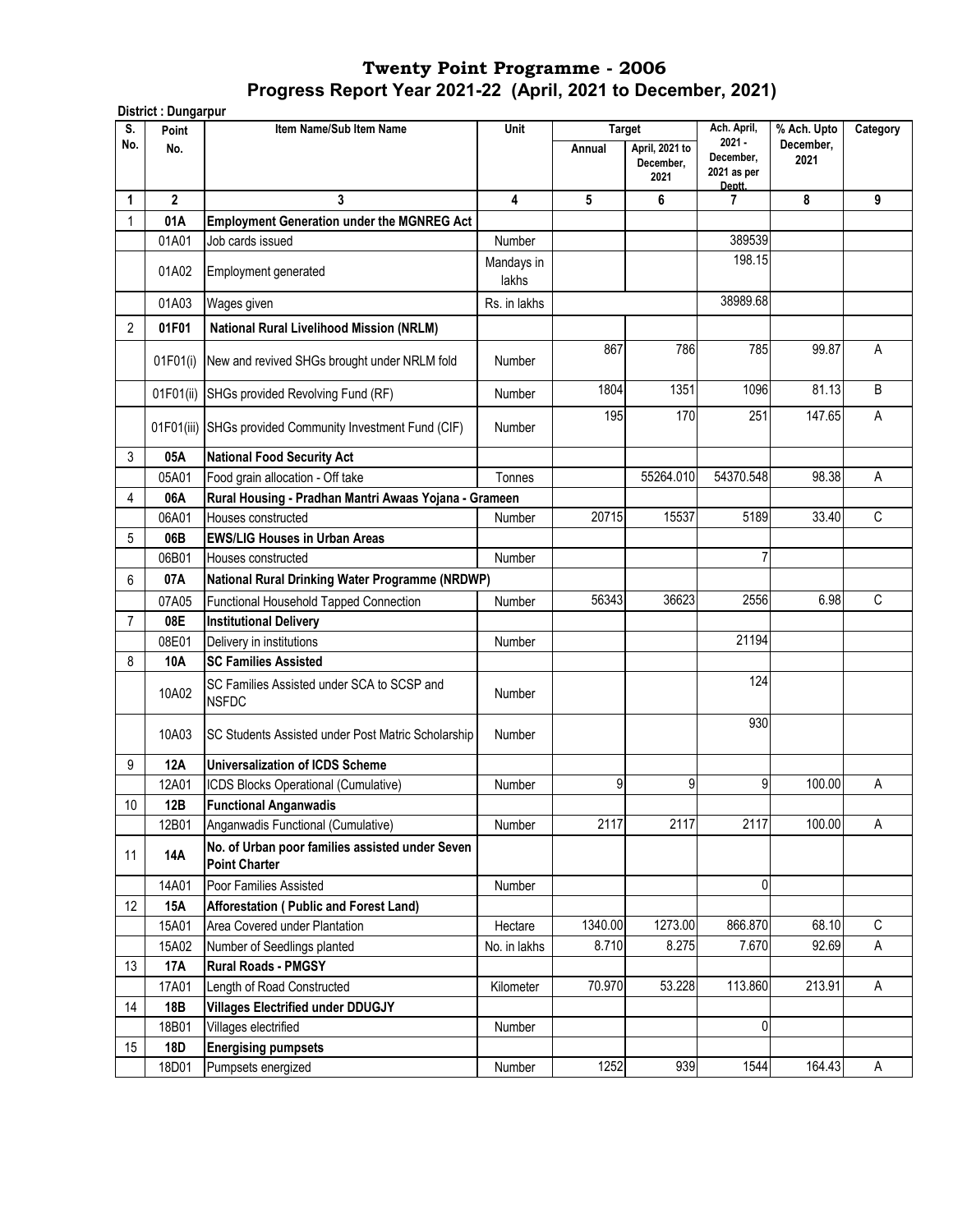# Twenty Point Programme - 2006

## Progress Report Year 2021-22 (April, 2021 to December, 2021)

**District : Dungarpur**

| S. No. | Point No. | Item Name/Sub Item Name | Unit | Target | | Ach. April, 2021 - December, 2021 as per Deptt. | % Ach. Upto December, 2021 | Category |
|---|---|---|---|---|---|---|---|---|
| | | | | Annual | April, 2021 to December, 2021 | | | |
| 1 | 2 | 3 | 4 | 5 | 6 | 7 | 8 | 9 |
| 1 | **01A** | **Employment Generation under the MGNREG Act** | | | | | | |
| | 01A01 | Job cards issued | Number | | | 389539 | | |
| | 01A02 | Employment generated | Mandays in lakhs | | | 198.15 | | |
| | 01A03 | Wages given | Rs. in lakhs | | | 38989.68 | | |
| 2 | **01F01** | **National Rural Livelihood Mission (NRLM)** | | | | | | |
| | 01F01(i) | New and revived SHGs brought under NRLM fold | Number | 867 | 786 | 785 | 99.87 | A |
| | 01F01(ii) | SHGs provided Revolving Fund (RF) | Number | 1804 | 1351 | 1096 | 81.13 | B |
| | 01F01(iii) | SHGs provided Community Investment Fund (CIF) | Number | 195 | 170 | 251 | 147.65 | A |
| 3 | **05A** | **National Food Security Act** | | | | | | |
| | 05A01 | Food grain allocation - Off take | Tonnes | | 55264.010 | 54370.548 | 98.38 | A |
| 4 | **06A** | **Rural Housing - Pradhan Mantri Awaas Yojana - Grameen** | | | | | | |
| | 06A01 | Houses constructed | Number | 20715 | 15537 | 5189 | 33.40 | C |
| 5 | **06B** | **EWS/LIG Houses in Urban Areas** | | | | | | |
| | 06B01 | Houses constructed | Number | | | 7 | | |
| 6 | **07A** | **National Rural Drinking Water Programme (NRDWP)** | | | | | | |
| | 07A05 | Functional Household Tapped Connection | Number | 56343 | 36623 | 2556 | 6.98 | C |
| 7 | **08E** | **Institutional Delivery** | | | | | | |
| | 08E01 | Delivery in institutions | Number | | | 21194 | | |
| 8 | **10A** | **SC Families Assisted** | | | | | | |
| | 10A02 | SC Families Assisted under SCA to SCSP and NSFDC | Number | | | 124 | | |
| | 10A03 | SC Students Assisted under Post Matric Scholarship | Number | | | 930 | | |
| 9 | **12A** | **Universalization of ICDS Scheme** | | | | | | |
| | 12A01 | ICDS Blocks Operational (Cumulative) | Number | 9 | 9 | 9 | 100.00 | A |
| 10 | **12B** | **Functional Anganwadis** | | | | | | |
| | 12B01 | Anganwadis Functional (Cumulative) | Number | 2117 | 2117 | 2117 | 100.00 | A |
| 11 | **14A** | **No. of Urban poor families assisted under Seven Point Charter** | | | | | | |
| | 14A01 | Poor Families Assisted | Number | | | 0 | | |
| 12 | **15A** | **Afforestation ( Public and Forest Land)** | | | | | | |
| | 15A01 | Area Covered under Plantation | Hectare | 1340.00 | 1273.00 | 866.870 | 68.10 | C |
| | 15A02 | Number of Seedlings planted | No. in lakhs | 8.710 | 8.275 | 7.670 | 92.69 | A |
| 13 | **17A** | **Rural Roads - PMGSY** | | | | | | |
| | 17A01 | Length of Road Constructed | Kilometer | 70.970 | 53.228 | 113.860 | 213.91 | A |
| 14 | **18B** | **Villages Electrified under DDUGJY** | | | | | | |
| | 18B01 | Villages electrified | Number | | | 0 | | |
| 15 | **18D** | **Energising pumpsets** | | | | | | |
| | 18D01 | Pumpsets energized | Number | 1252 | 939 | 1544 | 164.43 | A |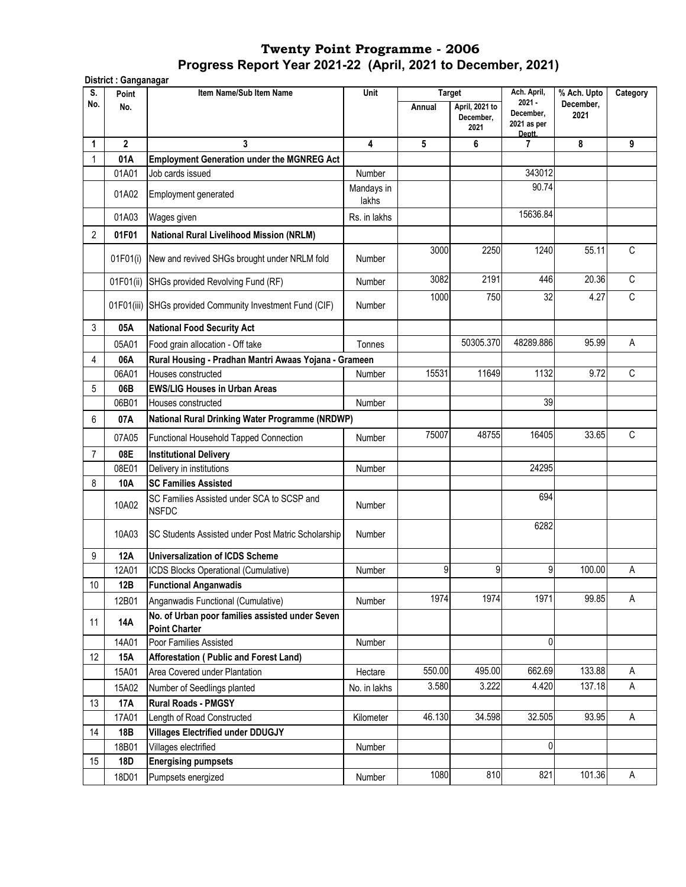# Twenty Point Programme - 2006

## Progress Report Year 2021-22 (April, 2021 to December, 2021)

**District : Ganganagar**

| S. No. | Point No. | Item Name/Sub Item Name | Unit | Target | | Ach. April, 2021 - December, 2021 as per Deptt. | % Ach. Upto December, 2021 | Category |
|---|---|---|---|---|---|---|---|---|
| | | | | Annual | April, 2021 to December, 2021 | | | |
| 1 | 2 | 3 | 4 | 5 | 6 | 7 | 8 | 9 |
| 1 | **01A** | **Employment Generation under the MGNREG Act** | | | | | | |
| | 01A01 | Job cards issued | Number | | | 343012 | | |
| | 01A02 | Employment generated | Mandays in lakhs | | | 90.74 | | |
| | 01A03 | Wages given | Rs. in lakhs | | | 15636.84 | | |
| 2 | **01F01** | **National Rural Livelihood Mission (NRLM)** | | | | | | |
| | 01F01(i) | New and revived SHGs brought under NRLM fold | Number | 3000 | 2250 | 1240 | 55.11 | C |
| | 01F01(ii) | SHGs provided Revolving Fund (RF) | Number | 3082 | 2191 | 446 | 20.36 | C |
| | 01F01(iii) | SHGs provided Community Investment Fund (CIF) | Number | 1000 | 750 | 32 | 4.27 | C |
| 3 | **05A** | **National Food Security Act** | | | | | | |
| | 05A01 | Food grain allocation - Off take | Tonnes | | 50305.370 | 48289.886 | 95.99 | A |
| 4 | **06A** | **Rural Housing - Pradhan Mantri Awaas Yojana - Grameen** | | | | | | |
| | 06A01 | Houses constructed | Number | 15531 | 11649 | 1132 | 9.72 | C |
| 5 | **06B** | **EWS/LIG Houses in Urban Areas** | | | | | | |
| | 06B01 | Houses constructed | Number | | | 39 | | |
| 6 | **07A** | **National Rural Drinking Water Programme (NRDWP)** | | | | | | |
| | 07A05 | Functional Household Tapped Connection | Number | 75007 | 48755 | 16405 | 33.65 | C |
| 7 | **08E** | **Institutional Delivery** | | | | | | |
| | 08E01 | Delivery in institutions | Number | | | 24295 | | |
| 8 | **10A** | **SC Families Assisted** | | | | | | |
| | 10A02 | SC Families Assisted under SCA to SCSP and NSFDC | Number | | | 694 | | |
| | 10A03 | SC Students Assisted under Post Matric Scholarship | Number | | | 6282 | | |
| 9 | **12A** | **Universalization of ICDS Scheme** | | | | | | |
| | 12A01 | ICDS Blocks Operational (Cumulative) | Number | 9 | 9 | 9 | 100.00 | A |
| 10 | **12B** | **Functional Anganwadis** | | | | | | |
| | 12B01 | Anganwadis Functional (Cumulative) | Number | 1974 | 1974 | 1971 | 99.85 | A |
| 11 | **14A** | **No. of Urban poor families assisted under Seven Point Charter** | | | | | | |
| | 14A01 | Poor Families Assisted | Number | | | 0 | | |
| 12 | **15A** | **Afforestation ( Public and Forest Land)** | | | | | | |
| | 15A01 | Area Covered under Plantation | Hectare | 550.00 | 495.00 | 662.69 | 133.88 | A |
| | 15A02 | Number of Seedlings planted | No. in lakhs | 3.580 | 3.222 | 4.420 | 137.18 | A |
| 13 | **17A** | **Rural Roads - PMGSY** | | | | | | |
| | 17A01 | Length of Road Constructed | Kilometer | 46.130 | 34.598 | 32.505 | 93.95 | A |
| 14 | **18B** | **Villages Electrified under DDUGJY** | | | | | | |
| | 18B01 | Villages electrified | Number | | | 0 | | |
| 15 | **18D** | **Energising pumpsets** | | | | | | |
| | 18D01 | Pumpsets energized | Number | 1080 | 810 | 821 | 101.36 | A |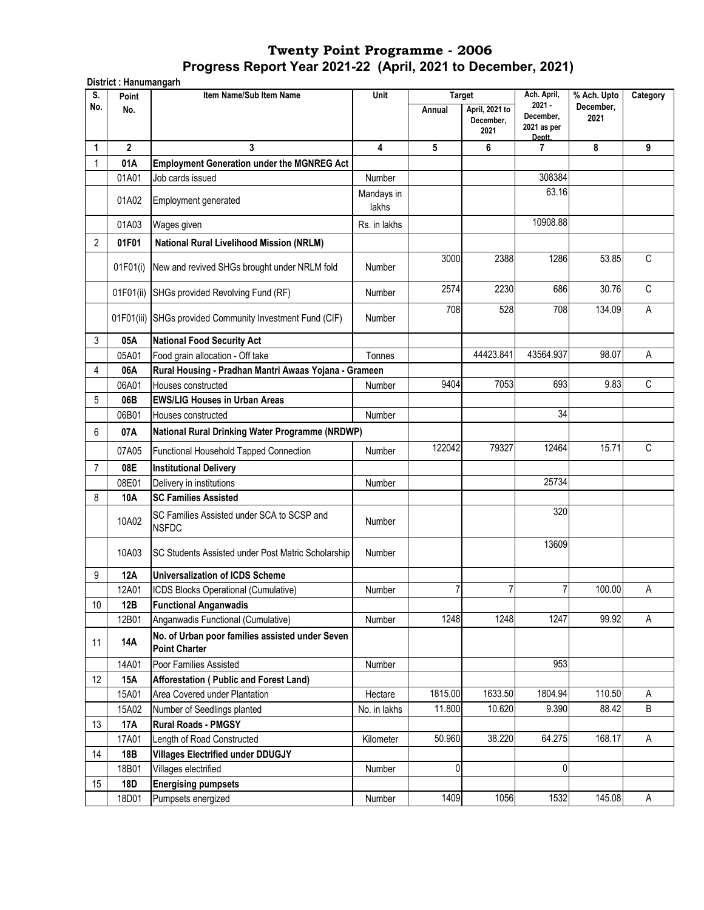# Twenty Point Programme - 2006

## Progress Report Year 2021-22 (April, 2021 to December, 2021)

**District : Hanumangarh**

| S. No. | Point No. | Item Name/Sub Item Name | Unit | Target | | Ach. April, 2021 - December, 2021 as per Deptt. | % Ach. Upto December, 2021 | Category |
|---|---|---|---|---|---|---|---|---|
| | | | | Annual | April, 2021 to December, 2021 | | | |
| 1 | 2 | 3 | 4 | 5 | 6 | 7 | 8 | 9 |
| 1 | **01A** | **Employment Generation under the MGNREG Act** | | | | | | |
| | 01A01 | Job cards issued | Number | | | 308384 | | |
| | 01A02 | Employment generated | Mandays in lakhs | | | 63.16 | | |
| | 01A03 | Wages given | Rs. in lakhs | | | 10908.88 | | |
| 2 | **01F01** | **National Rural Livelihood Mission (NRLM)** | | | | | | |
| | 01F01(i) | New and revived SHGs brought under NRLM fold | Number | 3000 | 2388 | 1286 | 53.85 | C |
| | 01F01(ii) | SHGs provided Revolving Fund (RF) | Number | 2574 | 2230 | 686 | 30.76 | C |
| | 01F01(iii) | SHGs provided Community Investment Fund (CIF) | Number | 708 | 528 | 708 | 134.09 | A |
| 3 | **05A** | **National Food Security Act** | | | | | | |
| | 05A01 | Food grain allocation - Off take | Tonnes | | 44423.841 | 43564.937 | 98.07 | A |
| 4 | **06A** | **Rural Housing - Pradhan Mantri Awaas Yojana - Grameen** | | | | | | |
| | 06A01 | Houses constructed | Number | 9404 | 7053 | 693 | 9.83 | C |
| 5 | **06B** | **EWS/LIG Houses in Urban Areas** | | | | | | |
| | 06B01 | Houses constructed | Number | | | 34 | | |
| 6 | **07A** | **National Rural Drinking Water Programme (NRDWP)** | | | | | | |
| | 07A05 | Functional Household Tapped Connection | Number | 122042 | 79327 | 12464 | 15.71 | C |
| 7 | **08E** | **Institutional Delivery** | | | | | | |
| | 08E01 | Delivery in institutions | Number | | | 25734 | | |
| 8 | **10A** | **SC Families Assisted** | | | | | | |
| | 10A02 | SC Families Assisted under SCA to SCSP and NSFDC | Number | | | 320 | | |
| | 10A03 | SC Students Assisted under Post Matric Scholarship | Number | | | 13609 | | |
| 9 | **12A** | **Universalization of ICDS Scheme** | | | | | | |
| | 12A01 | ICDS Blocks Operational (Cumulative) | Number | 7 | 7 | 7 | 100.00 | A |
| 10 | **12B** | **Functional Anganwadis** | | | | | | |
| | 12B01 | Anganwadis Functional (Cumulative) | Number | 1248 | 1248 | 1247 | 99.92 | A |
| 11 | **14A** | **No. of Urban poor families assisted under Seven Point Charter** | | | | | | |
| | 14A01 | Poor Families Assisted | Number | | | 953 | | |
| 12 | **15A** | **Afforestation ( Public and Forest Land)** | | | | | | |
| | 15A01 | Area Covered under Plantation | Hectare | 1815.00 | 1633.50 | 1804.94 | 110.50 | A |
| | 15A02 | Number of Seedlings planted | No. in lakhs | 11.800 | 10.620 | 9.390 | 88.42 | B |
| 13 | **17A** | **Rural Roads - PMGSY** | | | | | | |
| | 17A01 | Length of Road Constructed | Kilometer | 50.960 | 38.220 | 64.275 | 168.17 | A |
| 14 | **18B** | **Villages Electrified under DDUGJY** | | | | | | |
| | 18B01 | Villages electrified | Number | 0 | | 0 | | |
| 15 | **18D** | **Energising pumpsets** | | | | | | |
| | 18D01 | Pumpsets energized | Number | 1409 | 1056 | 1532 | 145.08 | A |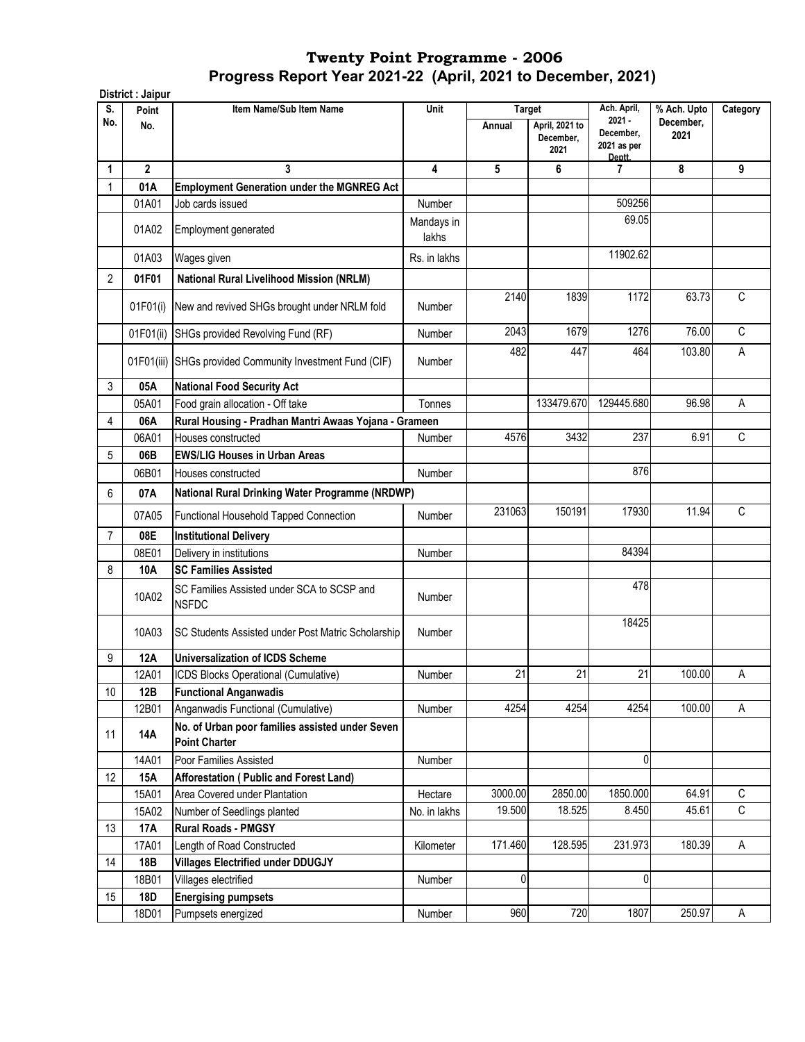# Twenty Point Programme - 2006

## Progress Report Year 2021-22 (April, 2021 to December, 2021)

**District : Jaipur**

| S. No. | Point No. | Item Name/Sub Item Name | Unit | Target | | Ach. April, 2021 - December, 2021 as per Deptt. | % Ach. Upto December, 2021 | Category |
|---|---|---|---|---|---|---|---|---|
| | | | | Annual | April, 2021 to December, 2021 | | | |
| 1 | 2 | 3 | 4 | 5 | 6 | 7 | 8 | 9 |
| 1 | **01A** | **Employment Generation under the MGNREG Act** | | | | | | |
| | 01A01 | Job cards issued | Number | | | 509256 | | |
| | 01A02 | Employment generated | Mandays in lakhs | | | 69.05 | | |
| | 01A03 | Wages given | Rs. in lakhs | | | 11902.62 | | |
| 2 | **01F01** | **National Rural Livelihood Mission (NRLM)** | | | | | | |
| | 01F01(i) | New and revived SHGs brought under NRLM fold | Number | 2140 | 1839 | 1172 | 63.73 | C |
| | 01F01(ii) | SHGs provided Revolving Fund (RF) | Number | 2043 | 1679 | 1276 | 76.00 | C |
| | 01F01(iii) | SHGs provided Community Investment Fund (CIF) | Number | 482 | 447 | 464 | 103.80 | A |
| 3 | **05A** | **National Food Security Act** | | | | | | |
| | 05A01 | Food grain allocation - Off take | Tonnes | | 133479.670 | 129445.680 | 96.98 | A |
| 4 | **06A** | **Rural Housing - Pradhan Mantri Awaas Yojana - Grameen** | | | | | | |
| | 06A01 | Houses constructed | Number | 4576 | 3432 | 237 | 6.91 | C |
| 5 | **06B** | **EWS/LIG Houses in Urban Areas** | | | | | | |
| | 06B01 | Houses constructed | Number | | | 876 | | |
| 6 | **07A** | **National Rural Drinking Water Programme (NRDWP)** | | | | | | |
| | 07A05 | Functional Household Tapped Connection | Number | 231063 | 150191 | 17930 | 11.94 | C |
| 7 | **08E** | **Institutional Delivery** | | | | | | |
| | 08E01 | Delivery in institutions | Number | | | 84394 | | |
| 8 | **10A** | **SC Families Assisted** | | | | | | |
| | 10A02 | SC Families Assisted under SCA to SCSP and NSFDC | Number | | | 478 | | |
| | 10A03 | SC Students Assisted under Post Matric Scholarship | Number | | | 18425 | | |
| 9 | **12A** | **Universalization of ICDS Scheme** | | | | | | |
| | 12A01 | ICDS Blocks Operational (Cumulative) | Number | 21 | 21 | 21 | 100.00 | A |
| 10 | **12B** | **Functional Anganwadis** | | | | | | |
| | 12B01 | Anganwadis Functional (Cumulative) | Number | 4254 | 4254 | 4254 | 100.00 | A |
| 11 | **14A** | **No. of Urban poor families assisted under Seven Point Charter** | | | | | | |
| | 14A01 | Poor Families Assisted | Number | | | 0 | | |
| 12 | **15A** | **Afforestation ( Public and Forest Land)** | | | | | | |
| | 15A01 | Area Covered under Plantation | Hectare | 3000.00 | 2850.00 | 1850.000 | 64.91 | C |
| | 15A02 | Number of Seedlings planted | No. in lakhs | 19.500 | 18.525 | 8.450 | 45.61 | C |
| 13 | **17A** | **Rural Roads - PMGSY** | | | | | | |
| | 17A01 | Length of Road Constructed | Kilometer | 171.460 | 128.595 | 231.973 | 180.39 | A |
| 14 | **18B** | **Villages Electrified under DDUGJY** | | | | | | |
| | 18B01 | Villages electrified | Number | 0 | | 0 | | |
| 15 | **18D** | **Energising pumpsets** | | | | | | |
| | 18D01 | Pumpsets energized | Number | 960 | 720 | 1807 | 250.97 | A |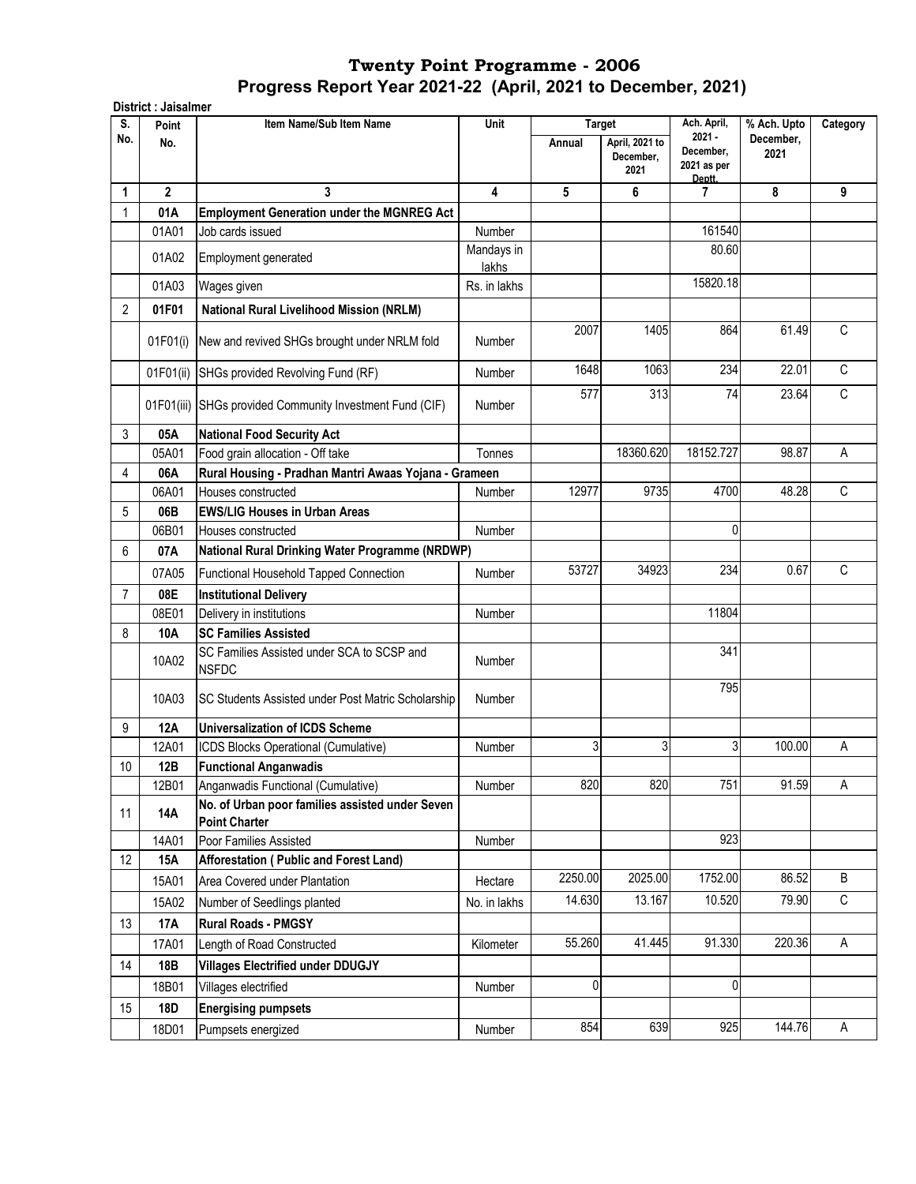# Twenty Point Programme - 2006

## Progress Report Year 2021-22 (April, 2021 to December, 2021)

**District : Jaisalmer**

| S. No. | Point No. | Item Name/Sub Item Name | Unit | Target | | Ach. April, 2021 - December, 2021 as per Deptt. | % Ach. Upto December, 2021 | Category |
|---|---|---|---|---|---|---|---|---|
| | | | | Annual | April, 2021 to December, 2021 | | | |
| 1 | 2 | 3 | 4 | 5 | 6 | 7 | 8 | 9 |
| 1 | **01A** | **Employment Generation under the MGNREG Act** | | | | | | |
| | 01A01 | Job cards issued | Number | | | 161540 | | |
| | 01A02 | Employment generated | Mandays in lakhs | | | 80.60 | | |
| | 01A03 | Wages given | Rs. in lakhs | | | 15820.18 | | |
| 2 | **01F01** | **National Rural Livelihood Mission (NRLM)** | | | | | | |
| | 01F01(i) | New and revived SHGs brought under NRLM fold | Number | 2007 | 1405 | 864 | 61.49 | C |
| | 01F01(ii) | SHGs provided Revolving Fund (RF) | Number | 1648 | 1063 | 234 | 22.01 | C |
| | 01F01(iii) | SHGs provided Community Investment Fund (CIF) | Number | 577 | 313 | 74 | 23.64 | C |
| 3 | **05A** | **National Food Security Act** | | | | | | |
| | 05A01 | Food grain allocation - Off take | Tonnes | | 18360.620 | 18152.727 | 98.87 | A |
| 4 | **06A** | **Rural Housing - Pradhan Mantri Awaas Yojana - Grameen** | | | | | | |
| | 06A01 | Houses constructed | Number | 12977 | 9735 | 4700 | 48.28 | C |
| 5 | **06B** | **EWS/LIG Houses in Urban Areas** | | | | | | |
| | 06B01 | Houses constructed | Number | | | 0 | | |
| 6 | **07A** | **National Rural Drinking Water Programme (NRDWP)** | | | | | | |
| | 07A05 | Functional Household Tapped Connection | Number | 53727 | 34923 | 234 | 0.67 | C |
| 7 | **08E** | **Institutional Delivery** | | | | | | |
| | 08E01 | Delivery in institutions | Number | | | 11804 | | |
| 8 | **10A** | **SC Families Assisted** | | | | | | |
| | 10A02 | SC Families Assisted under SCA to SCSP and NSFDC | Number | | | 341 | | |
| | 10A03 | SC Students Assisted under Post Matric Scholarship | Number | | | 795 | | |
| 9 | **12A** | **Universalization of ICDS Scheme** | | | | | | |
| | 12A01 | ICDS Blocks Operational (Cumulative) | Number | 3 | 3 | 3 | 100.00 | A |
| 10 | **12B** | **Functional Anganwadis** | | | | | | |
| | 12B01 | Anganwadis Functional (Cumulative) | Number | 820 | 820 | 751 | 91.59 | A |
| 11 | **14A** | **No. of Urban poor families assisted under Seven Point Charter** | | | | | | |
| | 14A01 | Poor Families Assisted | Number | | | 923 | | |
| 12 | **15A** | **Afforestation ( Public and Forest Land)** | | | | | | |
| | 15A01 | Area Covered under Plantation | Hectare | 2250.00 | 2025.00 | 1752.00 | 86.52 | B |
| | 15A02 | Number of Seedlings planted | No. in lakhs | 14.630 | 13.167 | 10.520 | 79.90 | C |
| 13 | **17A** | **Rural Roads - PMGSY** | | | | | | |
| | 17A01 | Length of Road Constructed | Kilometer | 55.260 | 41.445 | 91.330 | 220.36 | A |
| 14 | **18B** | **Villages Electrified under DDUGJY** | | | | | | |
| | 18B01 | Villages electrified | Number | 0 | | 0 | | |
| 15 | **18D** | **Energising pumpsets** | | | | | | |
| | 18D01 | Pumpsets energized | Number | 854 | 639 | 925 | 144.76 | A |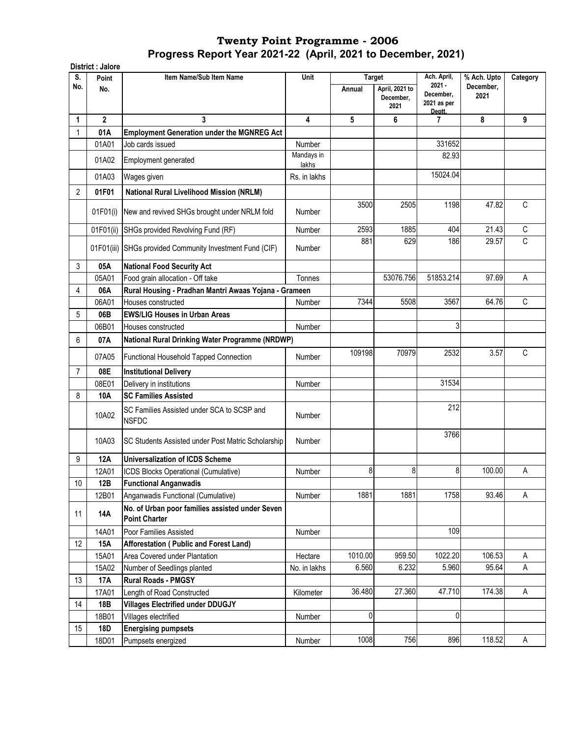# Twenty Point Programme - 2006

## Progress Report Year 2021-22 (April, 2021 to December, 2021)

**District : Jalore**

| S. No. | Point No. | Item Name/Sub Item Name | Unit | Target | | Ach. April, 2021 - December, 2021 as per Deptt. | % Ach. Upto December, 2021 | Category |
|---|---|---|---|---|---|---|---|---|
| | | | | Annual | April, 2021 to December, 2021 | | | |
| 1 | 2 | 3 | 4 | 5 | 6 | 7 | 8 | 9 |
| 1 | **01A** | **Employment Generation under the MGNREG Act** | | | | | | |
| | 01A01 | Job cards issued | Number | | | 331652 | | |
| | 01A02 | Employment generated | Mandays in lakhs | | | 82.93 | | |
| | 01A03 | Wages given | Rs. in lakhs | | | 15024.04 | | |
| 2 | **01F01** | **National Rural Livelihood Mission (NRLM)** | | | | | | |
| | 01F01(i) | New and revived SHGs brought under NRLM fold | Number | 3500 | 2505 | 1198 | 47.82 | C |
| | 01F01(ii) | SHGs provided Revolving Fund (RF) | Number | 2593 | 1885 | 404 | 21.43 | C |
| | 01F01(iii) | SHGs provided Community Investment Fund (CIF) | Number | 881 | 629 | 186 | 29.57 | C |
| 3 | **05A** | **National Food Security Act** | | | | | | |
| | 05A01 | Food grain allocation - Off take | Tonnes | | 53076.756 | 51853.214 | 97.69 | A |
| 4 | **06A** | **Rural Housing - Pradhan Mantri Awaas Yojana - Grameen** | | | | | | |
| | 06A01 | Houses constructed | Number | 7344 | 5508 | 3567 | 64.76 | C |
| 5 | **06B** | **EWS/LIG Houses in Urban Areas** | | | | | | |
| | 06B01 | Houses constructed | Number | | | 3 | | |
| 6 | **07A** | **National Rural Drinking Water Programme (NRDWP)** | | | | | | |
| | 07A05 | Functional Household Tapped Connection | Number | 109198 | 70979 | 2532 | 3.57 | C |
| 7 | **08E** | **Institutional Delivery** | | | | | | |
| | 08E01 | Delivery in institutions | Number | | | 31534 | | |
| 8 | **10A** | **SC Families Assisted** | | | | | | |
| | 10A02 | SC Families Assisted under SCA to SCSP and NSFDC | Number | | | 212 | | |
| | 10A03 | SC Students Assisted under Post Matric Scholarship | Number | | | 3766 | | |
| 9 | **12A** | **Universalization of ICDS Scheme** | | | | | | |
| | 12A01 | ICDS Blocks Operational (Cumulative) | Number | 8 | 8 | 8 | 100.00 | A |
| 10 | **12B** | **Functional Anganwadis** | | | | | | |
| | 12B01 | Anganwadis Functional (Cumulative) | Number | 1881 | 1881 | 1758 | 93.46 | A |
| 11 | **14A** | **No. of Urban poor families assisted under Seven Point Charter** | | | | | | |
| | 14A01 | Poor Families Assisted | Number | | | 109 | | |
| 12 | **15A** | **Afforestation ( Public and Forest Land)** | | | | | | |
| | 15A01 | Area Covered under Plantation | Hectare | 1010.00 | 959.50 | 1022.20 | 106.53 | A |
| | 15A02 | Number of Seedlings planted | No. in lakhs | 6.560 | 6.232 | 5.960 | 95.64 | A |
| 13 | **17A** | **Rural Roads - PMGSY** | | | | | | |
| | 17A01 | Length of Road Constructed | Kilometer | 36.480 | 27.360 | 47.710 | 174.38 | A |
| 14 | **18B** | **Villages Electrified under DDUGJY** | | | | | | |
| | 18B01 | Villages electrified | Number | 0 | | 0 | | |
| 15 | **18D** | **Energising pumpsets** | | | | | | |
| | 18D01 | Pumpsets energized | Number | 1008 | 756 | 896 | 118.52 | A |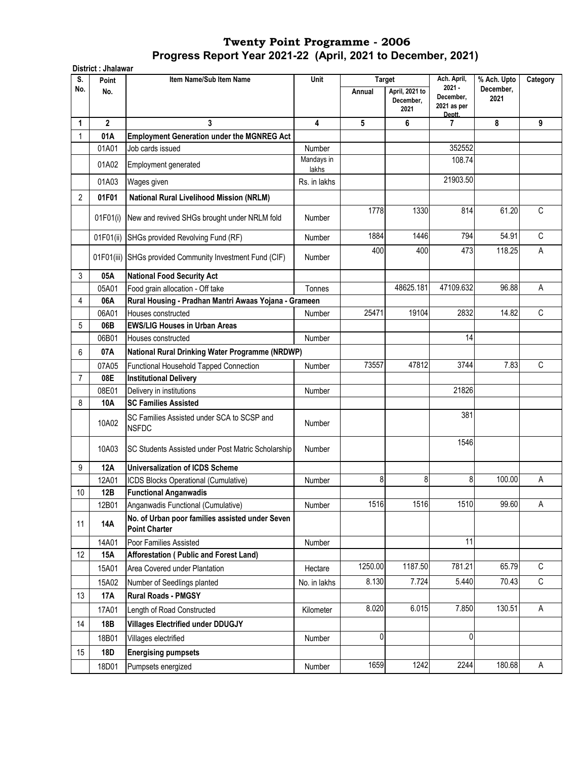# Twenty Point Programme - 2006

## Progress Report Year 2021-22 (April, 2021 to December, 2021)

**District : Jhalawar**

| S. No. | Point No. | Item Name/Sub Item Name | Unit | Target | | Ach. April, 2021 - December, 2021 as per Deptt. | % Ach. Upto December, 2021 | Category |
|---|---|---|---|---|---|---|---|---|
| | | | | Annual | April, 2021 to December, 2021 | | | |
| 1 | 2 | 3 | 4 | 5 | 6 | 7 | 8 | 9 |
| 1 | **01A** | **Employment Generation under the MGNREG Act** | | | | | | |
| | 01A01 | Job cards issued | Number | | | 352552 | | |
| | 01A02 | Employment generated | Mandays in lakhs | | | 108.74 | | |
| | 01A03 | Wages given | Rs. in lakhs | | | 21903.50 | | |
| 2 | **01F01** | **National Rural Livelihood Mission (NRLM)** | | | | | | |
| | 01F01(i) | New and revived SHGs brought under NRLM fold | Number | 1778 | 1330 | 814 | 61.20 | C |
| | 01F01(ii) | SHGs provided Revolving Fund (RF) | Number | 1884 | 1446 | 794 | 54.91 | C |
| | 01F01(iii) | SHGs provided Community Investment Fund (CIF) | Number | 400 | 400 | 473 | 118.25 | A |
| 3 | **05A** | **National Food Security Act** | | | | | | |
| | 05A01 | Food grain allocation - Off take | Tonnes | | 48625.181 | 47109.632 | 96.88 | A |
| 4 | **06A** | **Rural Housing - Pradhan Mantri Awaas Yojana - Grameen** | | | | | | |
| | 06A01 | Houses constructed | Number | 25471 | 19104 | 2832 | 14.82 | C |
| 5 | **06B** | **EWS/LIG Houses in Urban Areas** | | | | | | |
| | 06B01 | Houses constructed | Number | | | 14 | | |
| 6 | **07A** | **National Rural Drinking Water Programme (NRDWP)** | | | | | | |
| | 07A05 | Functional Household Tapped Connection | Number | 73557 | 47812 | 3744 | 7.83 | C |
| 7 | **08E** | **Institutional Delivery** | | | | | | |
| | 08E01 | Delivery in institutions | Number | | | 21826 | | |
| 8 | **10A** | **SC Families Assisted** | | | | | | |
| | 10A02 | SC Families Assisted under SCA to SCSP and NSFDC | Number | | | 381 | | |
| | 10A03 | SC Students Assisted under Post Matric Scholarship | Number | | | 1546 | | |
| 9 | **12A** | **Universalization of ICDS Scheme** | | | | | | |
| | 12A01 | ICDS Blocks Operational (Cumulative) | Number | 8 | 8 | 8 | 100.00 | A |
| 10 | **12B** | **Functional Anganwadis** | | | | | | |
| | 12B01 | Anganwadis Functional (Cumulative) | Number | 1516 | 1516 | 1510 | 99.60 | A |
| 11 | **14A** | **No. of Urban poor families assisted under Seven Point Charter** | | | | | | |
| | 14A01 | Poor Families Assisted | Number | | | 11 | | |
| 12 | **15A** | **Afforestation ( Public and Forest Land)** | | | | | | |
| | 15A01 | Area Covered under Plantation | Hectare | 1250.00 | 1187.50 | 781.21 | 65.79 | C |
| | 15A02 | Number of Seedlings planted | No. in lakhs | 8.130 | 7.724 | 5.440 | 70.43 | C |
| 13 | **17A** | **Rural Roads - PMGSY** | | | | | | |
| | 17A01 | Length of Road Constructed | Kilometer | 8.020 | 6.015 | 7.850 | 130.51 | A |
| 14 | **18B** | **Villages Electrified under DDUGJY** | | | | | | |
| | 18B01 | Villages electrified | Number | 0 | | 0 | | |
| 15 | **18D** | **Energising pumpsets** | | | | | | |
| | 18D01 | Pumpsets energized | Number | 1659 | 1242 | 2244 | 180.68 | A |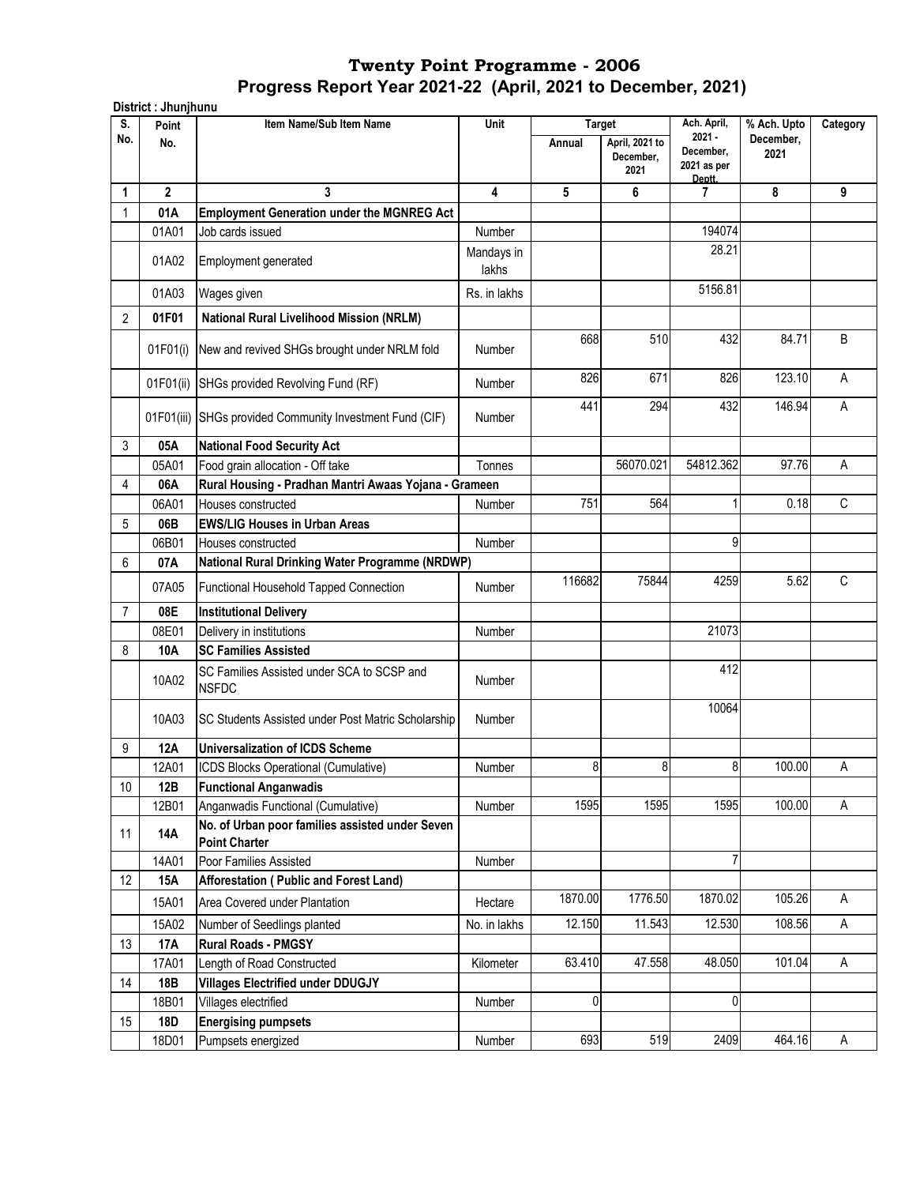# Twenty Point Programme - 2006

## Progress Report Year 2021-22 (April, 2021 to December, 2021)

**District : Jhunjhunu**

| S. No. | Point No. | Item Name/Sub Item Name | Unit | Target | | Ach. April, 2021 - December, 2021 as per Deptt. | % Ach. Upto December, 2021 | Category |
|---|---|---|---|---|---|---|---|---|
| | | | | Annual | April, 2021 to December, 2021 | | | |
| 1 | 2 | 3 | 4 | 5 | 6 | 7 | 8 | 9 |
| 1 | **01A** | **Employment Generation under the MGNREG Act** | | | | | | |
| | 01A01 | Job cards issued | Number | | | 194074 | | |
| | 01A02 | Employment generated | Mandays in lakhs | | | 28.21 | | |
| | 01A03 | Wages given | Rs. in lakhs | | | 5156.81 | | |
| 2 | **01F01** | **National Rural Livelihood Mission (NRLM)** | | | | | | |
| | 01F01(i) | New and revived SHGs brought under NRLM fold | Number | 668 | 510 | 432 | 84.71 | B |
| | 01F01(ii) | SHGs provided Revolving Fund (RF) | Number | 826 | 671 | 826 | 123.10 | A |
| | 01F01(iii) | SHGs provided Community Investment Fund (CIF) | Number | 441 | 294 | 432 | 146.94 | A |
| 3 | **05A** | **National Food Security Act** | | | | | | |
| | 05A01 | Food grain allocation - Off take | Tonnes | | 56070.021 | 54812.362 | 97.76 | A |
| 4 | **06A** | **Rural Housing - Pradhan Mantri Awaas Yojana - Grameen** | | | | | | |
| | 06A01 | Houses constructed | Number | 751 | 564 | 1 | 0.18 | C |
| 5 | **06B** | **EWS/LIG Houses in Urban Areas** | | | | | | |
| | 06B01 | Houses constructed | Number | | | 9 | | |
| 6 | **07A** | **National Rural Drinking Water Programme (NRDWP)** | | | | | | |
| | 07A05 | Functional Household Tapped Connection | Number | 116682 | 75844 | 4259 | 5.62 | C |
| 7 | **08E** | **Institutional Delivery** | | | | | | |
| | 08E01 | Delivery in institutions | Number | | | 21073 | | |
| 8 | **10A** | **SC Families Assisted** | | | | | | |
| | 10A02 | SC Families Assisted under SCA to SCSP and NSFDC | Number | | | 412 | | |
| | 10A03 | SC Students Assisted under Post Matric Scholarship | Number | | | 10064 | | |
| 9 | **12A** | **Universalization of ICDS Scheme** | | | | | | |
| | 12A01 | ICDS Blocks Operational (Cumulative) | Number | 8 | 8 | 8 | 100.00 | A |
| 10 | **12B** | **Functional Anganwadis** | | | | | | |
| | 12B01 | Anganwadis Functional (Cumulative) | Number | 1595 | 1595 | 1595 | 100.00 | A |
| 11 | **14A** | **No. of Urban poor families assisted under Seven Point Charter** | | | | | | |
| | 14A01 | Poor Families Assisted | Number | | | 7 | | |
| 12 | **15A** | **Afforestation ( Public and Forest Land)** | | | | | | |
| | 15A01 | Area Covered under Plantation | Hectare | 1870.00 | 1776.50 | 1870.02 | 105.26 | A |
| | 15A02 | Number of Seedlings planted | No. in lakhs | 12.150 | 11.543 | 12.530 | 108.56 | A |
| 13 | **17A** | **Rural Roads - PMGSY** | | | | | | |
| | 17A01 | Length of Road Constructed | Kilometer | 63.410 | 47.558 | 48.050 | 101.04 | A |
| 14 | **18B** | **Villages Electrified under DDUGJY** | | | | | | |
| | 18B01 | Villages electrified | Number | 0 | | 0 | | |
| 15 | **18D** | **Energising pumpsets** | | | | | | |
| | 18D01 | Pumpsets energized | Number | 693 | 519 | 2409 | 464.16 | A |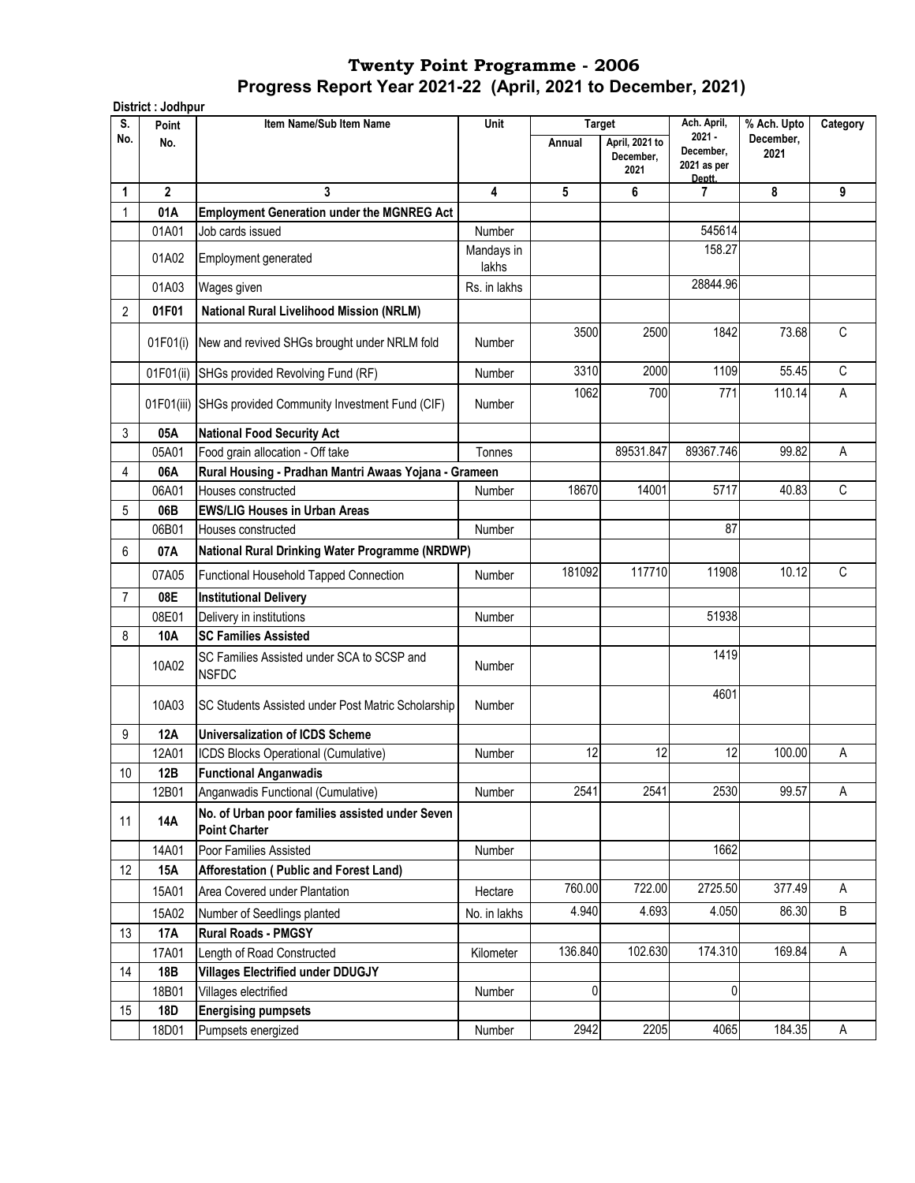# Twenty Point Programme - 2006

## Progress Report Year 2021-22 (April, 2021 to December, 2021)

**District : Jodhpur**

| S. No. | Point No. | Item Name/Sub Item Name | Unit | Target | | Ach. April, 2021 - December, 2021 as per Deptt. | % Ach. Upto December, 2021 | Category |
|---|---|---|---|---|---|---|---|---|
| | | | | Annual | April, 2021 to December, 2021 | | | |
| 1 | 2 | 3 | 4 | 5 | 6 | 7 | 8 | 9 |
| 1 | **01A** | **Employment Generation under the MGNREG Act** | | | | | | |
| | 01A01 | Job cards issued | Number | | | 545614 | | |
| | 01A02 | Employment generated | Mandays in lakhs | | | 158.27 | | |
| | 01A03 | Wages given | Rs. in lakhs | | | 28844.96 | | |
| 2 | **01F01** | **National Rural Livelihood Mission (NRLM)** | | | | | | |
| | 01F01(i) | New and revived SHGs brought under NRLM fold | Number | 3500 | 2500 | 1842 | 73.68 | C |
| | 01F01(ii) | SHGs provided Revolving Fund (RF) | Number | 3310 | 2000 | 1109 | 55.45 | C |
| | 01F01(iii) | SHGs provided Community Investment Fund (CIF) | Number | 1062 | 700 | 771 | 110.14 | A |
| 3 | **05A** | **National Food Security Act** | | | | | | |
| | 05A01 | Food grain allocation - Off take | Tonnes | | 89531.847 | 89367.746 | 99.82 | A |
| 4 | **06A** | **Rural Housing - Pradhan Mantri Awaas Yojana - Grameen** | | | | | | |
| | 06A01 | Houses constructed | Number | 18670 | 14001 | 5717 | 40.83 | C |
| 5 | **06B** | **EWS/LIG Houses in Urban Areas** | | | | | | |
| | 06B01 | Houses constructed | Number | | | 87 | | |
| 6 | **07A** | **National Rural Drinking Water Programme (NRDWP)** | | | | | | |
| | 07A05 | Functional Household Tapped Connection | Number | 181092 | 117710 | 11908 | 10.12 | C |
| 7 | **08E** | **Institutional Delivery** | | | | | | |
| | 08E01 | Delivery in institutions | Number | | | 51938 | | |
| 8 | **10A** | **SC Families Assisted** | | | | | | |
| | 10A02 | SC Families Assisted under SCA to SCSP and NSFDC | Number | | | 1419 | | |
| | 10A03 | SC Students Assisted under Post Matric Scholarship | Number | | | 4601 | | |
| 9 | **12A** | **Universalization of ICDS Scheme** | | | | | | |
| | 12A01 | ICDS Blocks Operational (Cumulative) | Number | 12 | 12 | 12 | 100.00 | A |
| 10 | **12B** | **Functional Anganwadis** | | | | | | |
| | 12B01 | Anganwadis Functional (Cumulative) | Number | 2541 | 2541 | 2530 | 99.57 | A |
| 11 | **14A** | **No. of Urban poor families assisted under Seven Point Charter** | | | | | | |
| | 14A01 | Poor Families Assisted | Number | | | 1662 | | |
| 12 | **15A** | **Afforestation ( Public and Forest Land)** | | | | | | |
| | 15A01 | Area Covered under Plantation | Hectare | 760.00 | 722.00 | 2725.50 | 377.49 | A |
| | 15A02 | Number of Seedlings planted | No. in lakhs | 4.940 | 4.693 | 4.050 | 86.30 | B |
| 13 | **17A** | **Rural Roads - PMGSY** | | | | | | |
| | 17A01 | Length of Road Constructed | Kilometer | 136.840 | 102.630 | 174.310 | 169.84 | A |
| 14 | **18B** | **Villages Electrified under DDUGJY** | | | | | | |
| | 18B01 | Villages electrified | Number | 0 | | 0 | | |
| 15 | **18D** | **Energising pumpsets** | | | | | | |
| | 18D01 | Pumpsets energized | Number | 2942 | 2205 | 4065 | 184.35 | A |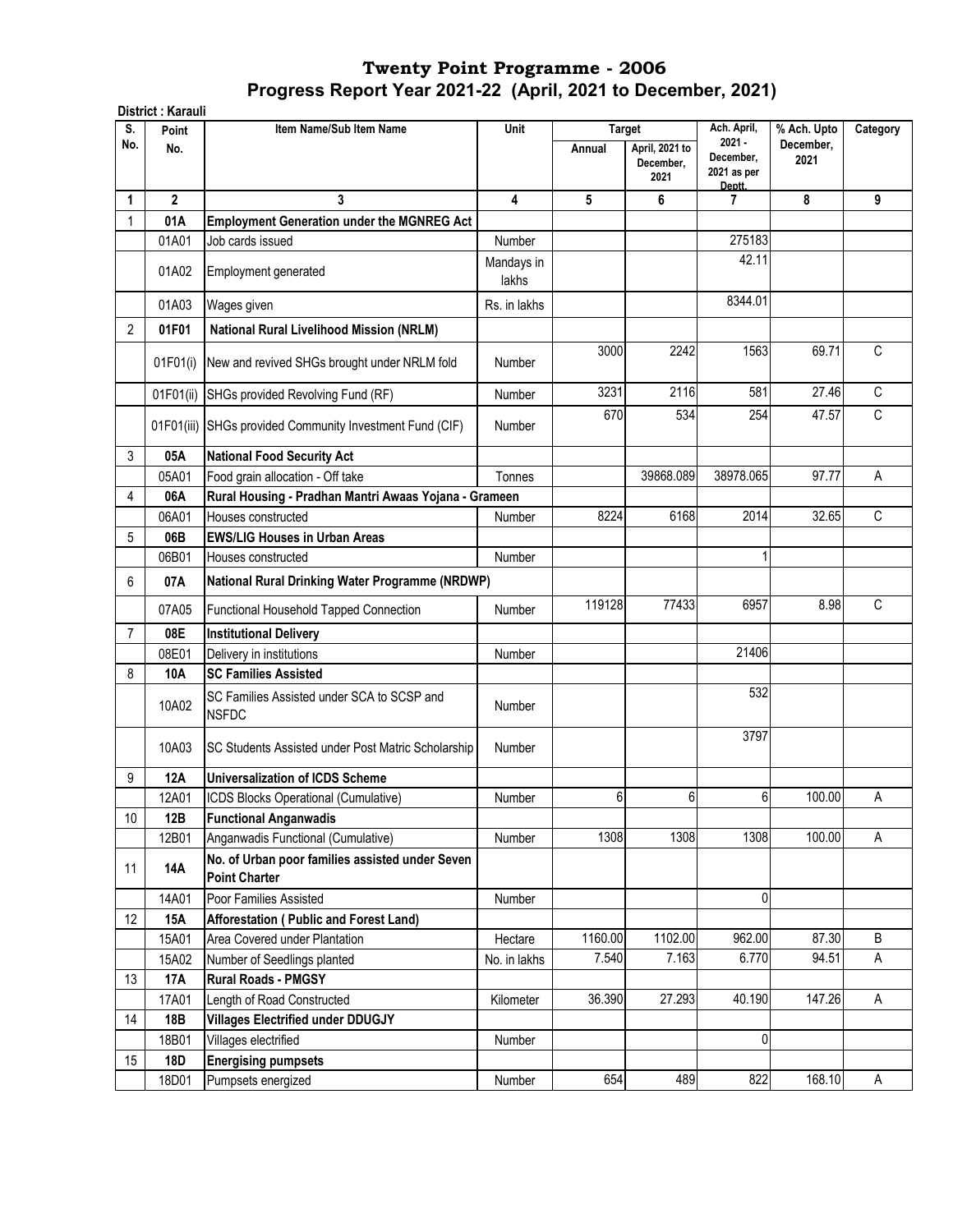# Twenty Point Programme - 2006
## Progress Report Year 2021-22 (April, 2021 to December, 2021)

**District : Karauli**

| S. No. | Point No. | Item Name/Sub Item Name | Unit | Target | | Ach. April, 2021 - December, 2021 as per Deptt. | % Ach. Upto December, 2021 | Category |
|---|---|---|---|---|---|---|---|---|
| | | | | Annual | April, 2021 to December, 2021 | | | |
| 1 | 2 | 3 | 4 | 5 | 6 | 7 | 8 | 9 |
| 1 | **01A** | **Employment Generation under the MGNREG Act** | | | | | | |
| | 01A01 | Job cards issued | Number | | | 275183 | | |
| | 01A02 | Employment generated | Mandays in lakhs | | | 42.11 | | |
| | 01A03 | Wages given | Rs. in lakhs | | | 8344.01 | | |
| 2 | **01F01** | **National Rural Livelihood Mission (NRLM)** | | | | | | |
| | 01F01(i) | New and revived SHGs brought under NRLM fold | Number | 3000 | 2242 | 1563 | 69.71 | C |
| | 01F01(ii) | SHGs provided Revolving Fund (RF) | Number | 3231 | 2116 | 581 | 27.46 | C |
| | 01F01(iii) | SHGs provided Community Investment Fund (CIF) | Number | 670 | 534 | 254 | 47.57 | C |
| 3 | **05A** | **National Food Security Act** | | | | | | |
| | 05A01 | Food grain allocation - Off take | Tonnes | | 39868.089 | 38978.065 | 97.77 | A |
| 4 | **06A** | **Rural Housing - Pradhan Mantri Awaas Yojana - Grameen** | | | | | | |
| | 06A01 | Houses constructed | Number | 8224 | 6168 | 2014 | 32.65 | C |
| 5 | **06B** | **EWS/LIG Houses in Urban Areas** | | | | | | |
| | 06B01 | Houses constructed | Number | | | 1 | | |
| 6 | **07A** | **National Rural Drinking Water Programme (NRDWP)** | | | | | | |
| | 07A05 | Functional Household Tapped Connection | Number | 119128 | 77433 | 6957 | 8.98 | C |
| 7 | **08E** | **Institutional Delivery** | | | | | | |
| | 08E01 | Delivery in institutions | Number | | | 21406 | | |
| 8 | **10A** | **SC Families Assisted** | | | | | | |
| | 10A02 | SC Families Assisted under SCA to SCSP and NSFDC | Number | | | 532 | | |
| | 10A03 | SC Students Assisted under Post Matric Scholarship | Number | | | 3797 | | |
| 9 | **12A** | **Universalization of ICDS Scheme** | | | | | | |
| | 12A01 | ICDS Blocks Operational (Cumulative) | Number | 6 | 6 | 6 | 100.00 | A |
| 10 | **12B** | **Functional Anganwadis** | | | | | | |
| | 12B01 | Anganwadis Functional (Cumulative) | Number | 1308 | 1308 | 1308 | 100.00 | A |
| 11 | **14A** | **No. of Urban poor families assisted under Seven Point Charter** | | | | | | |
| | 14A01 | Poor Families Assisted | Number | | | 0 | | |
| 12 | **15A** | **Afforestation ( Public and Forest Land)** | | | | | | |
| | 15A01 | Area Covered under Plantation | Hectare | 1160.00 | 1102.00 | 962.00 | 87.30 | B |
| | 15A02 | Number of Seedlings planted | No. in lakhs | 7.540 | 7.163 | 6.770 | 94.51 | A |
| 13 | **17A** | **Rural Roads - PMGSY** | | | | | | |
| | 17A01 | Length of Road Constructed | Kilometer | 36.390 | 27.293 | 40.190 | 147.26 | A |
| 14 | **18B** | **Villages Electrified under DDUGJY** | | | | | | |
| | 18B01 | Villages electrified | Number | | | 0 | | |
| 15 | **18D** | **Energising pumpsets** | | | | | | |
| | 18D01 | Pumpsets energized | Number | 654 | 489 | 822 | 168.10 | A |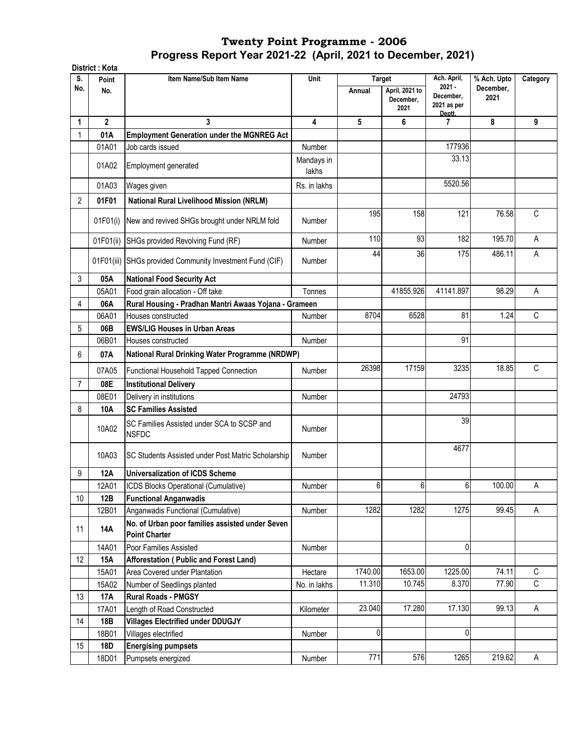# Twenty Point Programme - 2006

## Progress Report Year 2021-22 (April, 2021 to December, 2021)

**District : Kota**

| S. No. | Point No. | Item Name/Sub Item Name | Unit | Target | | Ach. April, 2021 - December, 2021 as per Deptt. | % Ach. Upto December, 2021 | Category |
|---|---|---|---|---|---|---|---|---|
| | | | | Annual | April, 2021 to December, 2021 | | | |
| 1 | 2 | 3 | 4 | 5 | 6 | 7 | 8 | 9 |
| 1 | **01A** | **Employment Generation under the MGNREG Act** | | | | | | |
| | 01A01 | Job cards issued | Number | | | 177936 | | |
| | 01A02 | Employment generated | Mandays in lakhs | | | 33.13 | | |
| | 01A03 | Wages given | Rs. in lakhs | | | 5520.56 | | |
| 2 | **01F01** | **National Rural Livelihood Mission (NRLM)** | | | | | | |
| | 01F01(i) | New and revived SHGs brought under NRLM fold | Number | 195 | 158 | 121 | 76.58 | C |
| | 01F01(ii) | SHGs provided Revolving Fund (RF) | Number | 110 | 93 | 182 | 195.70 | A |
| | 01F01(iii) | SHGs provided Community Investment Fund (CIF) | Number | 44 | 36 | 175 | 486.11 | A |
| 3 | **05A** | **National Food Security Act** | | | | | | |
| | 05A01 | Food grain allocation - Off take | Tonnes | | 41855.926 | 41141.897 | 98.29 | A |
| 4 | **06A** | **Rural Housing - Pradhan Mantri Awaas Yojana - Grameen** | | | | | | |
| | 06A01 | Houses constructed | Number | 8704 | 6528 | 81 | 1.24 | C |
| 5 | **06B** | **EWS/LIG Houses in Urban Areas** | | | | | | |
| | 06B01 | Houses constructed | Number | | | 91 | | |
| 6 | **07A** | **National Rural Drinking Water Programme (NRDWP)** | | | | | | |
| | 07A05 | Functional Household Tapped Connection | Number | 26398 | 17159 | 3235 | 18.85 | C |
| 7 | **08E** | **Institutional Delivery** | | | | | | |
| | 08E01 | Delivery in institutions | Number | | | 24793 | | |
| 8 | **10A** | **SC Families Assisted** | | | | | | |
| | 10A02 | SC Families Assisted under SCA to SCSP and NSFDC | Number | | | 39 | | |
| | 10A03 | SC Students Assisted under Post Matric Scholarship | Number | | | 4677 | | |
| 9 | **12A** | **Universalization of ICDS Scheme** | | | | | | |
| | 12A01 | ICDS Blocks Operational (Cumulative) | Number | 6 | 6 | 6 | 100.00 | A |
| 10 | **12B** | **Functional Anganwadis** | | | | | | |
| | 12B01 | Anganwadis Functional (Cumulative) | Number | 1282 | 1282 | 1275 | 99.45 | A |
| 11 | **14A** | **No. of Urban poor families assisted under Seven Point Charter** | | | | | | |
| | 14A01 | Poor Families Assisted | Number | | | 0 | | |
| 12 | **15A** | **Afforestation ( Public and Forest Land)** | | | | | | |
| | 15A01 | Area Covered under Plantation | Hectare | 1740.00 | 1653.00 | 1225.00 | 74.11 | C |
| | 15A02 | Number of Seedlings planted | No. in lakhs | 11.310 | 10.745 | 8.370 | 77.90 | C |
| 13 | **17A** | **Rural Roads - PMGSY** | | | | | | |
| | 17A01 | Length of Road Constructed | Kilometer | 23.040 | 17.280 | 17.130 | 99.13 | A |
| 14 | **18B** | **Villages Electrified under DDUGJY** | | | | | | |
| | 18B01 | Villages electrified | Number | 0 | | 0 | | |
| 15 | **18D** | **Energising pumpsets** | | | | | | |
| | 18D01 | Pumpsets energized | Number | 771 | 576 | 1265 | 219.62 | A |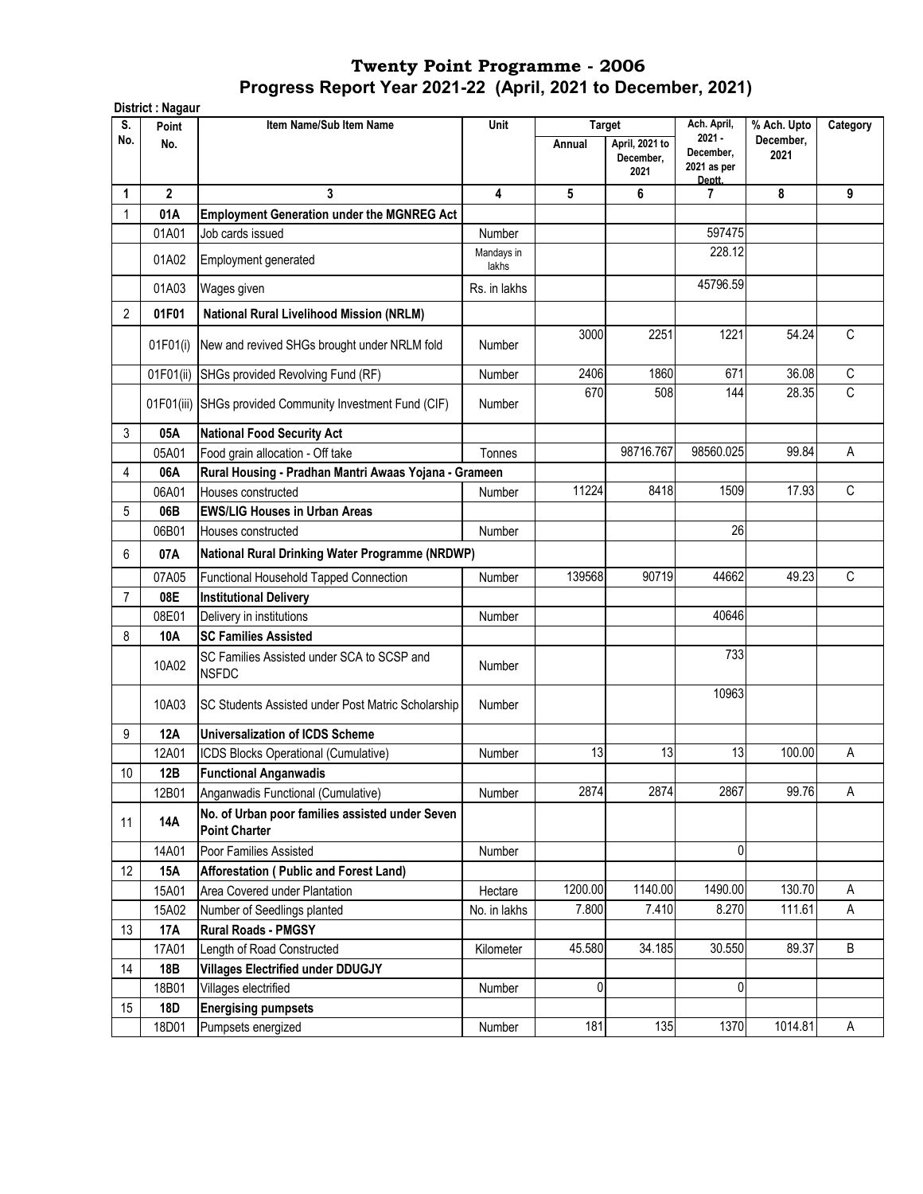# Twenty Point Programme - 2006

## Progress Report Year 2021-22 (April, 2021 to December, 2021)

**District : Nagaur**

| S. No. | Point No. | Item Name/Sub Item Name | Unit | Target | | Ach. April, 2021 - December, 2021 as per Deptt. | % Ach. Upto December, 2021 | Category |
|---|---|---|---|---|---|---|---|---|
| | | | | Annual | April, 2021 to December, 2021 | | | |
| 1 | 2 | 3 | 4 | 5 | 6 | 7 | 8 | 9 |
| 1 | **01A** | **Employment Generation under the MGNREG Act** | | | | | | |
| | 01A01 | Job cards issued | Number | | | 597475 | | |
| | 01A02 | Employment generated | Mandays in lakhs | | | 228.12 | | |
| | 01A03 | Wages given | Rs. in lakhs | | | 45796.59 | | |
| 2 | **01F01** | **National Rural Livelihood Mission (NRLM)** | | | | | | |
| | 01F01(i) | New and revived SHGs brought under NRLM fold | Number | 3000 | 2251 | 1221 | 54.24 | C |
| | 01F01(ii) | SHGs provided Revolving Fund (RF) | Number | 2406 | 1860 | 671 | 36.08 | C |
| | 01F01(iii) | SHGs provided Community Investment Fund (CIF) | Number | 670 | 508 | 144 | 28.35 | C |
| 3 | **05A** | **National Food Security Act** | | | | | | |
| | 05A01 | Food grain allocation - Off take | Tonnes | | 98716.767 | 98560.025 | 99.84 | A |
| 4 | **06A** | **Rural Housing - Pradhan Mantri Awaas Yojana - Grameen** | | | | | | |
| | 06A01 | Houses constructed | Number | 11224 | 8418 | 1509 | 17.93 | C |
| 5 | **06B** | **EWS/LIG Houses in Urban Areas** | | | | | | |
| | 06B01 | Houses constructed | Number | | | 26 | | |
| 6 | **07A** | **National Rural Drinking Water Programme (NRDWP)** | | | | | | |
| | 07A05 | Functional Household Tapped Connection | Number | 139568 | 90719 | 44662 | 49.23 | C |
| 7 | **08E** | **Institutional Delivery** | | | | | | |
| | 08E01 | Delivery in institutions | Number | | | 40646 | | |
| 8 | **10A** | **SC Families Assisted** | | | | | | |
| | 10A02 | SC Families Assisted under SCA to SCSP and NSFDC | Number | | | 733 | | |
| | 10A03 | SC Students Assisted under Post Matric Scholarship | Number | | | 10963 | | |
| 9 | **12A** | **Universalization of ICDS Scheme** | | | | | | |
| | 12A01 | ICDS Blocks Operational (Cumulative) | Number | 13 | 13 | 13 | 100.00 | A |
| 10 | **12B** | **Functional Anganwadis** | | | | | | |
| | 12B01 | Anganwadis Functional (Cumulative) | Number | 2874 | 2874 | 2867 | 99.76 | A |
| 11 | **14A** | **No. of Urban poor families assisted under Seven Point Charter** | | | | | | |
| | 14A01 | Poor Families Assisted | Number | | | 0 | | |
| 12 | **15A** | **Afforestation ( Public and Forest Land)** | | | | | | |
| | 15A01 | Area Covered under Plantation | Hectare | 1200.00 | 1140.00 | 1490.00 | 130.70 | A |
| | 15A02 | Number of Seedlings planted | No. in lakhs | 7.800 | 7.410 | 8.270 | 111.61 | A |
| 13 | **17A** | **Rural Roads - PMGSY** | | | | | | |
| | 17A01 | Length of Road Constructed | Kilometer | 45.580 | 34.185 | 30.550 | 89.37 | B |
| 14 | **18B** | **Villages Electrified under DDUGJY** | | | | | | |
| | 18B01 | Villages electrified | Number | 0 | | 0 | | |
| 15 | **18D** | **Energising pumpsets** | | | | | | |
| | 18D01 | Pumpsets energized | Number | 181 | 135 | 1370 | 1014.81 | A |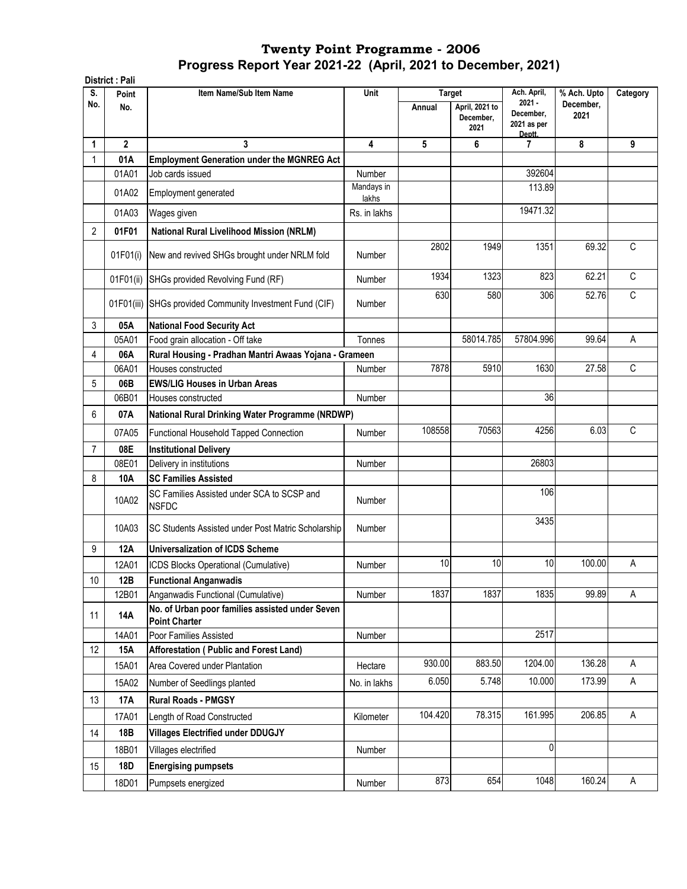# Twenty Point Programme - 2006

## Progress Report Year 2021-22 (April, 2021 to December, 2021)

**District : Pali**

| S. No. | Point No. | Item Name/Sub Item Name | Unit | Target | | Ach. April, 2021 - December, 2021 as per Deptt. | % Ach. Upto December, 2021 | Category |
|---|---|---|---|---|---|---|---|---|
| | | | | Annual | April, 2021 to December, 2021 | | | |
| 1 | 2 | 3 | 4 | 5 | 6 | 7 | 8 | 9 |
| 1 | **01A** | **Employment Generation under the MGNREG Act** | | | | | | |
| | 01A01 | Job cards issued | Number | | | 392604 | | |
| | 01A02 | Employment generated | Mandays in lakhs | | | 113.89 | | |
| | 01A03 | Wages given | Rs. in lakhs | | | 19471.32 | | |
| 2 | **01F01** | **National Rural Livelihood Mission (NRLM)** | | | | | | |
| | 01F01(i) | New and revived SHGs brought under NRLM fold | Number | 2802 | 1949 | 1351 | 69.32 | C |
| | 01F01(ii) | SHGs provided Revolving Fund (RF) | Number | 1934 | 1323 | 823 | 62.21 | C |
| | 01F01(iii) | SHGs provided Community Investment Fund (CIF) | Number | 630 | 580 | 306 | 52.76 | C |
| 3 | **05A** | **National Food Security Act** | | | | | | |
| | 05A01 | Food grain allocation - Off take | Tonnes | | 58014.785 | 57804.996 | 99.64 | A |
| 4 | **06A** | **Rural Housing - Pradhan Mantri Awaas Yojana - Grameen** | | | | | | |
| | 06A01 | Houses constructed | Number | 7878 | 5910 | 1630 | 27.58 | C |
| 5 | **06B** | **EWS/LIG Houses in Urban Areas** | | | | | | |
| | 06B01 | Houses constructed | Number | | | 36 | | |
| 6 | **07A** | **National Rural Drinking Water Programme (NRDWP)** | | | | | | |
| | 07A05 | Functional Household Tapped Connection | Number | 108558 | 70563 | 4256 | 6.03 | C |
| 7 | **08E** | **Institutional Delivery** | | | | | | |
| | 08E01 | Delivery in institutions | Number | | | 26803 | | |
| 8 | **10A** | **SC Families Assisted** | | | | | | |
| | 10A02 | SC Families Assisted under SCA to SCSP and NSFDC | Number | | | 106 | | |
| | 10A03 | SC Students Assisted under Post Matric Scholarship | Number | | | 3435 | | |
| 9 | **12A** | **Universalization of ICDS Scheme** | | | | | | |
| | 12A01 | ICDS Blocks Operational (Cumulative) | Number | 10 | 10 | 10 | 100.00 | A |
| 10 | **12B** | **Functional Anganwadis** | | | | | | |
| | 12B01 | Anganwadis Functional (Cumulative) | Number | 1837 | 1837 | 1835 | 99.89 | A |
| 11 | **14A** | **No. of Urban poor families assisted under Seven Point Charter** | | | | | | |
| | 14A01 | Poor Families Assisted | Number | | | 2517 | | |
| 12 | **15A** | **Afforestation ( Public and Forest Land)** | | | | | | |
| | 15A01 | Area Covered under Plantation | Hectare | 930.00 | 883.50 | 1204.00 | 136.28 | A |
| | 15A02 | Number of Seedlings planted | No. in lakhs | 6.050 | 5.748 | 10.000 | 173.99 | A |
| 13 | **17A** | **Rural Roads - PMGSY** | | | | | | |
| | 17A01 | Length of Road Constructed | Kilometer | 104.420 | 78.315 | 161.995 | 206.85 | A |
| 14 | **18B** | **Villages Electrified under DDUGJY** | | | | | | |
| | 18B01 | Villages electrified | Number | | | 0 | | |
| 15 | **18D** | **Energising pumpsets** | | | | | | |
| | 18D01 | Pumpsets energized | Number | 873 | 654 | 1048 | 160.24 | A |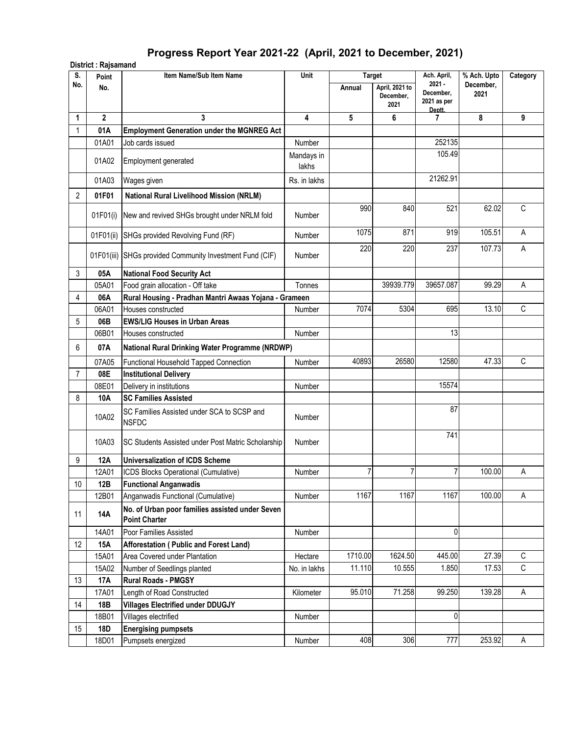# Progress Report Year 2021-22 (April, 2021 to December, 2021)

**District : Rajsamand**

| S. No. | Point No. | Item Name/Sub Item Name | Unit | Target | | Ach. April, 2021 - December, 2021 as per Deptt. | % Ach. Upto December, 2021 | Category |
|---|---|---|---|---|---|---|---|---|
| | | | | Annual | April, 2021 to December, 2021 | | | |
| 1 | 2 | 3 | 4 | 5 | 6 | 7 | 8 | 9 |
| 1 | **01A** | **Employment Generation under the MGNREG Act** | | | | | | |
| | 01A01 | Job cards issued | Number | | | 252135 | | |
| | 01A02 | Employment generated | Mandays in lakhs | | | 105.49 | | |
| | 01A03 | Wages given | Rs. in lakhs | | | 21262.91 | | |
| 2 | **01F01** | **National Rural Livelihood Mission (NRLM)** | | | | | | |
| | 01F01(i) | New and revived SHGs brought under NRLM fold | Number | 990 | 840 | 521 | 62.02 | C |
| | 01F01(ii) | SHGs provided Revolving Fund (RF) | Number | 1075 | 871 | 919 | 105.51 | A |
| | 01F01(iii) | SHGs provided Community Investment Fund (CIF) | Number | 220 | 220 | 237 | 107.73 | A |
| 3 | **05A** | **National Food Security Act** | | | | | | |
| | 05A01 | Food grain allocation - Off take | Tonnes | | 39939.779 | 39657.087 | 99.29 | A |
| 4 | **06A** | **Rural Housing - Pradhan Mantri Awaas Yojana - Grameen** | | | | | | |
| | 06A01 | Houses constructed | Number | 7074 | 5304 | 695 | 13.10 | C |
| 5 | **06B** | **EWS/LIG Houses in Urban Areas** | | | | | | |
| | 06B01 | Houses constructed | Number | | | 13 | | |
| 6 | **07A** | **National Rural Drinking Water Programme (NRDWP)** | | | | | | |
| | 07A05 | Functional Household Tapped Connection | Number | 40893 | 26580 | 12580 | 47.33 | C |
| 7 | **08E** | **Institutional Delivery** | | | | | | |
| | 08E01 | Delivery in institutions | Number | | | 15574 | | |
| 8 | **10A** | **SC Families Assisted** | | | | | | |
| | 10A02 | SC Families Assisted under SCA to SCSP and NSFDC | Number | | | 87 | | |
| | 10A03 | SC Students Assisted under Post Matric Scholarship | Number | | | 741 | | |
| 9 | **12A** | **Universalization of ICDS Scheme** | | | | | | |
| | 12A01 | ICDS Blocks Operational (Cumulative) | Number | 7 | 7 | 7 | 100.00 | A |
| 10 | **12B** | **Functional Anganwadis** | | | | | | |
| | 12B01 | Anganwadis Functional (Cumulative) | Number | 1167 | 1167 | 1167 | 100.00 | A |
| 11 | **14A** | **No. of Urban poor families assisted under Seven Point Charter** | | | | | | |
| | 14A01 | Poor Families Assisted | Number | | | 0 | | |
| 12 | **15A** | **Afforestation ( Public and Forest Land)** | | | | | | |
| | 15A01 | Area Covered under Plantation | Hectare | 1710.00 | 1624.50 | 445.00 | 27.39 | C |
| | 15A02 | Number of Seedlings planted | No. in lakhs | 11.110 | 10.555 | 1.850 | 17.53 | C |
| 13 | **17A** | **Rural Roads - PMGSY** | | | | | | |
| | 17A01 | Length of Road Constructed | Kilometer | 95.010 | 71.258 | 99.250 | 139.28 | A |
| 14 | **18B** | **Villages Electrified under DDUGJY** | | | | | | |
| | 18B01 | Villages electrified | Number | | | 0 | | |
| 15 | **18D** | **Energising pumpsets** | | | | | | |
| | 18D01 | Pumpsets energized | Number | 408 | 306 | 777 | 253.92 | A |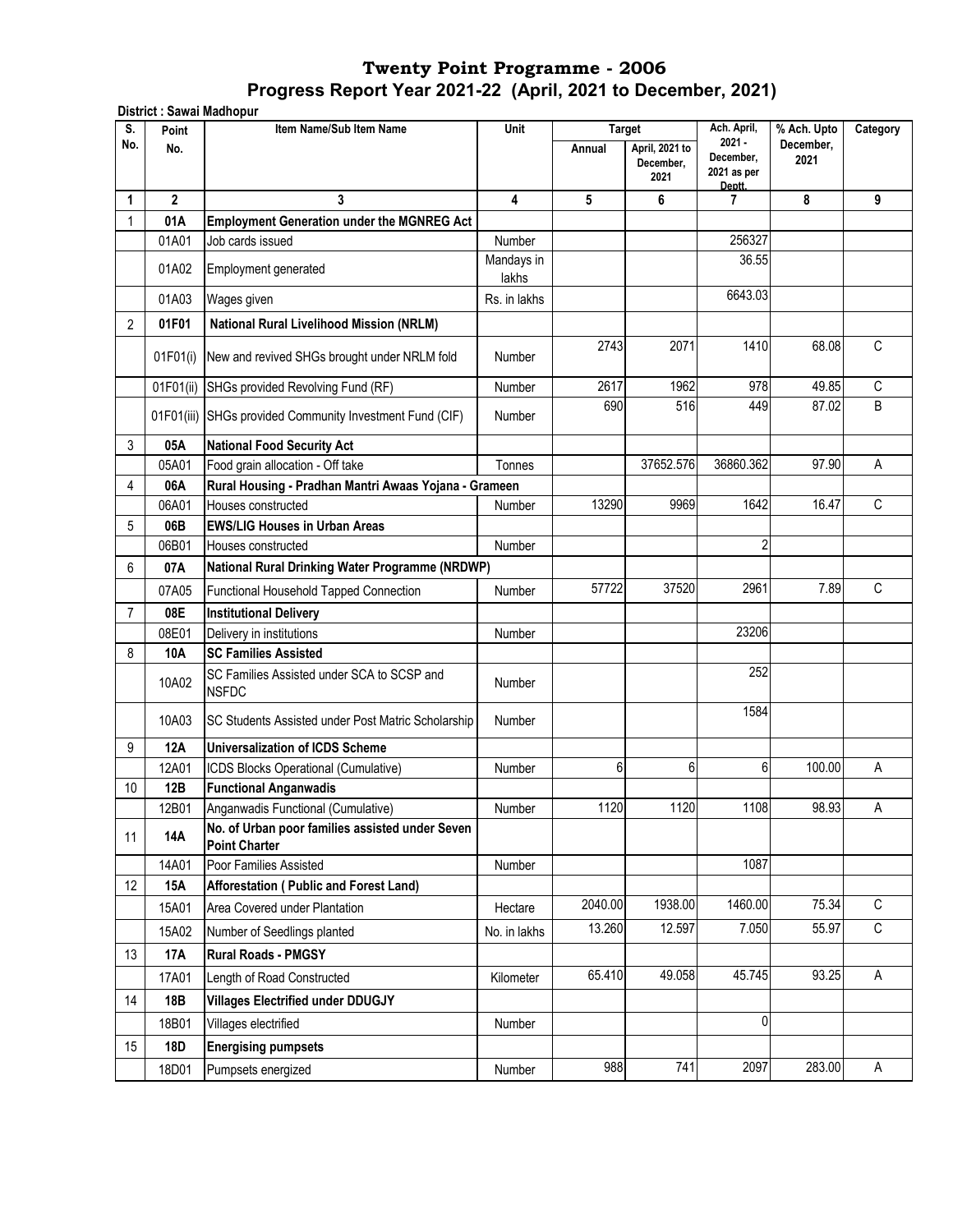# Twenty Point Programme - 2006

## Progress Report Year 2021-22 (April, 2021 to December, 2021)

**District : Sawai Madhopur**

| S. No. | Point No. | Item Name/Sub Item Name | Unit | Target | | Ach. April, 2021 - December, 2021 as per Deptt. | % Ach. Upto December, 2021 | Category |
|---|---|---|---|---|---|---|---|---|
| | | | | Annual | April, 2021 to December, 2021 | | | |
| 1 | 2 | 3 | 4 | 5 | 6 | 7 | 8 | 9 |
| 1 | **01A** | **Employment Generation under the MGNREG Act** | | | | | | |
| | 01A01 | Job cards issued | Number | | | 256327 | | |
| | 01A02 | Employment generated | Mandays in lakhs | | | 36.55 | | |
| | 01A03 | Wages given | Rs. in lakhs | | | 6643.03 | | |
| 2 | **01F01** | **National Rural Livelihood Mission (NRLM)** | | | | | | |
| | 01F01(i) | New and revived SHGs brought under NRLM fold | Number | 2743 | 2071 | 1410 | 68.08 | C |
| | 01F01(ii) | SHGs provided Revolving Fund (RF) | Number | 2617 | 1962 | 978 | 49.85 | C |
| | 01F01(iii) | SHGs provided Community Investment Fund (CIF) | Number | 690 | 516 | 449 | 87.02 | B |
| 3 | **05A** | **National Food Security Act** | | | | | | |
| | 05A01 | Food grain allocation - Off take | Tonnes | | 37652.576 | 36860.362 | 97.90 | A |
| 4 | **06A** | **Rural Housing - Pradhan Mantri Awaas Yojana - Grameen** | | | | | | |
| | 06A01 | Houses constructed | Number | 13290 | 9969 | 1642 | 16.47 | C |
| 5 | **06B** | **EWS/LIG Houses in Urban Areas** | | | | | | |
| | 06B01 | Houses constructed | Number | | | 2 | | |
| 6 | **07A** | **National Rural Drinking Water Programme (NRDWP)** | | | | | | |
| | 07A05 | Functional Household Tapped Connection | Number | 57722 | 37520 | 2961 | 7.89 | C |
| 7 | **08E** | **Institutional Delivery** | | | | | | |
| | 08E01 | Delivery in institutions | Number | | | 23206 | | |
| 8 | **10A** | **SC Families Assisted** | | | | | | |
| | 10A02 | SC Families Assisted under SCA to SCSP and NSFDC | Number | | | 252 | | |
| | 10A03 | SC Students Assisted under Post Matric Scholarship | Number | | | 1584 | | |
| 9 | **12A** | **Universalization of ICDS Scheme** | | | | | | |
| | 12A01 | ICDS Blocks Operational (Cumulative) | Number | 6 | 6 | 6 | 100.00 | A |
| 10 | **12B** | **Functional Anganwadis** | | | | | | |
| | 12B01 | Anganwadis Functional (Cumulative) | Number | 1120 | 1120 | 1108 | 98.93 | A |
| 11 | **14A** | **No. of Urban poor families assisted under Seven Point Charter** | | | | | | |
| | 14A01 | Poor Families Assisted | Number | | | 1087 | | |
| 12 | **15A** | **Afforestation ( Public and Forest Land)** | | | | | | |
| | 15A01 | Area Covered under Plantation | Hectare | 2040.00 | 1938.00 | 1460.00 | 75.34 | C |
| | 15A02 | Number of Seedlings planted | No. in lakhs | 13.260 | 12.597 | 7.050 | 55.97 | C |
| 13 | **17A** | **Rural Roads - PMGSY** | | | | | | |
| | 17A01 | Length of Road Constructed | Kilometer | 65.410 | 49.058 | 45.745 | 93.25 | A |
| 14 | **18B** | **Villages Electrified under DDUGJY** | | | | | | |
| | 18B01 | Villages electrified | Number | | | 0 | | |
| 15 | **18D** | **Energising pumpsets** | | | | | | |
| | 18D01 | Pumpsets energized | Number | 988 | 741 | 2097 | 283.00 | A |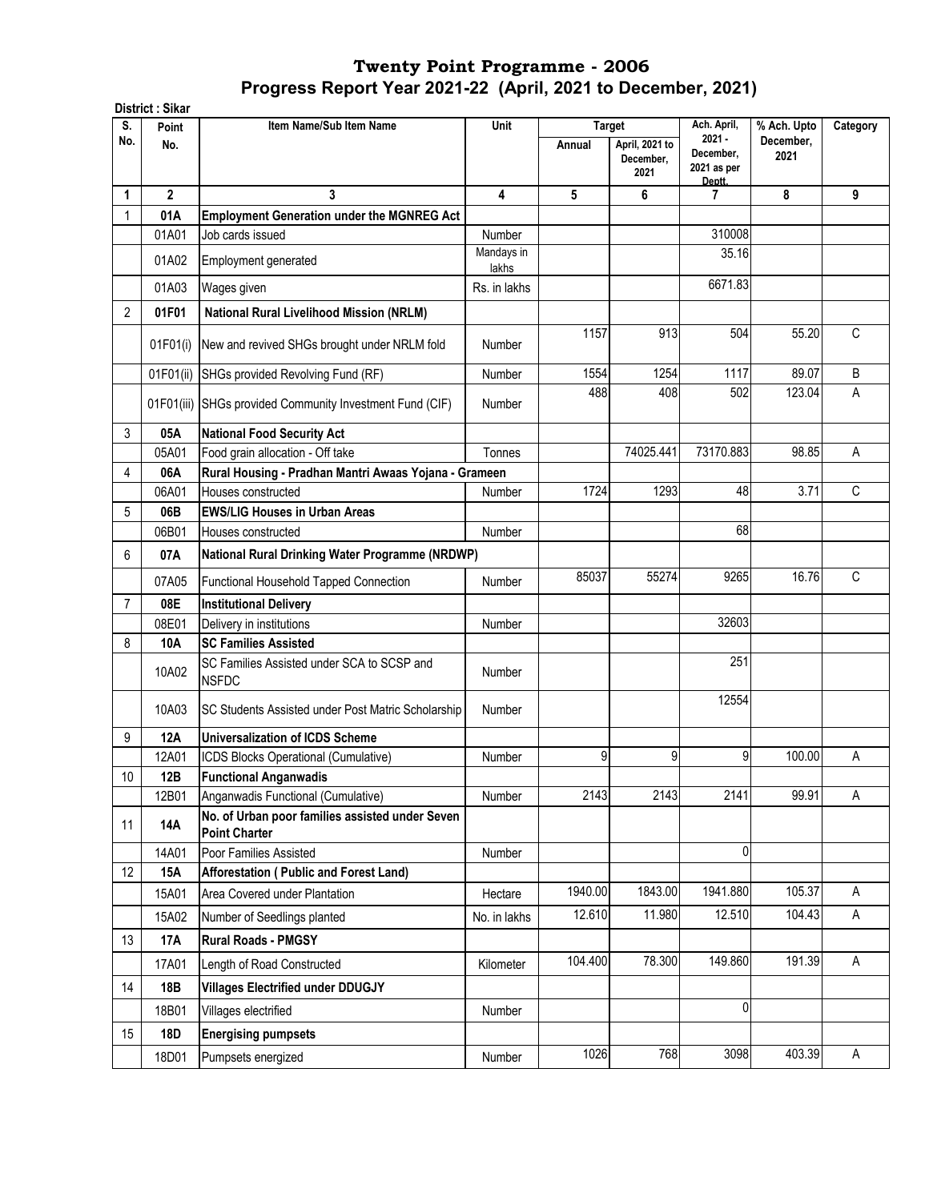# Twenty Point Programme - 2006
## Progress Report Year 2021-22 (April, 2021 to December, 2021)

**District : Sikar**

| S. No. | Point No. | Item Name/Sub Item Name | Unit | Target | | Ach. April, 2021 - December, 2021 as per Deptt. | % Ach. Upto December, 2021 | Category |
|---|---|---|---|---|---|---|---|---|
| | | | | Annual | April, 2021 to December, 2021 | | | |
| 1 | 2 | 3 | 4 | 5 | 6 | 7 | 8 | 9 |
| 1 | **01A** | **Employment Generation under the MGNREG Act** | | | | | | |
| | 01A01 | Job cards issued | Number | | | 310008 | | |
| | 01A02 | Employment generated | Mandays in lakhs | | | 35.16 | | |
| | 01A03 | Wages given | Rs. in lakhs | | | 6671.83 | | |
| 2 | **01F01** | **National Rural Livelihood Mission (NRLM)** | | | | | | |
| | 01F01(i) | New and revived SHGs brought under NRLM fold | Number | 1157 | 913 | 504 | 55.20 | C |
| | 01F01(ii) | SHGs provided Revolving Fund (RF) | Number | 1554 | 1254 | 1117 | 89.07 | B |
| | 01F01(iii) | SHGs provided Community Investment Fund (CIF) | Number | 488 | 408 | 502 | 123.04 | A |
| 3 | **05A** | **National Food Security Act** | | | | | | |
| | 05A01 | Food grain allocation - Off take | Tonnes | | 74025.441 | 73170.883 | 98.85 | A |
| 4 | **06A** | **Rural Housing - Pradhan Mantri Awaas Yojana - Grameen** | | | | | | |
| | 06A01 | Houses constructed | Number | 1724 | 1293 | 48 | 3.71 | C |
| 5 | **06B** | **EWS/LIG Houses in Urban Areas** | | | | | | |
| | 06B01 | Houses constructed | Number | | | 68 | | |
| 6 | **07A** | **National Rural Drinking Water Programme (NRDWP)** | | | | | | |
| | 07A05 | Functional Household Tapped Connection | Number | 85037 | 55274 | 9265 | 16.76 | C |
| 7 | **08E** | **Institutional Delivery** | | | | | | |
| | 08E01 | Delivery in institutions | Number | | | 32603 | | |
| 8 | **10A** | **SC Families Assisted** | | | | | | |
| | 10A02 | SC Families Assisted under SCA to SCSP and NSFDC | Number | | | 251 | | |
| | 10A03 | SC Students Assisted under Post Matric Scholarship | Number | | | 12554 | | |
| 9 | **12A** | **Universalization of ICDS Scheme** | | | | | | |
| | 12A01 | ICDS Blocks Operational (Cumulative) | Number | 9 | 9 | 9 | 100.00 | A |
| 10 | **12B** | **Functional Anganwadis** | | | | | | |
| | 12B01 | Anganwadis Functional (Cumulative) | Number | 2143 | 2143 | 2141 | 99.91 | A |
| 11 | **14A** | **No. of Urban poor families assisted under Seven Point Charter** | | | | | | |
| | 14A01 | Poor Families Assisted | Number | | | 0 | | |
| 12 | **15A** | **Afforestation ( Public and Forest Land)** | | | | | | |
| | 15A01 | Area Covered under Plantation | Hectare | 1940.00 | 1843.00 | 1941.880 | 105.37 | A |
| | 15A02 | Number of Seedlings planted | No. in lakhs | 12.610 | 11.980 | 12.510 | 104.43 | A |
| 13 | **17A** | **Rural Roads - PMGSY** | | | | | | |
| | 17A01 | Length of Road Constructed | Kilometer | 104.400 | 78.300 | 149.860 | 191.39 | A |
| 14 | **18B** | **Villages Electrified under DDUGJY** | | | | | | |
| | 18B01 | Villages electrified | Number | | | 0 | | |
| 15 | **18D** | **Energising pumpsets** | | | | | | |
| | 18D01 | Pumpsets energized | Number | 1026 | 768 | 3098 | 403.39 | A |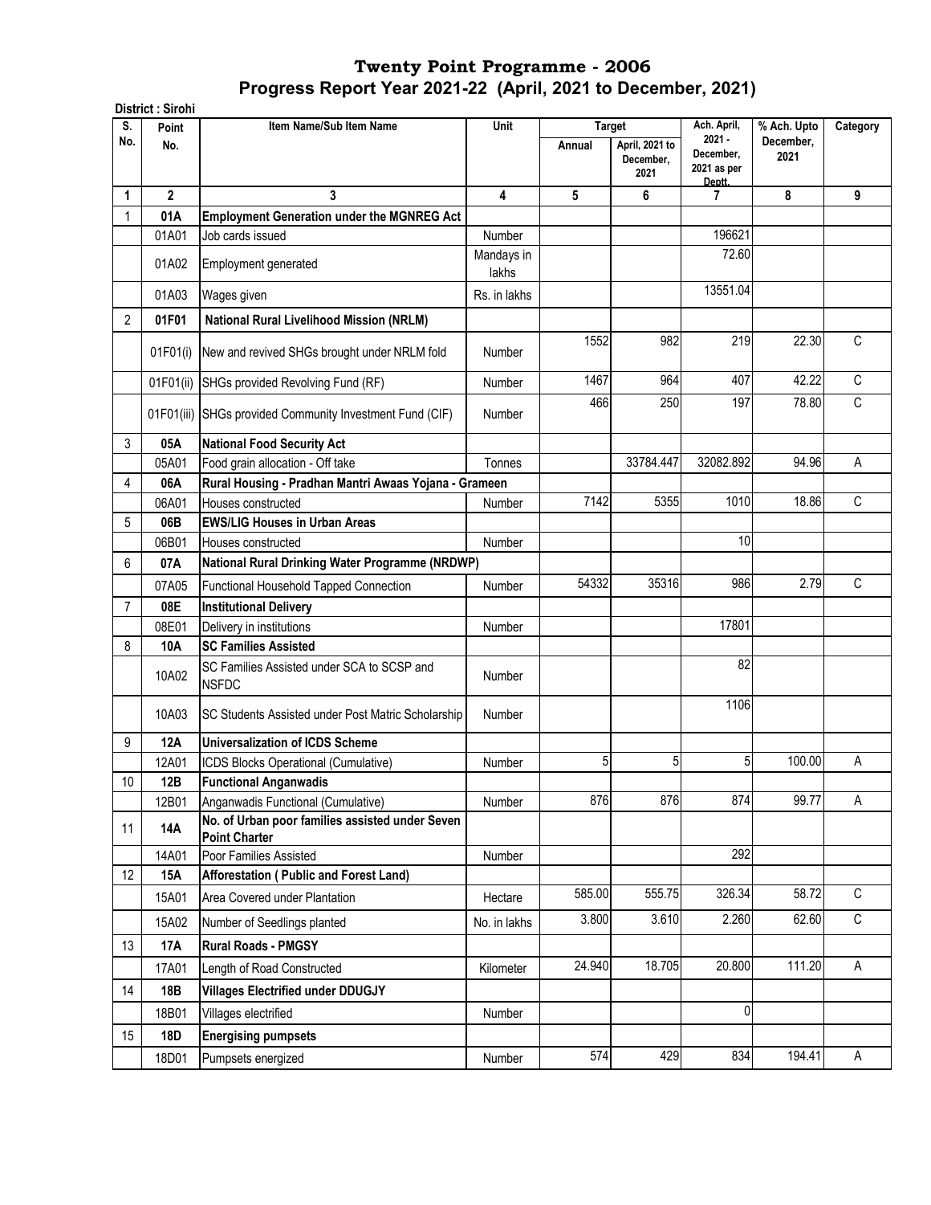# Twenty Point Programme - 2006

## Progress Report Year 2021-22 (April, 2021 to December, 2021)

**District : Sirohi**

| S. No. | Point No. | Item Name/Sub Item Name | Unit | Target | | Ach. April, 2021 - December, 2021 as per Deptt. | % Ach. Upto December, 2021 | Category |
|---|---|---|---|---|---|---|---|---|
| | | | | Annual | April, 2021 to December, 2021 | | | |
| 1 | 2 | 3 | 4 | 5 | 6 | 7 | 8 | 9 |
| 1 | **01A** | **Employment Generation under the MGNREG Act** | | | | | | |
| | 01A01 | Job cards issued | Number | | | 196621 | | |
| | 01A02 | Employment generated | Mandays in lakhs | | | 72.60 | | |
| | 01A03 | Wages given | Rs. in lakhs | | | 13551.04 | | |
| 2 | **01F01** | **National Rural Livelihood Mission (NRLM)** | | | | | | |
| | 01F01(i) | New and revived SHGs brought under NRLM fold | Number | 1552 | 982 | 219 | 22.30 | C |
| | 01F01(ii) | SHGs provided Revolving Fund (RF) | Number | 1467 | 964 | 407 | 42.22 | C |
| | 01F01(iii) | SHGs provided Community Investment Fund (CIF) | Number | 466 | 250 | 197 | 78.80 | C |
| 3 | **05A** | **National Food Security Act** | | | | | | |
| | 05A01 | Food grain allocation - Off take | Tonnes | | 33784.447 | 32082.892 | 94.96 | A |
| 4 | **06A** | **Rural Housing - Pradhan Mantri Awaas Yojana - Grameen** | | | | | | |
| | 06A01 | Houses constructed | Number | 7142 | 5355 | 1010 | 18.86 | C |
| 5 | **06B** | **EWS/LIG Houses in Urban Areas** | | | | | | |
| | 06B01 | Houses constructed | Number | | | 10 | | |
| 6 | **07A** | **National Rural Drinking Water Programme (NRDWP)** | | | | | | |
| | 07A05 | Functional Household Tapped Connection | Number | 54332 | 35316 | 986 | 2.79 | C |
| 7 | **08E** | **Institutional Delivery** | | | | | | |
| | 08E01 | Delivery in institutions | Number | | | 17801 | | |
| 8 | **10A** | **SC Families Assisted** | | | | | | |
| | 10A02 | SC Families Assisted under SCA to SCSP and NSFDC | Number | | | 82 | | |
| | 10A03 | SC Students Assisted under Post Matric Scholarship | Number | | | 1106 | | |
| 9 | **12A** | **Universalization of ICDS Scheme** | | | | | | |
| | 12A01 | ICDS Blocks Operational (Cumulative) | Number | 5 | 5 | 5 | 100.00 | A |
| 10 | **12B** | **Functional Anganwadis** | | | | | | |
| | 12B01 | Anganwadis Functional (Cumulative) | Number | 876 | 876 | 874 | 99.77 | A |
| 11 | **14A** | **No. of Urban poor families assisted under Seven Point Charter** | | | | | | |
| | 14A01 | Poor Families Assisted | Number | | | 292 | | |
| 12 | **15A** | **Afforestation ( Public and Forest Land)** | | | | | | |
| | 15A01 | Area Covered under Plantation | Hectare | 585.00 | 555.75 | 326.34 | 58.72 | C |
| | 15A02 | Number of Seedlings planted | No. in lakhs | 3.800 | 3.610 | 2.260 | 62.60 | C |
| 13 | **17A** | **Rural Roads - PMGSY** | | | | | | |
| | 17A01 | Length of Road Constructed | Kilometer | 24.940 | 18.705 | 20.800 | 111.20 | A |
| 14 | **18B** | **Villages Electrified under DDUGJY** | | | | | | |
| | 18B01 | Villages electrified | Number | | | 0 | | |
| 15 | **18D** | **Energising pumpsets** | | | | | | |
| | 18D01 | Pumpsets energized | Number | 574 | 429 | 834 | 194.41 | A |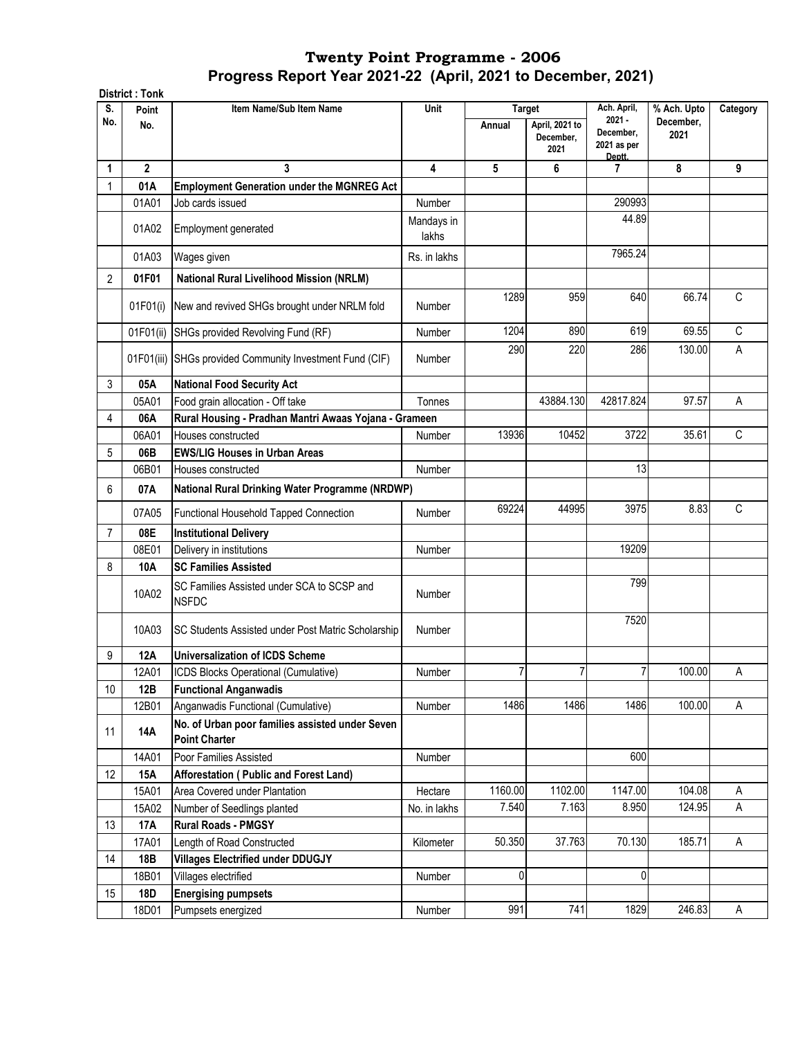# Twenty Point Programme - 2006
## Progress Report Year 2021-22 (April, 2021 to December, 2021)

**District : Tonk**

| S. No. | Point No. | Item Name/Sub Item Name | Unit | Target | | Ach. April, 2021 - December, 2021 as per Deptt. | % Ach. Upto December, 2021 | Category |
|---|---|---|---|---|---|---|---|---|
| | | | | Annual | April, 2021 to December, 2021 | | | |
| 1 | 2 | 3 | 4 | 5 | 6 | 7 | 8 | 9 |
| 1 | **01A** | **Employment Generation under the MGNREG Act** | | | | | | |
| | 01A01 | Job cards issued | Number | | | 290993 | | |
| | 01A02 | Employment generated | Mandays in lakhs | | | 44.89 | | |
| | 01A03 | Wages given | Rs. in lakhs | | | 7965.24 | | |
| 2 | **01F01** | **National Rural Livelihood Mission (NRLM)** | | | | | | |
| | 01F01(i) | New and revived SHGs brought under NRLM fold | Number | 1289 | 959 | 640 | 66.74 | C |
| | 01F01(ii) | SHGs provided Revolving Fund (RF) | Number | 1204 | 890 | 619 | 69.55 | C |
| | 01F01(iii) | SHGs provided Community Investment Fund (CIF) | Number | 290 | 220 | 286 | 130.00 | A |
| 3 | **05A** | **National Food Security Act** | | | | | | |
| | 05A01 | Food grain allocation - Off take | Tonnes | | 43884.130 | 42817.824 | 97.57 | A |
| 4 | **06A** | **Rural Housing - Pradhan Mantri Awaas Yojana - Grameen** | | | | | | |
| | 06A01 | Houses constructed | Number | 13936 | 10452 | 3722 | 35.61 | C |
| 5 | **06B** | **EWS/LIG Houses in Urban Areas** | | | | | | |
| | 06B01 | Houses constructed | Number | | | 13 | | |
| 6 | **07A** | **National Rural Drinking Water Programme (NRDWP)** | | | | | | |
| | 07A05 | Functional Household Tapped Connection | Number | 69224 | 44995 | 3975 | 8.83 | C |
| 7 | **08E** | **Institutional Delivery** | | | | | | |
| | 08E01 | Delivery in institutions | Number | | | 19209 | | |
| 8 | **10A** | **SC Families Assisted** | | | | | | |
| | 10A02 | SC Families Assisted under SCA to SCSP and NSFDC | Number | | | 799 | | |
| | 10A03 | SC Students Assisted under Post Matric Scholarship | Number | | | 7520 | | |
| 9 | **12A** | **Universalization of ICDS Scheme** | | | | | | |
| | 12A01 | ICDS Blocks Operational (Cumulative) | Number | 7 | 7 | 7 | 100.00 | A |
| 10 | **12B** | **Functional Anganwadis** | | | | | | |
| | 12B01 | Anganwadis Functional (Cumulative) | Number | 1486 | 1486 | 1486 | 100.00 | A |
| 11 | **14A** | **No. of Urban poor families assisted under Seven Point Charter** | | | | | | |
| | 14A01 | Poor Families Assisted | Number | | | 600 | | |
| 12 | **15A** | **Afforestation ( Public and Forest Land)** | | | | | | |
| | 15A01 | Area Covered under Plantation | Hectare | 1160.00 | 1102.00 | 1147.00 | 104.08 | A |
| | 15A02 | Number of Seedlings planted | No. in lakhs | 7.540 | 7.163 | 8.950 | 124.95 | A |
| 13 | **17A** | **Rural Roads - PMGSY** | | | | | | |
| | 17A01 | Length of Road Constructed | Kilometer | 50.350 | 37.763 | 70.130 | 185.71 | A |
| 14 | **18B** | **Villages Electrified under DDUGJY** | | | | | | |
| | 18B01 | Villages electrified | Number | 0 | | 0 | | |
| 15 | **18D** | **Energising pumpsets** | | | | | | |
| | 18D01 | Pumpsets energized | Number | 991 | 741 | 1829 | 246.83 | A |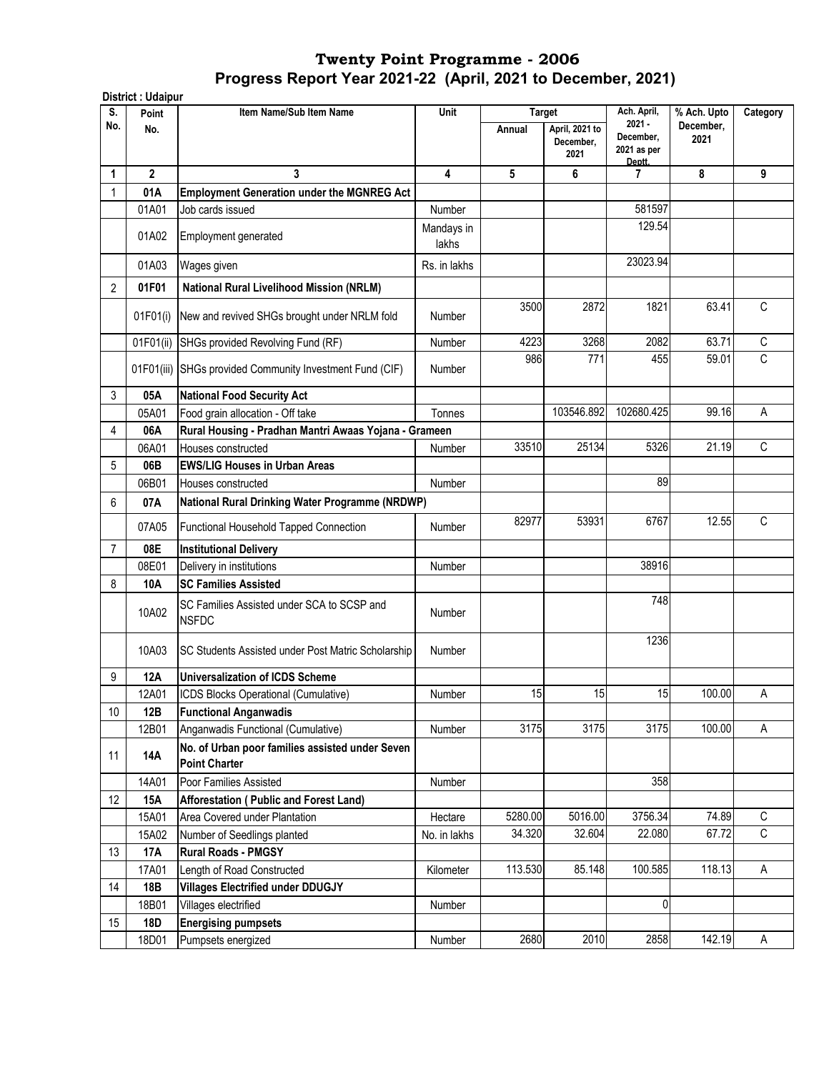# Twenty Point Programme - 2006

## Progress Report Year 2021-22 (April, 2021 to December, 2021)

**District : Udaipur**

| S. No. | Point No. | Item Name/Sub Item Name | Unit | Target | | Ach. April, 2021 - December, 2021 as per Deptt. | % Ach. Upto December, 2021 | Category |
|---|---|---|---|---|---|---|---|---|
| | | | | Annual | April, 2021 to December, 2021 | | | |
| 1 | 2 | 3 | 4 | 5 | 6 | 7 | 8 | 9 |
| 1 | **01A** | **Employment Generation under the MGNREG Act** | | | | | | |
| | 01A01 | Job cards issued | Number | | | 581597 | | |
| | 01A02 | Employment generated | Mandays in lakhs | | | 129.54 | | |
| | 01A03 | Wages given | Rs. in lakhs | | | 23023.94 | | |
| 2 | **01F01** | **National Rural Livelihood Mission (NRLM)** | | | | | | |
| | 01F01(i) | New and revived SHGs brought under NRLM fold | Number | 3500 | 2872 | 1821 | 63.41 | C |
| | 01F01(ii) | SHGs provided Revolving Fund (RF) | Number | 4223 | 3268 | 2082 | 63.71 | C |
| | 01F01(iii) | SHGs provided Community Investment Fund (CIF) | Number | 986 | 771 | 455 | 59.01 | C |
| 3 | **05A** | **National Food Security Act** | | | | | | |
| | 05A01 | Food grain allocation - Off take | Tonnes | | 103546.892 | 102680.425 | 99.16 | A |
| 4 | **06A** | **Rural Housing - Pradhan Mantri Awaas Yojana - Grameen** | | | | | | |
| | 06A01 | Houses constructed | Number | 33510 | 25134 | 5326 | 21.19 | C |
| 5 | **06B** | **EWS/LIG Houses in Urban Areas** | | | | | | |
| | 06B01 | Houses constructed | Number | | | 89 | | |
| 6 | **07A** | **National Rural Drinking Water Programme (NRDWP)** | | | | | | |
| | 07A05 | Functional Household Tapped Connection | Number | 82977 | 53931 | 6767 | 12.55 | C |
| 7 | **08E** | **Institutional Delivery** | | | | | | |
| | 08E01 | Delivery in institutions | Number | | | 38916 | | |
| 8 | **10A** | **SC Families Assisted** | | | | | | |
| | 10A02 | SC Families Assisted under SCA to SCSP and NSFDC | Number | | | 748 | | |
| | 10A03 | SC Students Assisted under Post Matric Scholarship | Number | | | 1236 | | |
| 9 | **12A** | **Universalization of ICDS Scheme** | | | | | | |
| | 12A01 | ICDS Blocks Operational (Cumulative) | Number | 15 | 15 | 15 | 100.00 | A |
| 10 | **12B** | **Functional Anganwadis** | | | | | | |
| | 12B01 | Anganwadis Functional (Cumulative) | Number | 3175 | 3175 | 3175 | 100.00 | A |
| 11 | **14A** | **No. of Urban poor families assisted under Seven Point Charter** | | | | | | |
| | 14A01 | Poor Families Assisted | Number | | | 358 | | |
| 12 | **15A** | **Afforestation ( Public and Forest Land)** | | | | | | |
| | 15A01 | Area Covered under Plantation | Hectare | 5280.00 | 5016.00 | 3756.34 | 74.89 | C |
| | 15A02 | Number of Seedlings planted | No. in lakhs | 34.320 | 32.604 | 22.080 | 67.72 | C |
| 13 | **17A** | **Rural Roads - PMGSY** | | | | | | |
| | 17A01 | Length of Road Constructed | Kilometer | 113.530 | 85.148 | 100.585 | 118.13 | A |
| 14 | **18B** | **Villages Electrified under DDUGJY** | | | | | | |
| | 18B01 | Villages electrified | Number | | | 0 | | |
| 15 | **18D** | **Energising pumpsets** | | | | | | |
| | 18D01 | Pumpsets energized | Number | 2680 | 2010 | 2858 | 142.19 | A |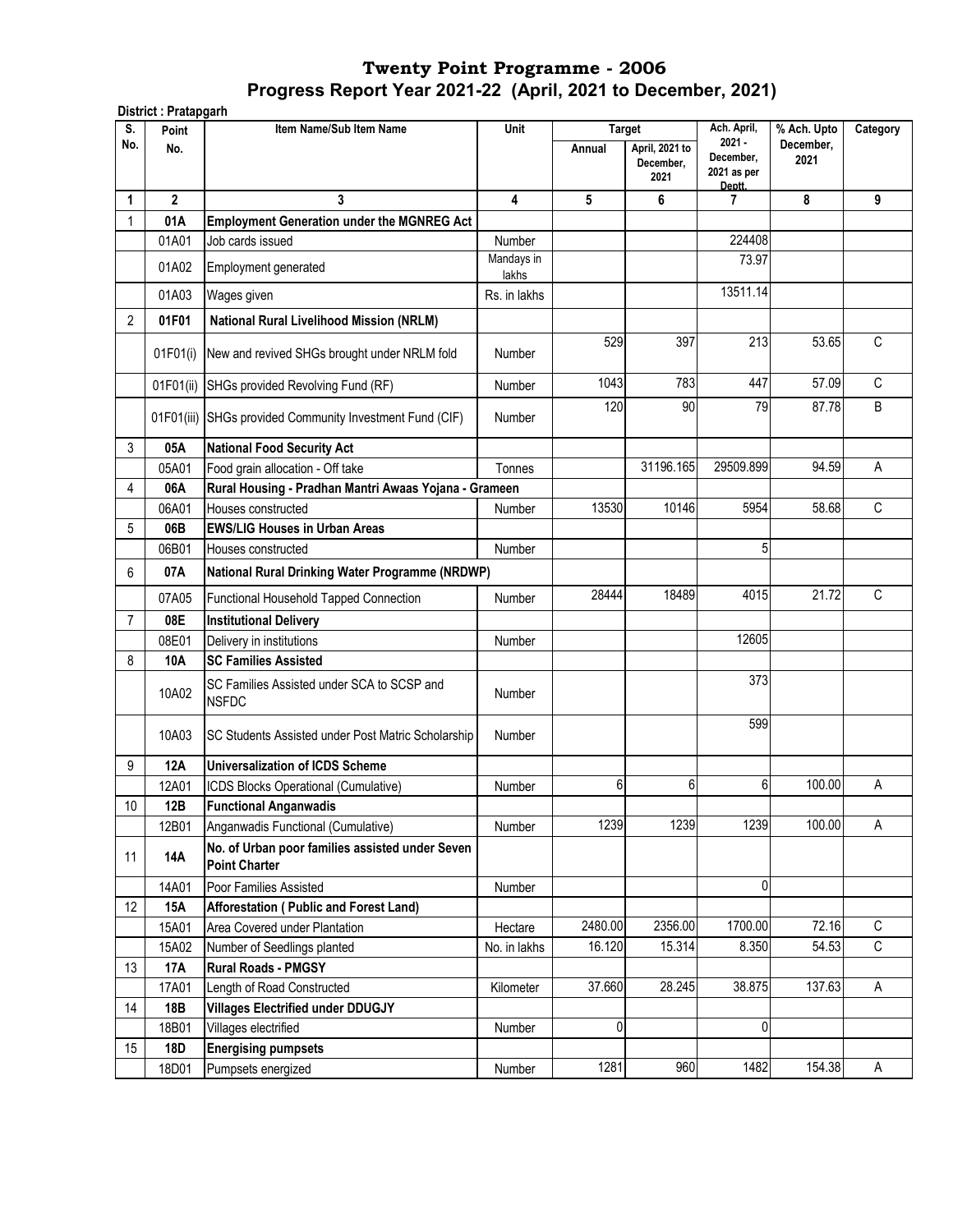# Twenty Point Programme - 2006

## Progress Report Year 2021-22 (April, 2021 to December, 2021)

**District : Pratapgarh**

| S. No. | Point No. | Item Name/Sub Item Name | Unit | Target | | Ach. April, 2021 - December, 2021 as per Deptt. | % Ach. Upto December, 2021 | Category |
|---|---|---|---|---|---|---|---|---|
| | | | | Annual | April, 2021 to December, 2021 | | | |
| 1 | 2 | 3 | 4 | 5 | 6 | 7 | 8 | 9 |
| 1 | **01A** | **Employment Generation under the MGNREG Act** | | | | | | |
| | 01A01 | Job cards issued | Number | | | 224408 | | |
| | 01A02 | Employment generated | Mandays in lakhs | | | 73.97 | | |
| | 01A03 | Wages given | Rs. in lakhs | | | 13511.14 | | |
| 2 | **01F01** | **National Rural Livelihood Mission (NRLM)** | | | | | | |
| | 01F01(i) | New and revived SHGs brought under NRLM fold | Number | 529 | 397 | 213 | 53.65 | C |
| | 01F01(ii) | SHGs provided Revolving Fund (RF) | Number | 1043 | 783 | 447 | 57.09 | C |
| | 01F01(iii) | SHGs provided Community Investment Fund (CIF) | Number | 120 | 90 | 79 | 87.78 | B |
| 3 | **05A** | **National Food Security Act** | | | | | | |
| | 05A01 | Food grain allocation - Off take | Tonnes | | 31196.165 | 29509.899 | 94.59 | A |
| 4 | **06A** | **Rural Housing - Pradhan Mantri Awaas Yojana - Grameen** | | | | | | |
| | 06A01 | Houses constructed | Number | 13530 | 10146 | 5954 | 58.68 | C |
| 5 | **06B** | **EWS/LIG Houses in Urban Areas** | | | | | | |
| | 06B01 | Houses constructed | Number | | | 5 | | |
| 6 | **07A** | **National Rural Drinking Water Programme (NRDWP)** | | | | | | |
| | 07A05 | Functional Household Tapped Connection | Number | 28444 | 18489 | 4015 | 21.72 | C |
| 7 | **08E** | **Institutional Delivery** | | | | | | |
| | 08E01 | Delivery in institutions | Number | | | 12605 | | |
| 8 | **10A** | **SC Families Assisted** | | | | | | |
| | 10A02 | SC Families Assisted under SCA to SCSP and NSFDC | Number | | | 373 | | |
| | 10A03 | SC Students Assisted under Post Matric Scholarship | Number | | | 599 | | |
| 9 | **12A** | **Universalization of ICDS Scheme** | | | | | | |
| | 12A01 | ICDS Blocks Operational (Cumulative) | Number | 6 | 6 | 6 | 100.00 | A |
| 10 | **12B** | **Functional Anganwadis** | | | | | | |
| | 12B01 | Anganwadis Functional (Cumulative) | Number | 1239 | 1239 | 1239 | 100.00 | A |
| 11 | **14A** | **No. of Urban poor families assisted under Seven Point Charter** | | | | | | |
| | 14A01 | Poor Families Assisted | Number | | | 0 | | |
| 12 | **15A** | **Afforestation ( Public and Forest Land)** | | | | | | |
| | 15A01 | Area Covered under Plantation | Hectare | 2480.00 | 2356.00 | 1700.00 | 72.16 | C |
| | 15A02 | Number of Seedlings planted | No. in lakhs | 16.120 | 15.314 | 8.350 | 54.53 | C |
| 13 | **17A** | **Rural Roads - PMGSY** | | | | | | |
| | 17A01 | Length of Road Constructed | Kilometer | 37.660 | 28.245 | 38.875 | 137.63 | A |
| 14 | **18B** | **Villages Electrified under DDUGJY** | | | | | | |
| | 18B01 | Villages electrified | Number | 0 | | 0 | | |
| 15 | **18D** | **Energising pumpsets** | | | | | | |
| | 18D01 | Pumpsets energized | Number | 1281 | 960 | 1482 | 154.38 | A |